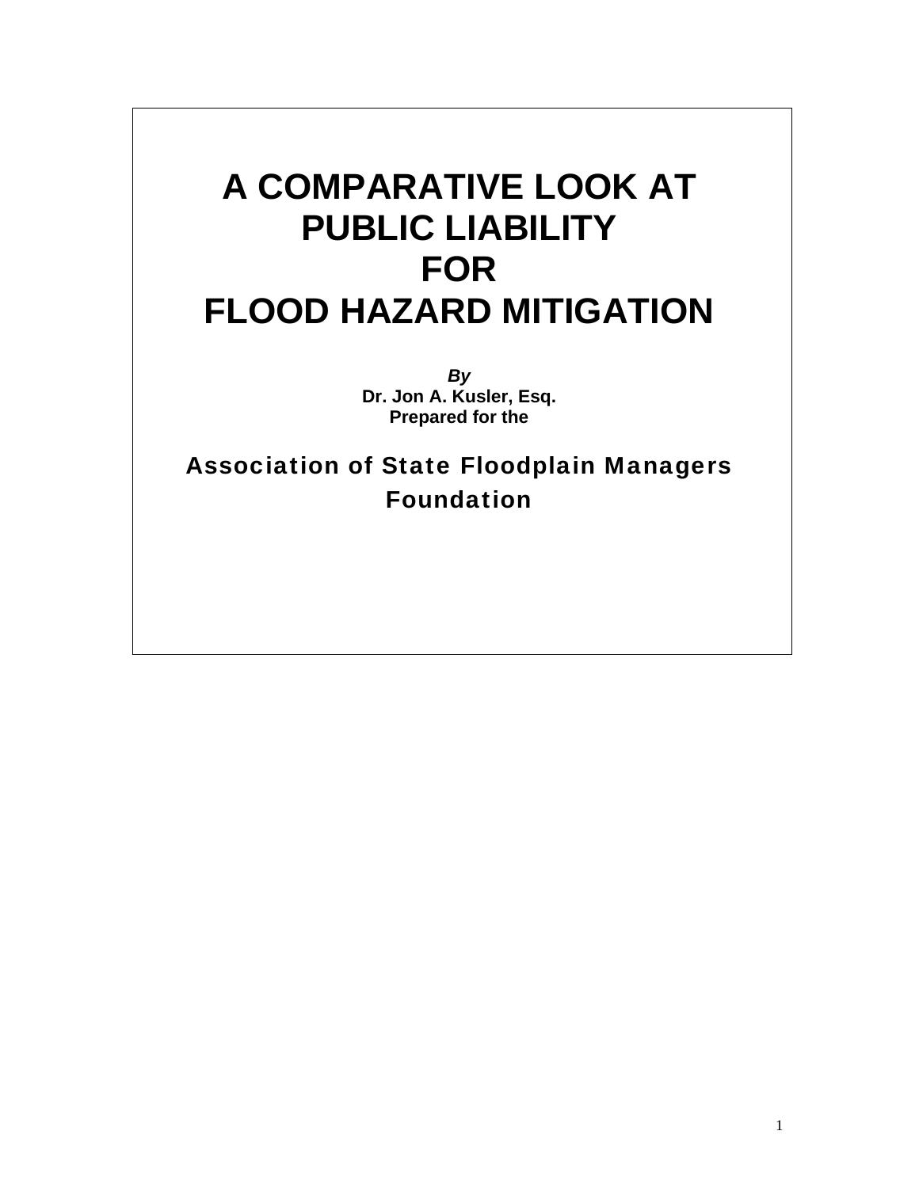# A COMPARATIVE LOOK AT PUBLIC LIABILITY FOR FLOOD HAZARD MITIGATION

***By***

**Dr. Jon A. Kusler, Esq.**

**Prepared for the**

**Association of State Floodplain Managers Foundation**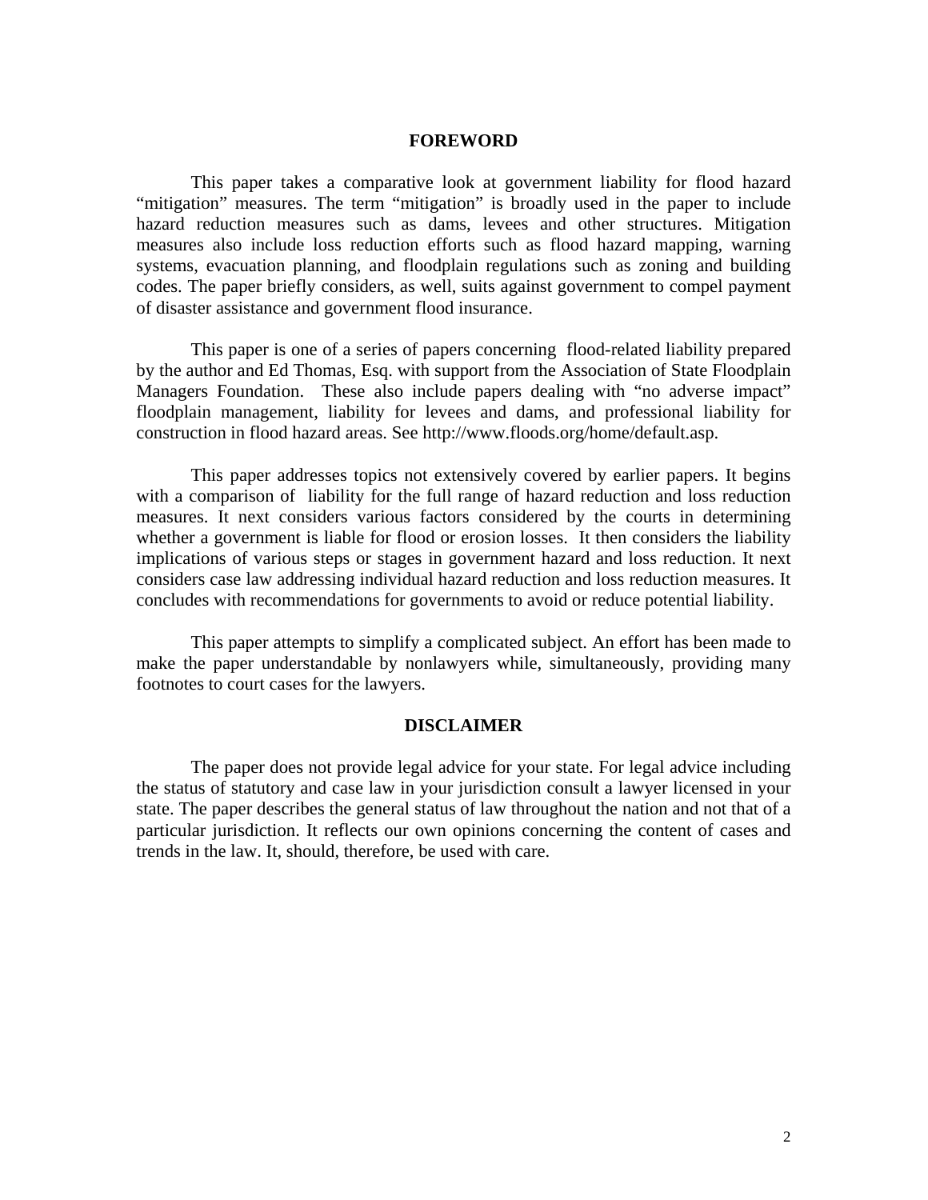## FOREWORD

This paper takes a comparative look at government liability for flood hazard "mitigation" measures. The term "mitigation" is broadly used in the paper to include hazard reduction measures such as dams, levees and other structures. Mitigation measures also include loss reduction efforts such as flood hazard mapping, warning systems, evacuation planning, and floodplain regulations such as zoning and building codes. The paper briefly considers, as well, suits against government to compel payment of disaster assistance and government flood insurance.

This paper is one of a series of papers concerning flood-related liability prepared by the author and Ed Thomas, Esq. with support from the Association of State Floodplain Managers Foundation. These also include papers dealing with "no adverse impact" floodplain management, liability for levees and dams, and professional liability for construction in flood hazard areas. See http://www.floods.org/home/default.asp.

This paper addresses topics not extensively covered by earlier papers. It begins with a comparison of liability for the full range of hazard reduction and loss reduction measures. It next considers various factors considered by the courts in determining whether a government is liable for flood or erosion losses. It then considers the liability implications of various steps or stages in government hazard and loss reduction. It next considers case law addressing individual hazard reduction and loss reduction measures. It concludes with recommendations for governments to avoid or reduce potential liability.

This paper attempts to simplify a complicated subject. An effort has been made to make the paper understandable by nonlawyers while, simultaneously, providing many footnotes to court cases for the lawyers.

## DISCLAIMER

The paper does not provide legal advice for your state. For legal advice including the status of statutory and case law in your jurisdiction consult a lawyer licensed in your state. The paper describes the general status of law throughout the nation and not that of a particular jurisdiction. It reflects our own opinions concerning the content of cases and trends in the law. It, should, therefore, be used with care.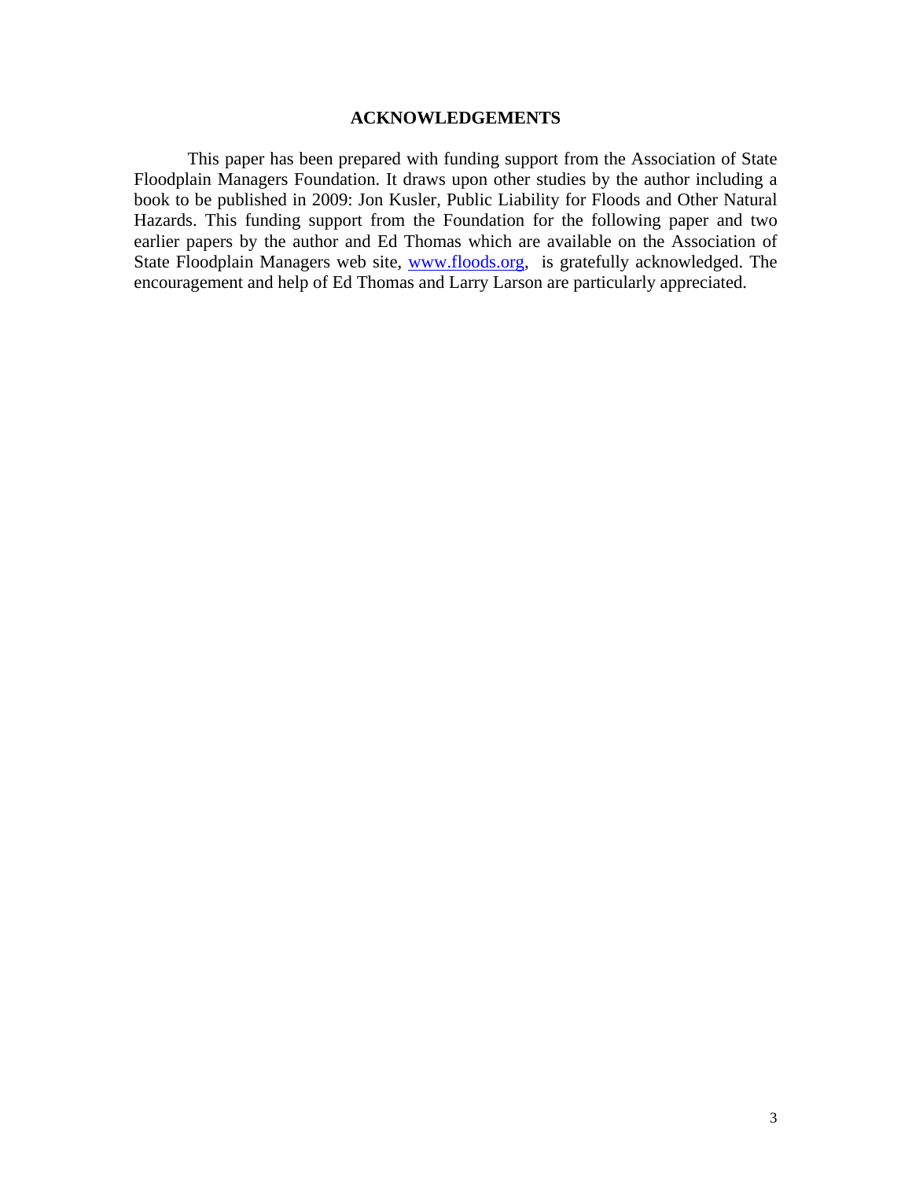## ACKNOWLEDGEMENTS

This paper has been prepared with funding support from the Association of State Floodplain Managers Foundation. It draws upon other studies by the author including a book to be published in 2009: Jon Kusler, Public Liability for Floods and Other Natural Hazards. This funding support from the Foundation for the following paper and two earlier papers by the author and Ed Thomas which are available on the Association of State Floodplain Managers web site, [www.floods.org](http://www.floods.org), is gratefully acknowledged. The encouragement and help of Ed Thomas and Larry Larson are particularly appreciated.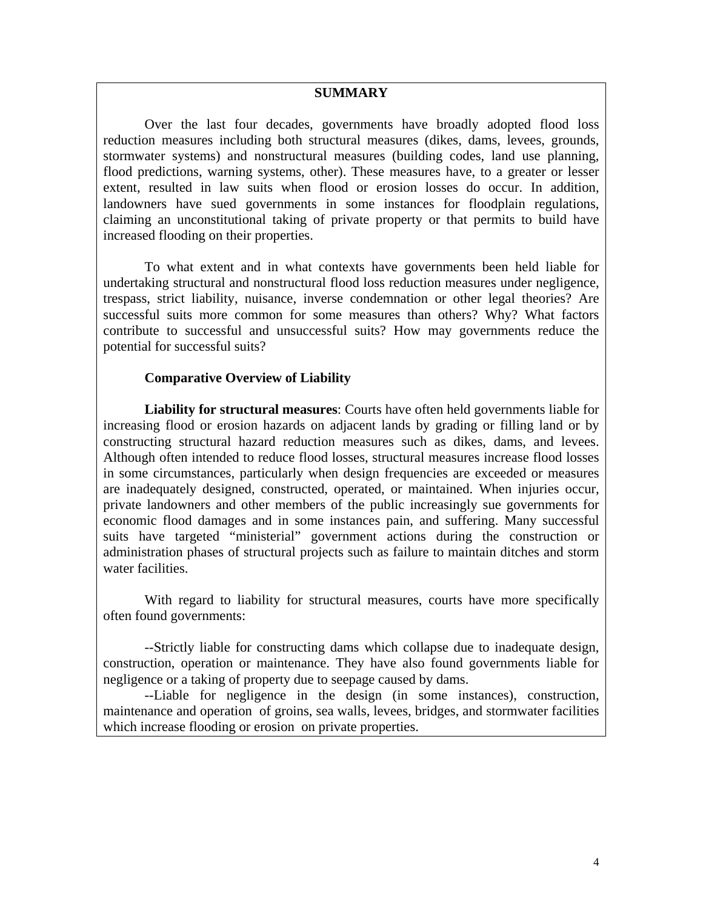## SUMMARY

Over the last four decades, governments have broadly adopted flood loss reduction measures including both structural measures (dikes, dams, levees, grounds, stormwater systems) and nonstructural measures (building codes, land use planning, flood predictions, warning systems, other). These measures have, to a greater or lesser extent, resulted in law suits when flood or erosion losses do occur. In addition, landowners have sued governments in some instances for floodplain regulations, claiming an unconstitutional taking of private property or that permits to build have increased flooding on their properties.

To what extent and in what contexts have governments been held liable for undertaking structural and nonstructural flood loss reduction measures under negligence, trespass, strict liability, nuisance, inverse condemnation or other legal theories? Are successful suits more common for some measures than others? Why? What factors contribute to successful and unsuccessful suits? How may governments reduce the potential for successful suits?

### Comparative Overview of Liability

**Liability for structural measures**: Courts have often held governments liable for increasing flood or erosion hazards on adjacent lands by grading or filling land or by constructing structural hazard reduction measures such as dikes, dams, and levees. Although often intended to reduce flood losses, structural measures increase flood losses in some circumstances, particularly when design frequencies are exceeded or measures are inadequately designed, constructed, operated, or maintained. When injuries occur, private landowners and other members of the public increasingly sue governments for economic flood damages and in some instances pain, and suffering. Many successful suits have targeted "ministerial" government actions during the construction or administration phases of structural projects such as failure to maintain ditches and storm water facilities.

With regard to liability for structural measures, courts have more specifically often found governments:

--Strictly liable for constructing dams which collapse due to inadequate design, construction, operation or maintenance. They have also found governments liable for negligence or a taking of property due to seepage caused by dams.

--Liable for negligence in the design (in some instances), construction, maintenance and operation of groins, sea walls, levees, bridges, and stormwater facilities which increase flooding or erosion on private properties.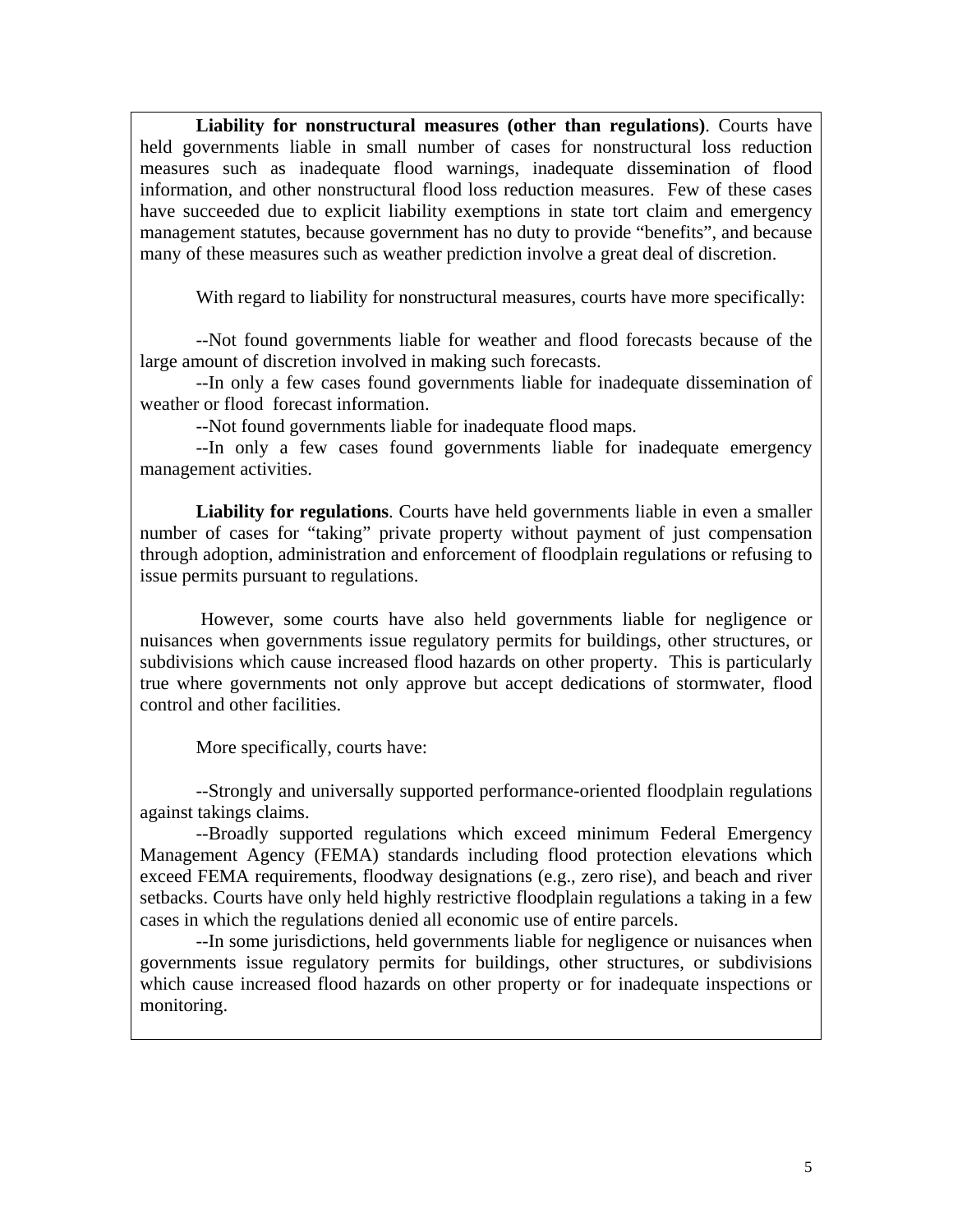**Liability for nonstructural measures (other than regulations)**. Courts have held governments liable in small number of cases for nonstructural loss reduction measures such as inadequate flood warnings, inadequate dissemination of flood information, and other nonstructural flood loss reduction measures. Few of these cases have succeeded due to explicit liability exemptions in state tort claim and emergency management statutes, because government has no duty to provide "benefits", and because many of these measures such as weather prediction involve a great deal of discretion.

With regard to liability for nonstructural measures, courts have more specifically:

--Not found governments liable for weather and flood forecasts because of the large amount of discretion involved in making such forecasts.

--In only a few cases found governments liable for inadequate dissemination of weather or flood forecast information.

--Not found governments liable for inadequate flood maps.

--In only a few cases found governments liable for inadequate emergency management activities.

**Liability for regulations**. Courts have held governments liable in even a smaller number of cases for "taking" private property without payment of just compensation through adoption, administration and enforcement of floodplain regulations or refusing to issue permits pursuant to regulations.

However, some courts have also held governments liable for negligence or nuisances when governments issue regulatory permits for buildings, other structures, or subdivisions which cause increased flood hazards on other property. This is particularly true where governments not only approve but accept dedications of stormwater, flood control and other facilities.

More specifically, courts have:

--Strongly and universally supported performance-oriented floodplain regulations against takings claims.

--Broadly supported regulations which exceed minimum Federal Emergency Management Agency (FEMA) standards including flood protection elevations which exceed FEMA requirements, floodway designations (e.g., zero rise), and beach and river setbacks. Courts have only held highly restrictive floodplain regulations a taking in a few cases in which the regulations denied all economic use of entire parcels.

--In some jurisdictions, held governments liable for negligence or nuisances when governments issue regulatory permits for buildings, other structures, or subdivisions which cause increased flood hazards on other property or for inadequate inspections or monitoring.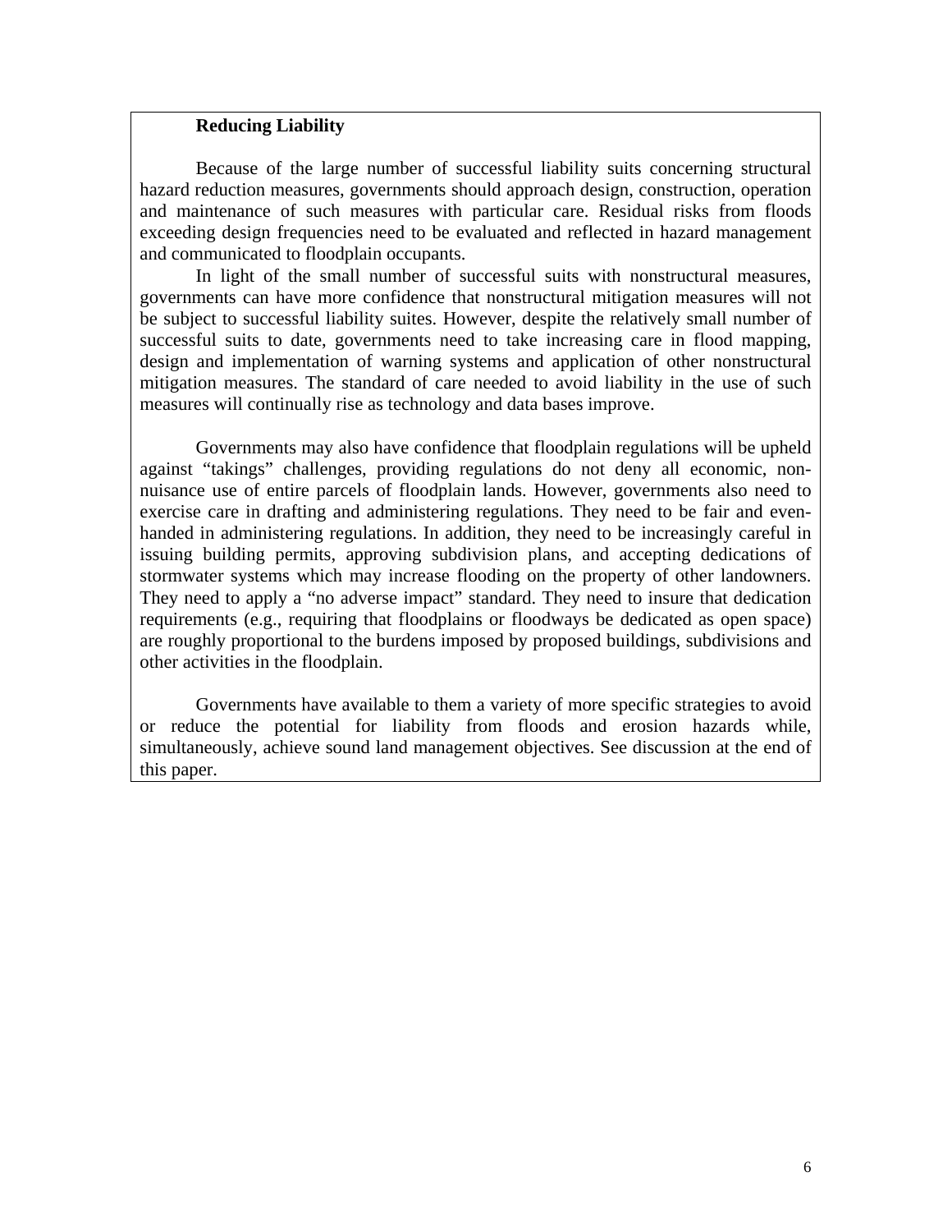**Reducing Liability**

Because of the large number of successful liability suits concerning structural hazard reduction measures, governments should approach design, construction, operation and maintenance of such measures with particular care. Residual risks from floods exceeding design frequencies need to be evaluated and reflected in hazard management and communicated to floodplain occupants.

In light of the small number of successful suits with nonstructural measures, governments can have more confidence that nonstructural mitigation measures will not be subject to successful liability suites. However, despite the relatively small number of successful suits to date, governments need to take increasing care in flood mapping, design and implementation of warning systems and application of other nonstructural mitigation measures. The standard of care needed to avoid liability in the use of such measures will continually rise as technology and data bases improve.

Governments may also have confidence that floodplain regulations will be upheld against "takings" challenges, providing regulations do not deny all economic, non-nuisance use of entire parcels of floodplain lands. However, governments also need to exercise care in drafting and administering regulations. They need to be fair and even-handed in administering regulations. In addition, they need to be increasingly careful in issuing building permits, approving subdivision plans, and accepting dedications of stormwater systems which may increase flooding on the property of other landowners. They need to apply a "no adverse impact" standard. They need to insure that dedication requirements (e.g., requiring that floodplains or floodways be dedicated as open space) are roughly proportional to the burdens imposed by proposed buildings, subdivisions and other activities in the floodplain.

Governments have available to them a variety of more specific strategies to avoid or reduce the potential for liability from floods and erosion hazards while, simultaneously, achieve sound land management objectives. See discussion at the end of this paper.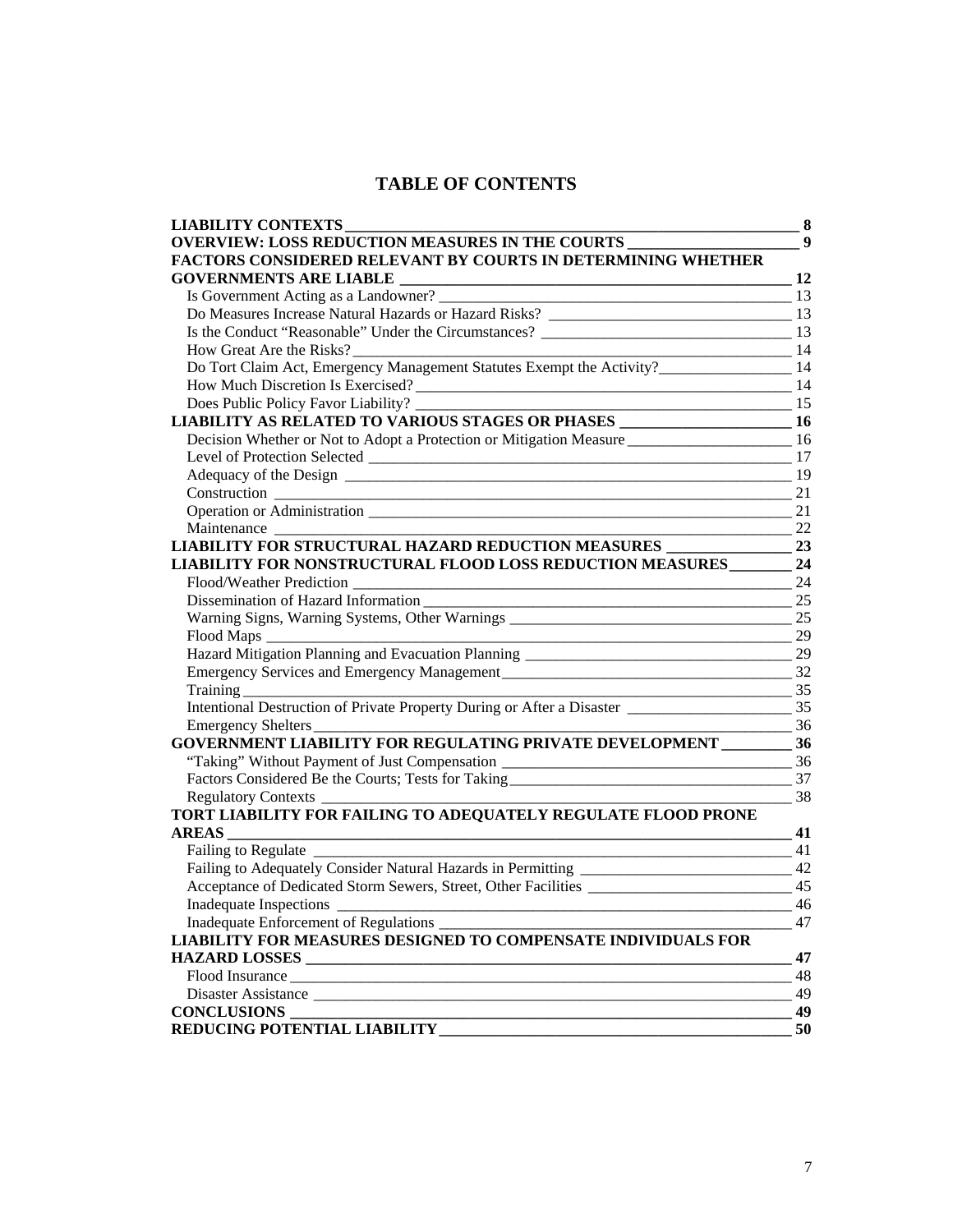# TABLE OF CONTENTS

**LIABILITY CONTEXTS** — 8

**OVERVIEW: LOSS REDUCTION MEASURES IN THE COURTS** — 9

**FACTORS CONSIDERED RELEVANT BY COURTS IN DETERMINING WHETHER GOVERNMENTS ARE LIABLE** — 12

- Is Government Acting as a Landowner? — 13
- Do Measures Increase Natural Hazards or Hazard Risks? — 13
- Is the Conduct "Reasonable" Under the Circumstances? — 13
- How Great Are the Risks? — 14
- Do Tort Claim Act, Emergency Management Statutes Exempt the Activity? — 14
- How Much Discretion Is Exercised? — 14
- Does Public Policy Favor Liability? — 15

**LIABILITY AS RELATED TO VARIOUS STAGES OR PHASES** — 16

- Decision Whether or Not to Adopt a Protection or Mitigation Measure — 16
- Level of Protection Selected — 17
- Adequacy of the Design — 19
- Construction — 21
- Operation or Administration — 21
- Maintenance — 22

**LIABILITY FOR STRUCTURAL HAZARD REDUCTION MEASURES** — 23

**LIABILITY FOR NONSTRUCTURAL FLOOD LOSS REDUCTION MEASURES** — 24

- Flood/Weather Prediction — 24
- Dissemination of Hazard Information — 25
- Warning Signs, Warning Systems, Other Warnings — 25
- Flood Maps — 29
- Hazard Mitigation Planning and Evacuation Planning — 29
- Emergency Services and Emergency Management — 32
- Training — 35
- Intentional Destruction of Private Property During or After a Disaster — 35
- Emergency Shelters — 36

**GOVERNMENT LIABILITY FOR REGULATING PRIVATE DEVELOPMENT** — 36

- "Taking" Without Payment of Just Compensation — 36
- Factors Considered Be the Courts; Tests for Taking — 37
- Regulatory Contexts — 38

**TORT LIABILITY FOR FAILING TO ADEQUATELY REGULATE FLOOD PRONE AREAS** — 41

- Failing to Regulate — 41
- Failing to Adequately Consider Natural Hazards in Permitting — 42
- Acceptance of Dedicated Storm Sewers, Street, Other Facilities — 45
- Inadequate Inspections — 46
- Inadequate Enforcement of Regulations — 47

**LIABILITY FOR MEASURES DESIGNED TO COMPENSATE INDIVIDUALS FOR HAZARD LOSSES** — 47

- Flood Insurance — 48
- Disaster Assistance — 49

**CONCLUSIONS** — 49

**REDUCING POTENTIAL LIABILITY** — 50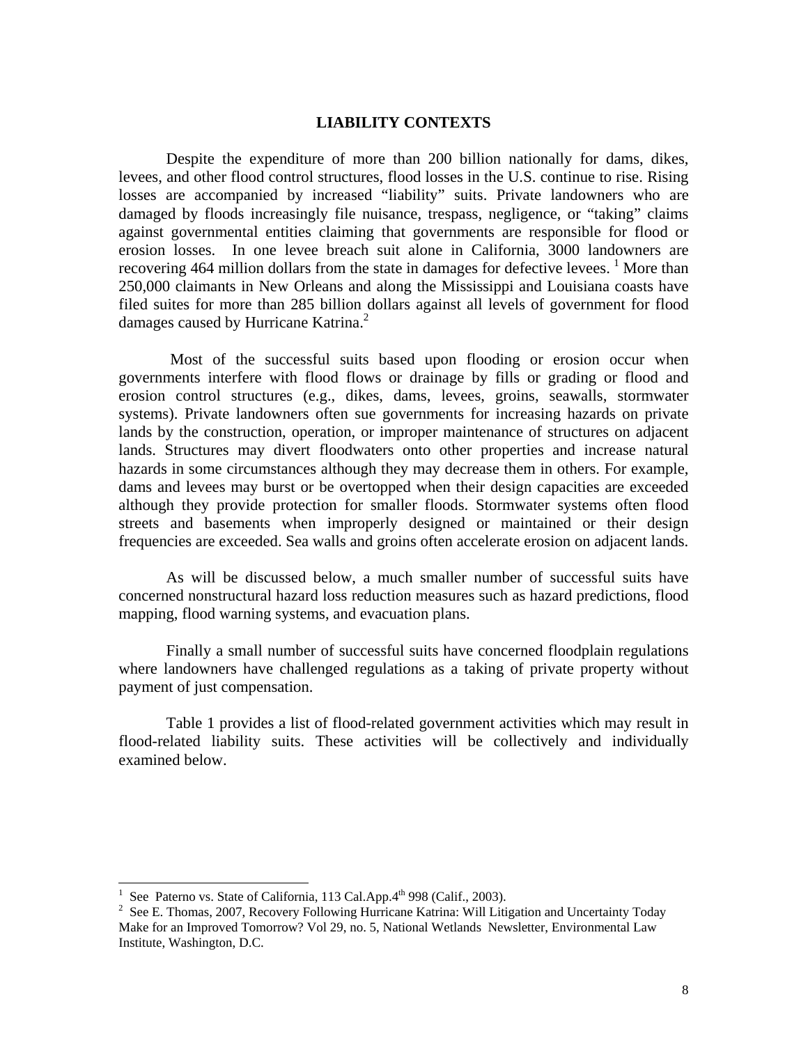## LIABILITY CONTEXTS

Despite the expenditure of more than 200 billion nationally for dams, dikes, levees, and other flood control structures, flood losses in the U.S. continue to rise. Rising losses are accompanied by increased "liability" suits. Private landowners who are damaged by floods increasingly file nuisance, trespass, negligence, or "taking" claims against governmental entities claiming that governments are responsible for flood or erosion losses. In one levee breach suit alone in California, 3000 landowners are recovering 464 million dollars from the state in damages for defective levees. [1] More than 250,000 claimants in New Orleans and along the Mississippi and Louisiana coasts have filed suites for more than 285 billion dollars against all levels of government for flood damages caused by Hurricane Katrina.[2]

Most of the successful suits based upon flooding or erosion occur when governments interfere with flood flows or drainage by fills or grading or flood and erosion control structures (e.g., dikes, dams, levees, groins, seawalls, stormwater systems). Private landowners often sue governments for increasing hazards on private lands by the construction, operation, or improper maintenance of structures on adjacent lands. Structures may divert floodwaters onto other properties and increase natural hazards in some circumstances although they may decrease them in others. For example, dams and levees may burst or be overtopped when their design capacities are exceeded although they provide protection for smaller floods. Stormwater systems often flood streets and basements when improperly designed or maintained or their design frequencies are exceeded. Sea walls and groins often accelerate erosion on adjacent lands.

As will be discussed below, a much smaller number of successful suits have concerned nonstructural hazard loss reduction measures such as hazard predictions, flood mapping, flood warning systems, and evacuation plans.

Finally a small number of successful suits have concerned floodplain regulations where landowners have challenged regulations as a taking of private property without payment of just compensation.

Table 1 provides a list of flood-related government activities which may result in flood-related liability suits. These activities will be collectively and individually examined below.

---

[1] See Paterno vs. State of California, 113 Cal.App.4th 998 (Calif., 2003).

[2] See E. Thomas, 2007, Recovery Following Hurricane Katrina: Will Litigation and Uncertainty Today Make for an Improved Tomorrow? Vol 29, no. 5, National Wetlands Newsletter, Environmental Law Institute, Washington, D.C.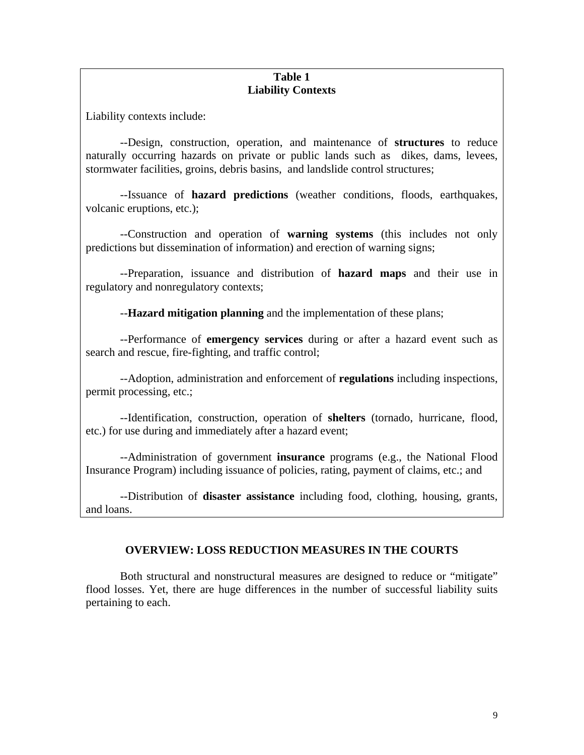**Table 1**
**Liability Contexts**

Liability contexts include:

--Design, construction, operation, and maintenance of **structures** to reduce naturally occurring hazards on private or public lands such as dikes, dams, levees, stormwater facilities, groins, debris basins, and landslide control structures;

--Issuance of **hazard predictions** (weather conditions, floods, earthquakes, volcanic eruptions, etc.);

--Construction and operation of **warning systems** (this includes not only predictions but dissemination of information) and erection of warning signs;

--Preparation, issuance and distribution of **hazard maps** and their use in regulatory and nonregulatory contexts;

--**Hazard mitigation planning** and the implementation of these plans;

--Performance of **emergency services** during or after a hazard event such as search and rescue, fire-fighting, and traffic control;

--Adoption, administration and enforcement of **regulations** including inspections, permit processing, etc.;

--Identification, construction, operation of **shelters** (tornado, hurricane, flood, etc.) for use during and immediately after a hazard event;

--Administration of government **insurance** programs (e.g., the National Flood Insurance Program) including issuance of policies, rating, payment of claims, etc.; and

--Distribution of **disaster assistance** including food, clothing, housing, grants, and loans.

## OVERVIEW: LOSS REDUCTION MEASURES IN THE COURTS

Both structural and nonstructural measures are designed to reduce or "mitigate" flood losses. Yet, there are huge differences in the number of successful liability suits pertaining to each.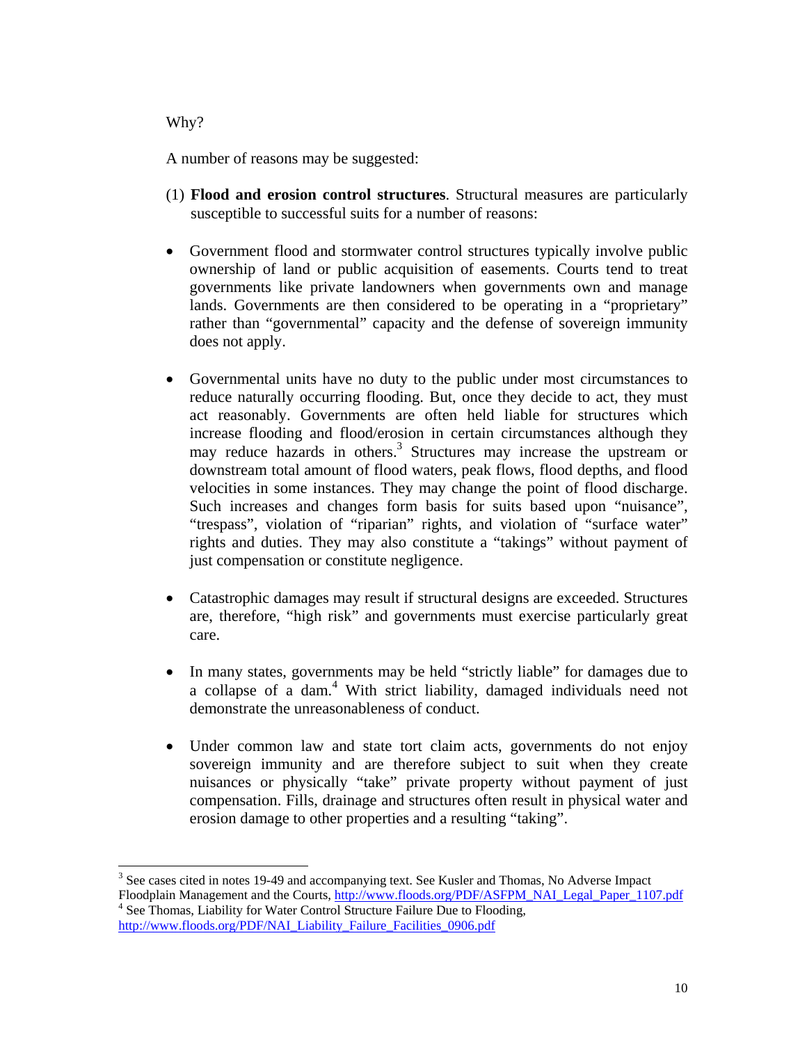Why?

A number of reasons may be suggested:

(1) **Flood and erosion control structures**. Structural measures are particularly susceptible to successful suits for a number of reasons:

- Government flood and stormwater control structures typically involve public ownership of land or public acquisition of easements. Courts tend to treat governments like private landowners when governments own and manage lands. Governments are then considered to be operating in a "proprietary" rather than "governmental" capacity and the defense of sovereign immunity does not apply.

- Governmental units have no duty to the public under most circumstances to reduce naturally occurring flooding. But, once they decide to act, they must act reasonably. Governments are often held liable for structures which increase flooding and flood/erosion in certain circumstances although they may reduce hazards in others.[3] Structures may increase the upstream or downstream total amount of flood waters, peak flows, flood depths, and flood velocities in some instances. They may change the point of flood discharge. Such increases and changes form basis for suits based upon "nuisance", "trespass", violation of "riparian" rights, and violation of "surface water" rights and duties. They may also constitute a "takings" without payment of just compensation or constitute negligence.

- Catastrophic damages may result if structural designs are exceeded. Structures are, therefore, "high risk" and governments must exercise particularly great care.

- In many states, governments may be held "strictly liable" for damages due to a collapse of a dam.[4] With strict liability, damaged individuals need not demonstrate the unreasonableness of conduct.

- Under common law and state tort claim acts, governments do not enjoy sovereign immunity and are therefore subject to suit when they create nuisances or physically "take" private property without payment of just compensation. Fills, drainage and structures often result in physical water and erosion damage to other properties and a resulting "taking".

---

[3] See cases cited in notes 19-49 and accompanying text. See Kusler and Thomas, No Adverse Impact Floodplain Management and the Courts, http://www.floods.org/PDF/ASFPM_NAI_Legal_Paper_1107.pdf

[4] See Thomas, Liability for Water Control Structure Failure Due to Flooding, http://www.floods.org/PDF/NAI_Liability_Failure_Facilities_0906.pdf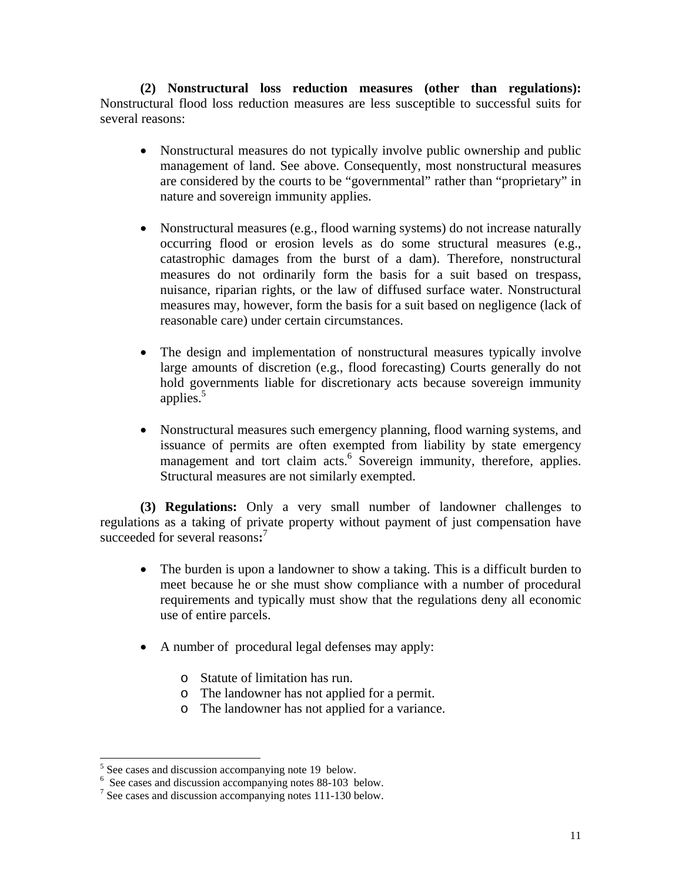**(2) Nonstructural loss reduction measures (other than regulations):** Nonstructural flood loss reduction measures are less susceptible to successful suits for several reasons:

- Nonstructural measures do not typically involve public ownership and public management of land. See above. Consequently, most nonstructural measures are considered by the courts to be "governmental" rather than "proprietary" in nature and sovereign immunity applies.

- Nonstructural measures (e.g., flood warning systems) do not increase naturally occurring flood or erosion levels as do some structural measures (e.g., catastrophic damages from the burst of a dam). Therefore, nonstructural measures do not ordinarily form the basis for a suit based on trespass, nuisance, riparian rights, or the law of diffused surface water. Nonstructural measures may, however, form the basis for a suit based on negligence (lack of reasonable care) under certain circumstances.

- The design and implementation of nonstructural measures typically involve large amounts of discretion (e.g., flood forecasting) Courts generally do not hold governments liable for discretionary acts because sovereign immunity applies.[5]

- Nonstructural measures such emergency planning, flood warning systems, and issuance of permits are often exempted from liability by state emergency management and tort claim acts.[6] Sovereign immunity, therefore, applies. Structural measures are not similarly exempted.

**(3) Regulations:** Only a very small number of landowner challenges to regulations as a taking of private property without payment of just compensation have succeeded for several reasons**:**[7]

- The burden is upon a landowner to show a taking. This is a difficult burden to meet because he or she must show compliance with a number of procedural requirements and typically must show that the regulations deny all economic use of entire parcels.

- A number of procedural legal defenses may apply:

    - Statute of limitation has run.
    - The landowner has not applied for a permit.
    - The landowner has not applied for a variance.

---

[5] See cases and discussion accompanying note 19 below.

[6] See cases and discussion accompanying notes 88-103 below.

[7] See cases and discussion accompanying notes 111-130 below.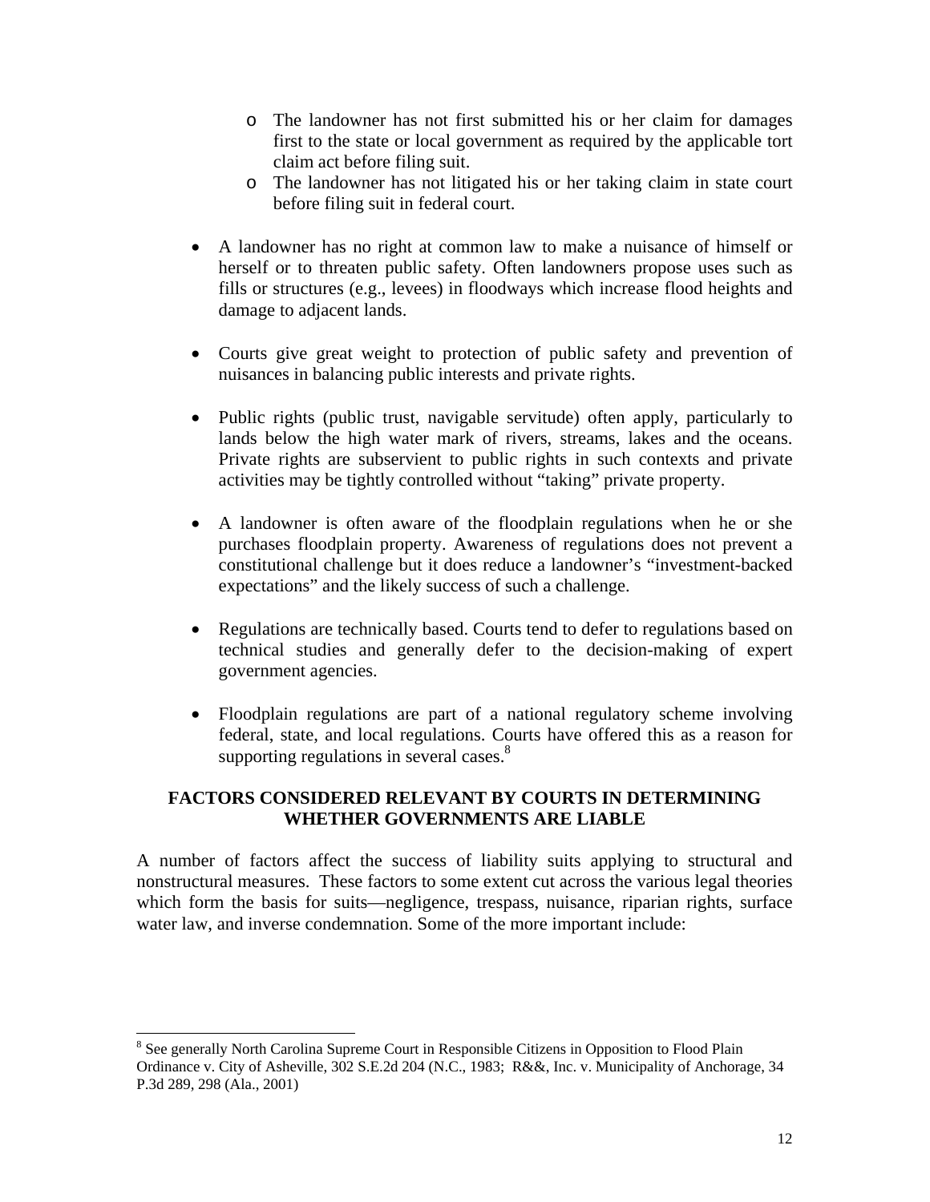- The landowner has not first submitted his or her claim for damages first to the state or local government as required by the applicable tort claim act before filing suit.
  - The landowner has not litigated his or her taking claim in state court before filing suit in federal court.

- A landowner has no right at common law to make a nuisance of himself or herself or to threaten public safety. Often landowners propose uses such as fills or structures (e.g., levees) in floodways which increase flood heights and damage to adjacent lands.

- Courts give great weight to protection of public safety and prevention of nuisances in balancing public interests and private rights.

- Public rights (public trust, navigable servitude) often apply, particularly to lands below the high water mark of rivers, streams, lakes and the oceans. Private rights are subservient to public rights in such contexts and private activities may be tightly controlled without "taking" private property.

- A landowner is often aware of the floodplain regulations when he or she purchases floodplain property. Awareness of regulations does not prevent a constitutional challenge but it does reduce a landowner's "investment-backed expectations" and the likely success of such a challenge.

- Regulations are technically based. Courts tend to defer to regulations based on technical studies and generally defer to the decision-making of expert government agencies.

- Floodplain regulations are part of a national regulatory scheme involving federal, state, and local regulations. Courts have offered this as a reason for supporting regulations in several cases.[8]

## FACTORS CONSIDERED RELEVANT BY COURTS IN DETERMINING WHETHER GOVERNMENTS ARE LIABLE

A number of factors affect the success of liability suits applying to structural and nonstructural measures. These factors to some extent cut across the various legal theories which form the basis for suits—negligence, trespass, nuisance, riparian rights, surface water law, and inverse condemnation. Some of the more important include:

---

[8] See generally North Carolina Supreme Court in Responsible Citizens in Opposition to Flood Plain Ordinance v. City of Asheville, 302 S.E.2d 204 (N.C., 1983; R&&, Inc. v. Municipality of Anchorage, 34 P.3d 289, 298 (Ala., 2001)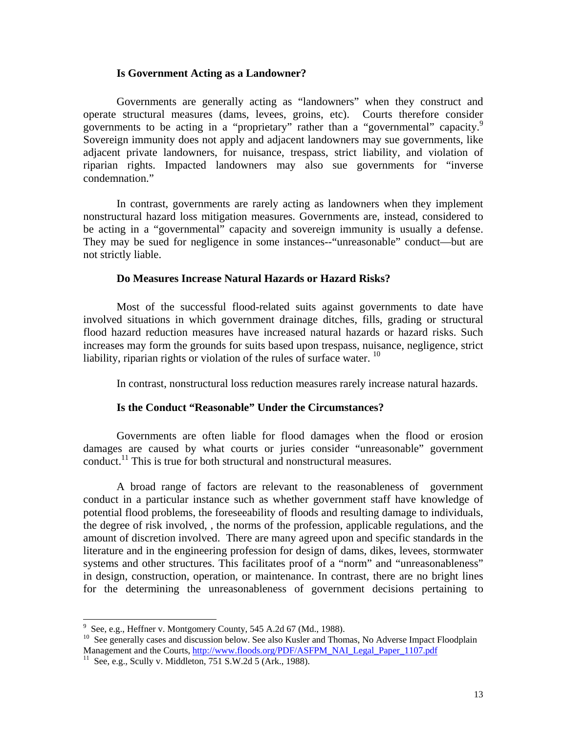### Is Government Acting as a Landowner?

Governments are generally acting as "landowners" when they construct and operate structural measures (dams, levees, groins, etc). Courts therefore consider governments to be acting in a "proprietary" rather than a "governmental" capacity.[9] Sovereign immunity does not apply and adjacent landowners may sue governments, like adjacent private landowners, for nuisance, trespass, strict liability, and violation of riparian rights. Impacted landowners may also sue governments for "inverse condemnation."

In contrast, governments are rarely acting as landowners when they implement nonstructural hazard loss mitigation measures. Governments are, instead, considered to be acting in a "governmental" capacity and sovereign immunity is usually a defense. They may be sued for negligence in some instances--"unreasonable" conduct—but are not strictly liable.

### Do Measures Increase Natural Hazards or Hazard Risks?

Most of the successful flood-related suits against governments to date have involved situations in which government drainage ditches, fills, grading or structural flood hazard reduction measures have increased natural hazards or hazard risks. Such increases may form the grounds for suits based upon trespass, nuisance, negligence, strict liability, riparian rights or violation of the rules of surface water.[10]

In contrast, nonstructural loss reduction measures rarely increase natural hazards.

### Is the Conduct "Reasonable" Under the Circumstances?

Governments are often liable for flood damages when the flood or erosion damages are caused by what courts or juries consider "unreasonable" government conduct.[11] This is true for both structural and nonstructural measures.

A broad range of factors are relevant to the reasonableness of government conduct in a particular instance such as whether government staff have knowledge of potential flood problems, the foreseeability of floods and resulting damage to individuals, the degree of risk involved, , the norms of the profession, applicable regulations, and the amount of discretion involved. There are many agreed upon and specific standards in the literature and in the engineering profession for design of dams, dikes, levees, stormwater systems and other structures. This facilitates proof of a "norm" and "unreasonableness" in design, construction, operation, or maintenance. In contrast, there are no bright lines for the determining the unreasonableness of government decisions pertaining to

---

[9] See, e.g., Heffner v. Montgomery County, 545 A.2d 67 (Md., 1988).

[10] See generally cases and discussion below. See also Kusler and Thomas, No Adverse Impact Floodplain Management and the Courts, http://www.floods.org/PDF/ASFPM_NAI_Legal_Paper_1107.pdf

[11] See, e.g., Scully v. Middleton, 751 S.W.2d 5 (Ark., 1988).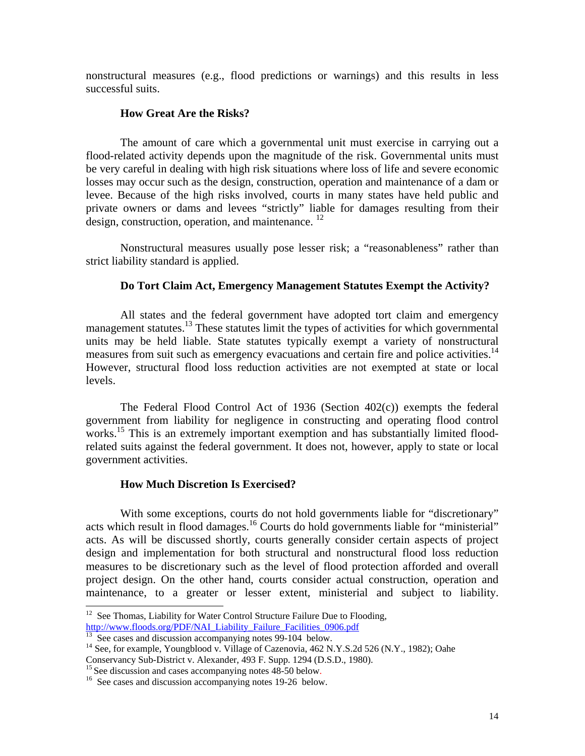nonstructural measures (e.g., flood predictions or warnings) and this results in less successful suits.

**How Great Are the Risks?**

The amount of care which a governmental unit must exercise in carrying out a flood-related activity depends upon the magnitude of the risk. Governmental units must be very careful in dealing with high risk situations where loss of life and severe economic losses may occur such as the design, construction, operation and maintenance of a dam or levee. Because of the high risks involved, courts in many states have held public and private owners or dams and levees "strictly" liable for damages resulting from their design, construction, operation, and maintenance. [12]

Nonstructural measures usually pose lesser risk; a "reasonableness" rather than strict liability standard is applied.

**Do Tort Claim Act, Emergency Management Statutes Exempt the Activity?**

All states and the federal government have adopted tort claim and emergency management statutes.[13] These statutes limit the types of activities for which governmental units may be held liable. State statutes typically exempt a variety of nonstructural measures from suit such as emergency evacuations and certain fire and police activities.[14] However, structural flood loss reduction activities are not exempted at state or local levels.

The Federal Flood Control Act of 1936 (Section 402(c)) exempts the federal government from liability for negligence in constructing and operating flood control works.[15] This is an extremely important exemption and has substantially limited flood-related suits against the federal government. It does not, however, apply to state or local government activities.

**How Much Discretion Is Exercised?**

With some exceptions, courts do not hold governments liable for "discretionary" acts which result in flood damages.[16] Courts do hold governments liable for "ministerial" acts. As will be discussed shortly, courts generally consider certain aspects of project design and implementation for both structural and nonstructural flood loss reduction measures to be discretionary such as the level of flood protection afforded and overall project design. On the other hand, courts consider actual construction, operation and maintenance, to a greater or lesser extent, ministerial and subject to liability.

---

[12] See Thomas, Liability for Water Control Structure Failure Due to Flooding, http://www.floods.org/PDF/NAI_Liability_Failure_Facilities_0906.pdf

[13] See cases and discussion accompanying notes 99-104 below.

[14] See, for example, Youngblood v. Village of Cazenovia, 462 N.Y.S.2d 526 (N.Y., 1982); Oahe Conservancy Sub-District v. Alexander, 493 F. Supp. 1294 (D.S.D., 1980).

[15] See discussion and cases accompanying notes 48-50 below.

[16] See cases and discussion accompanying notes 19-26 below.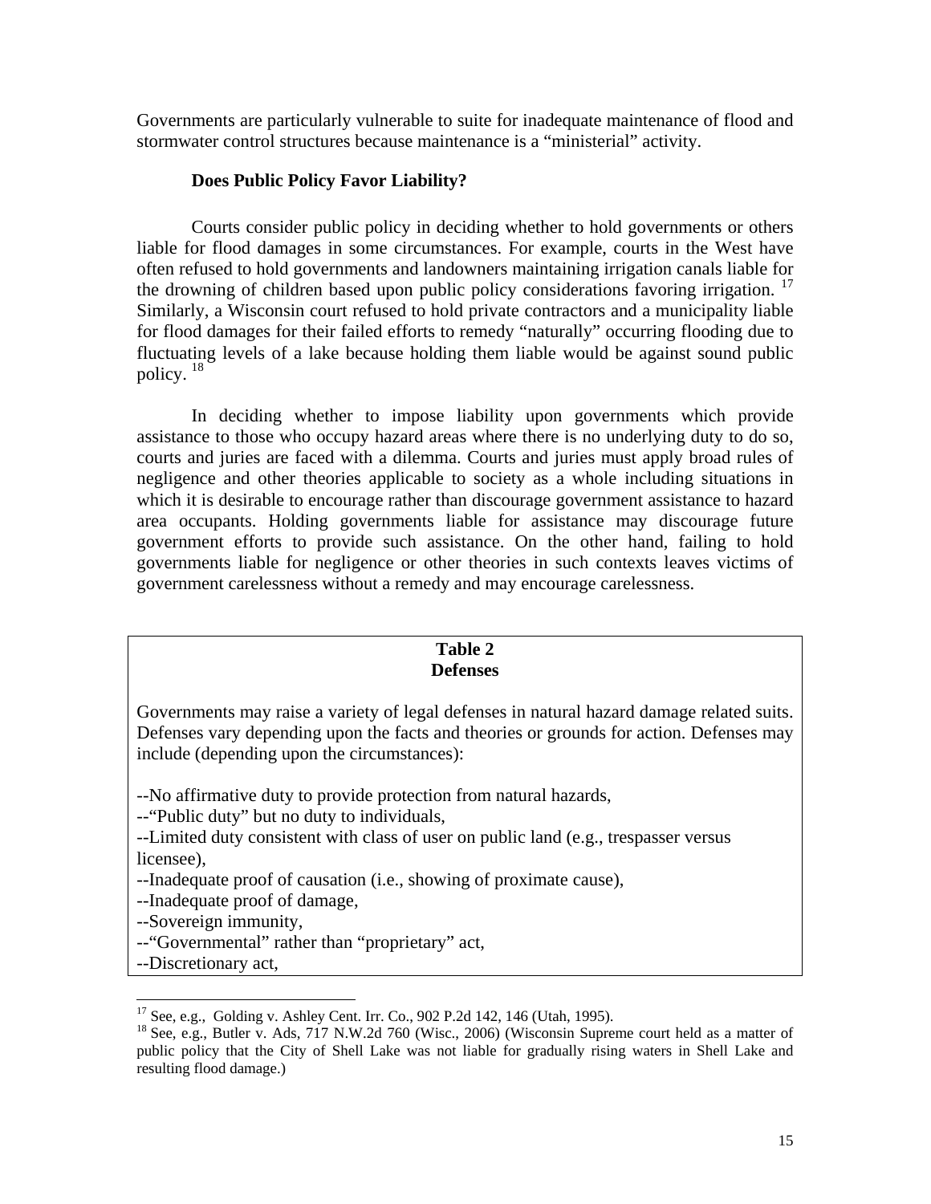Governments are particularly vulnerable to suite for inadequate maintenance of flood and stormwater control structures because maintenance is a "ministerial" activity.

### Does Public Policy Favor Liability?

Courts consider public policy in deciding whether to hold governments or others liable for flood damages in some circumstances. For example, courts in the West have often refused to hold governments and landowners maintaining irrigation canals liable for the drowning of children based upon public policy considerations favoring irrigation. [17] Similarly, a Wisconsin court refused to hold private contractors and a municipality liable for flood damages for their failed efforts to remedy "naturally" occurring flooding due to fluctuating levels of a lake because holding them liable would be against sound public policy. [18]

In deciding whether to impose liability upon governments which provide assistance to those who occupy hazard areas where there is no underlying duty to do so, courts and juries are faced with a dilemma. Courts and juries must apply broad rules of negligence and other theories applicable to society as a whole including situations in which it is desirable to encourage rather than discourage government assistance to hazard area occupants. Holding governments liable for assistance may discourage future government efforts to provide such assistance. On the other hand, failing to hold governments liable for negligence or other theories in such contexts leaves victims of government carelessness without a remedy and may encourage carelessness.

**Table 2**
**Defenses**

Governments may raise a variety of legal defenses in natural hazard damage related suits. Defenses vary depending upon the facts and theories or grounds for action. Defenses may include (depending upon the circumstances):

--No affirmative duty to provide protection from natural hazards,
--"Public duty" but no duty to individuals,
--Limited duty consistent with class of user on public land (e.g., trespasser versus licensee),
--Inadequate proof of causation (i.e., showing of proximate cause),
--Inadequate proof of damage,
--Sovereign immunity,
--"Governmental" rather than "proprietary" act,
--Discretionary act,

[17] See, e.g., Golding v. Ashley Cent. Irr. Co., 902 P.2d 142, 146 (Utah, 1995).

[18] See, e.g., Butler v. Ads, 717 N.W.2d 760 (Wisc., 2006) (Wisconsin Supreme court held as a matter of public policy that the City of Shell Lake was not liable for gradually rising waters in Shell Lake and resulting flood damage.)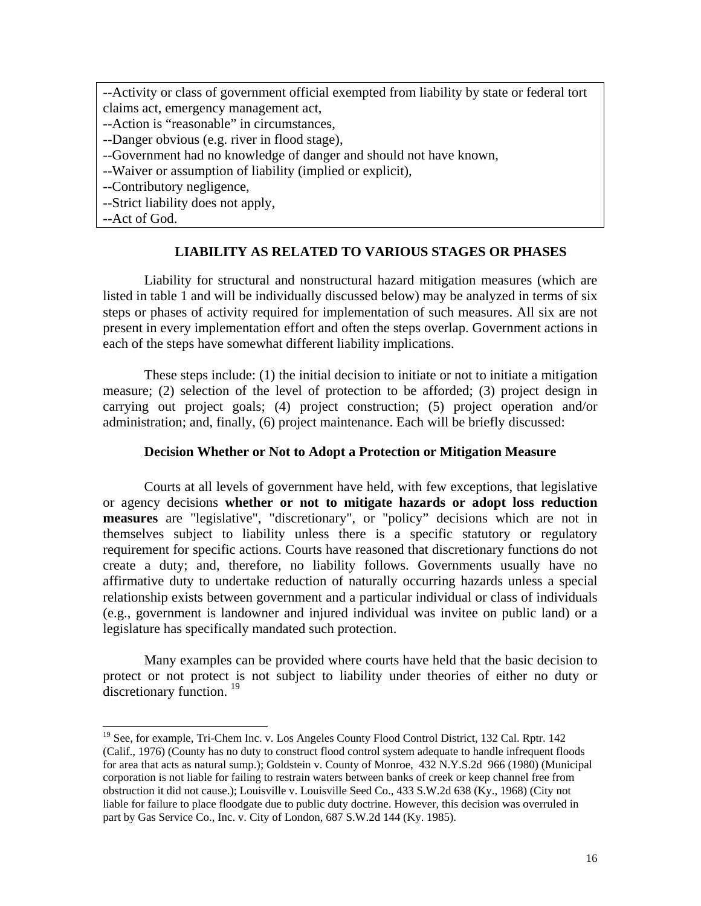--Activity or class of government official exempted from liability by state or federal tort claims act, emergency management act,
--Action is "reasonable" in circumstances,
--Danger obvious (e.g. river in flood stage),
--Government had no knowledge of danger and should not have known,
--Waiver or assumption of liability (implied or explicit),
--Contributory negligence,
--Strict liability does not apply,
--Act of God.

## LIABILITY AS RELATED TO VARIOUS STAGES OR PHASES

Liability for structural and nonstructural hazard mitigation measures (which are listed in table 1 and will be individually discussed below) may be analyzed in terms of six steps or phases of activity required for implementation of such measures. All six are not present in every implementation effort and often the steps overlap. Government actions in each of the steps have somewhat different liability implications.

These steps include: (1) the initial decision to initiate or not to initiate a mitigation measure; (2) selection of the level of protection to be afforded; (3) project design in carrying out project goals; (4) project construction; (5) project operation and/or administration; and, finally, (6) project maintenance. Each will be briefly discussed:

### Decision Whether or Not to Adopt a Protection or Mitigation Measure

Courts at all levels of government have held, with few exceptions, that legislative or agency decisions **whether or not to mitigate hazards or adopt loss reduction measures** are "legislative", "discretionary", or "policy" decisions which are not in themselves subject to liability unless there is a specific statutory or regulatory requirement for specific actions. Courts have reasoned that discretionary functions do not create a duty; and, therefore, no liability follows. Governments usually have no affirmative duty to undertake reduction of naturally occurring hazards unless a special relationship exists between government and a particular individual or class of individuals (e.g., government is landowner and injured individual was invitee on public land) or a legislature has specifically mandated such protection.

Many examples can be provided where courts have held that the basic decision to protect or not protect is not subject to liability under theories of either no duty or discretionary function. [19]

---

[19] See, for example, Tri-Chem Inc. v. Los Angeles County Flood Control District, 132 Cal. Rptr. 142 (Calif., 1976) (County has no duty to construct flood control system adequate to handle infrequent floods for area that acts as natural sump.); Goldstein v. County of Monroe, 432 N.Y.S.2d 966 (1980) (Municipal corporation is not liable for failing to restrain waters between banks of creek or keep channel free from obstruction it did not cause.); Louisville v. Louisville Seed Co., 433 S.W.2d 638 (Ky., 1968) (City not liable for failure to place floodgate due to public duty doctrine. However, this decision was overruled in part by Gas Service Co., Inc. v. City of London, 687 S.W.2d 144 (Ky. 1985).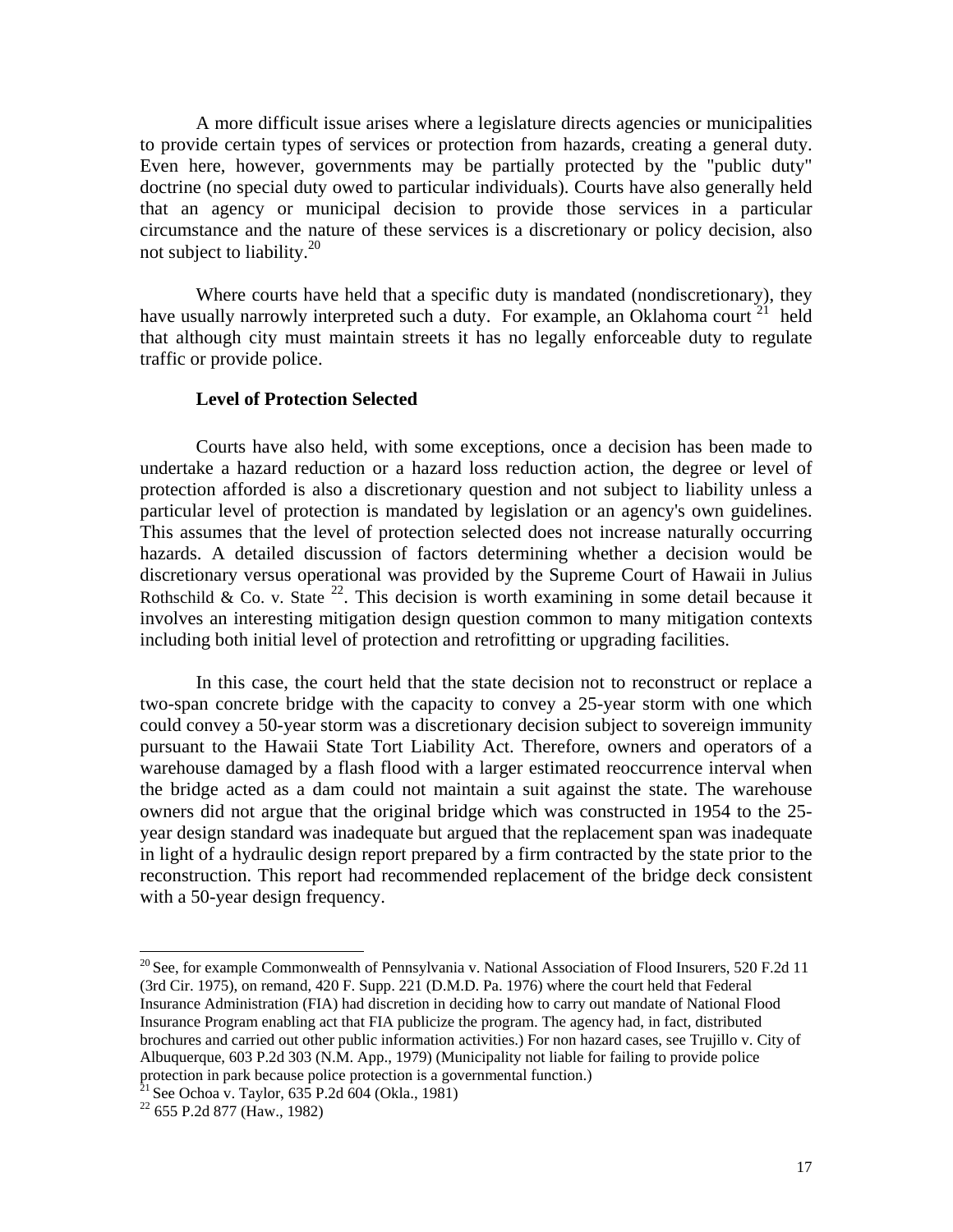A more difficult issue arises where a legislature directs agencies or municipalities to provide certain types of services or protection from hazards, creating a general duty. Even here, however, governments may be partially protected by the "public duty" doctrine (no special duty owed to particular individuals). Courts have also generally held that an agency or municipal decision to provide those services in a particular circumstance and the nature of these services is a discretionary or policy decision, also not subject to liability.[20]

Where courts have held that a specific duty is mandated (nondiscretionary), they have usually narrowly interpreted such a duty. For example, an Oklahoma court [21] held that although city must maintain streets it has no legally enforceable duty to regulate traffic or provide police.

**Level of Protection Selected**

Courts have also held, with some exceptions, once a decision has been made to undertake a hazard reduction or a hazard loss reduction action, the degree or level of protection afforded is also a discretionary question and not subject to liability unless a particular level of protection is mandated by legislation or an agency's own guidelines. This assumes that the level of protection selected does not increase naturally occurring hazards. A detailed discussion of factors determining whether a decision would be discretionary versus operational was provided by the Supreme Court of Hawaii in Julius Rothschild & Co. v. State [22]. This decision is worth examining in some detail because it involves an interesting mitigation design question common to many mitigation contexts including both initial level of protection and retrofitting or upgrading facilities.

In this case, the court held that the state decision not to reconstruct or replace a two-span concrete bridge with the capacity to convey a 25-year storm with one which could convey a 50-year storm was a discretionary decision subject to sovereign immunity pursuant to the Hawaii State Tort Liability Act. Therefore, owners and operators of a warehouse damaged by a flash flood with a larger estimated reoccurrence interval when the bridge acted as a dam could not maintain a suit against the state. The warehouse owners did not argue that the original bridge which was constructed in 1954 to the 25-year design standard was inadequate but argued that the replacement span was inadequate in light of a hydraulic design report prepared by a firm contracted by the state prior to the reconstruction. This report had recommended replacement of the bridge deck consistent with a 50-year design frequency.

---

[20] See, for example Commonwealth of Pennsylvania v. National Association of Flood Insurers, 520 F.2d 11 (3rd Cir. 1975), on remand, 420 F. Supp. 221 (D.M.D. Pa. 1976) where the court held that Federal Insurance Administration (FIA) had discretion in deciding how to carry out mandate of National Flood Insurance Program enabling act that FIA publicize the program. The agency had, in fact, distributed brochures and carried out other public information activities.) For non hazard cases, see Trujillo v. City of Albuquerque, 603 P.2d 303 (N.M. App., 1979) (Municipality not liable for failing to provide police protection in park because police protection is a governmental function.)

[21] See Ochoa v. Taylor, 635 P.2d 604 (Okla., 1981)

[22] 655 P.2d 877 (Haw., 1982)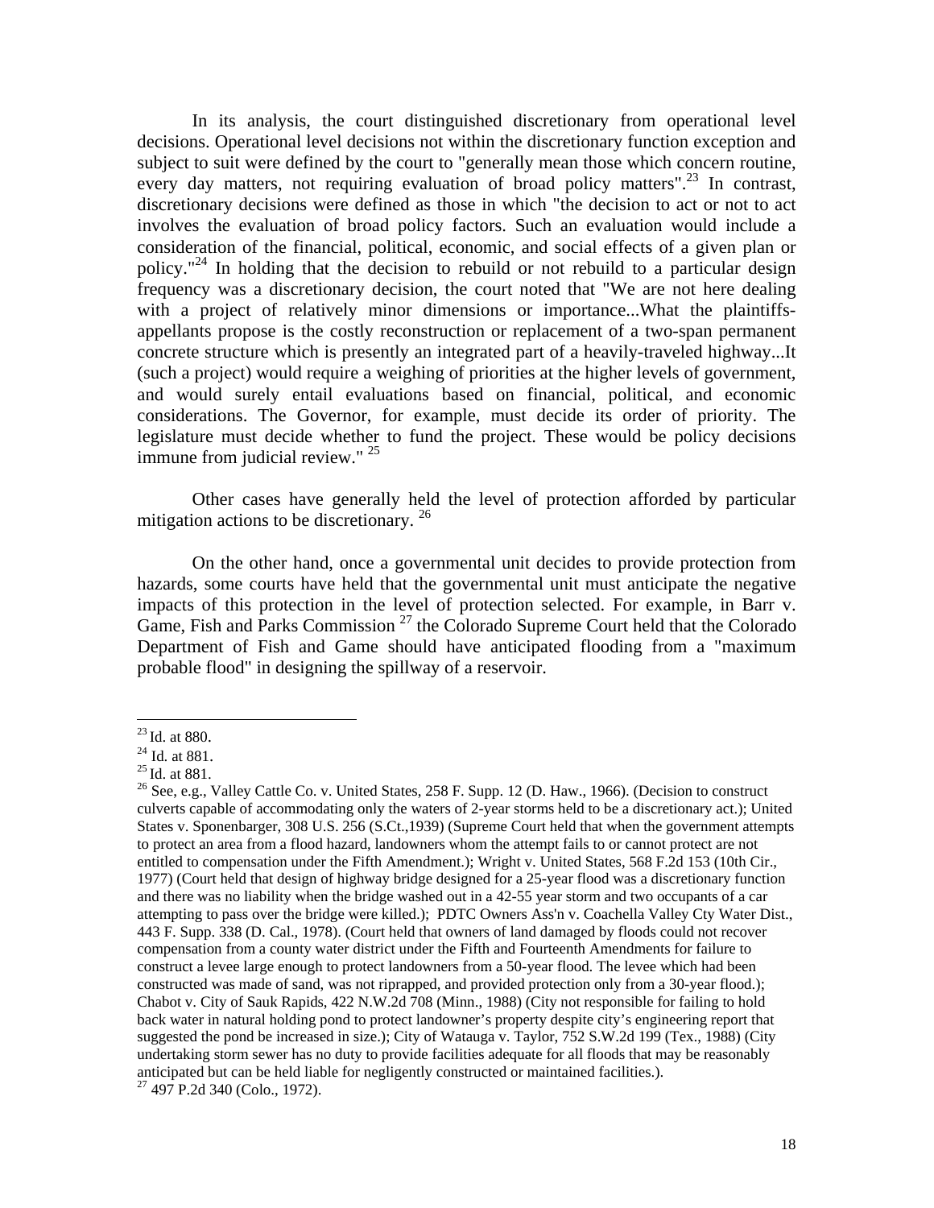In its analysis, the court distinguished discretionary from operational level decisions. Operational level decisions not within the discretionary function exception and subject to suit were defined by the court to "generally mean those which concern routine, every day matters, not requiring evaluation of broad policy matters".[23] In contrast, discretionary decisions were defined as those in which "the decision to act or not to act involves the evaluation of broad policy factors. Such an evaluation would include a consideration of the financial, political, economic, and social effects of a given plan or policy."[24] In holding that the decision to rebuild or not rebuild to a particular design frequency was a discretionary decision, the court noted that "We are not here dealing with a project of relatively minor dimensions or importance...What the plaintiffs-appellants propose is the costly reconstruction or replacement of a two-span permanent concrete structure which is presently an integrated part of a heavily-traveled highway...It (such a project) would require a weighing of priorities at the higher levels of government, and would surely entail evaluations based on financial, political, and economic considerations. The Governor, for example, must decide its order of priority. The legislature must decide whether to fund the project. These would be policy decisions immune from judicial review." [25]

Other cases have generally held the level of protection afforded by particular mitigation actions to be discretionary. [26]

On the other hand, once a governmental unit decides to provide protection from hazards, some courts have held that the governmental unit must anticipate the negative impacts of this protection in the level of protection selected. For example, in Barr v. Game, Fish and Parks Commission [27] the Colorado Supreme Court held that the Colorado Department of Fish and Game should have anticipated flooding from a "maximum probable flood" in designing the spillway of a reservoir.

---

[23] Id. at 880.

[24] Id. at 881.

[25] Id. at 881.

[26] See, e.g., Valley Cattle Co. v. United States, 258 F. Supp. 12 (D. Haw., 1966). (Decision to construct culverts capable of accommodating only the waters of 2-year storms held to be a discretionary act.); United States v. Sponenbarger, 308 U.S. 256 (S.Ct.,1939) (Supreme Court held that when the government attempts to protect an area from a flood hazard, landowners whom the attempt fails to or cannot protect are not entitled to compensation under the Fifth Amendment.); Wright v. United States, 568 F.2d 153 (10th Cir., 1977) (Court held that design of highway bridge designed for a 25-year flood was a discretionary function and there was no liability when the bridge washed out in a 42-55 year storm and two occupants of a car attempting to pass over the bridge were killed.); PDTC Owners Ass'n v. Coachella Valley Cty Water Dist., 443 F. Supp. 338 (D. Cal., 1978). (Court held that owners of land damaged by floods could not recover compensation from a county water district under the Fifth and Fourteenth Amendments for failure to construct a levee large enough to protect landowners from a 50-year flood. The levee which had been constructed was made of sand, was not riprapped, and provided protection only from a 30-year flood.); Chabot v. City of Sauk Rapids, 422 N.W.2d 708 (Minn., 1988) (City not responsible for failing to hold back water in natural holding pond to protect landowner's property despite city's engineering report that suggested the pond be increased in size.); City of Watauga v. Taylor, 752 S.W.2d 199 (Tex., 1988) (City undertaking storm sewer has no duty to provide facilities adequate for all floods that may be reasonably anticipated but can be held liable for negligently constructed or maintained facilities.).

[27] 497 P.2d 340 (Colo., 1972).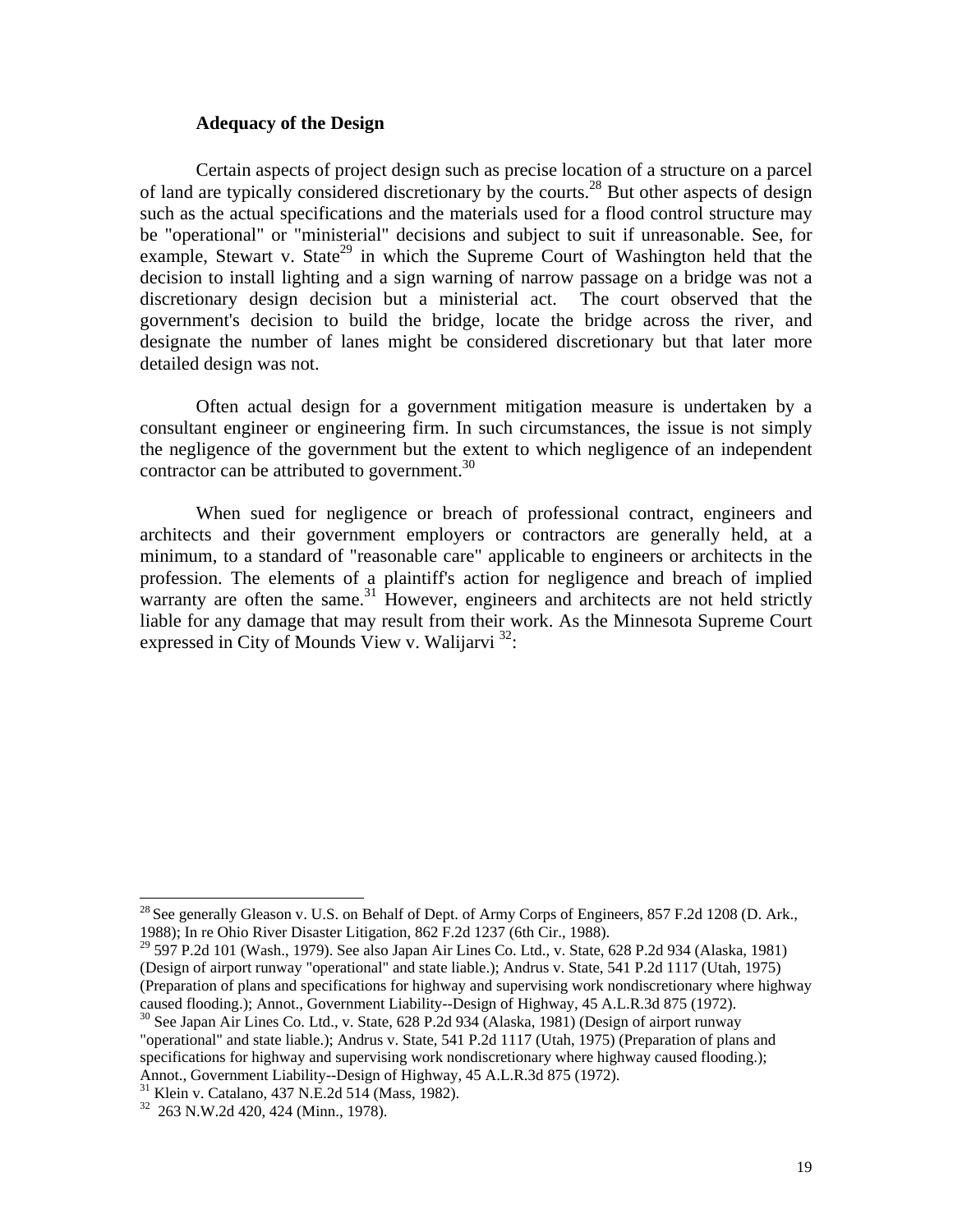### Adequacy of the Design

Certain aspects of project design such as precise location of a structure on a parcel of land are typically considered discretionary by the courts.[28] But other aspects of design such as the actual specifications and the materials used for a flood control structure may be "operational" or "ministerial" decisions and subject to suit if unreasonable. See, for example, Stewart v. State[29] in which the Supreme Court of Washington held that the decision to install lighting and a sign warning of narrow passage on a bridge was not a discretionary design decision but a ministerial act. The court observed that the government's decision to build the bridge, locate the bridge across the river, and designate the number of lanes might be considered discretionary but that later more detailed design was not.

Often actual design for a government mitigation measure is undertaken by a consultant engineer or engineering firm. In such circumstances, the issue is not simply the negligence of the government but the extent to which negligence of an independent contractor can be attributed to government.[30]

When sued for negligence or breach of professional contract, engineers and architects and their government employers or contractors are generally held, at a minimum, to a standard of "reasonable care" applicable to engineers or architects in the profession. The elements of a plaintiff's action for negligence and breach of implied warranty are often the same.[31] However, engineers and architects are not held strictly liable for any damage that may result from their work. As the Minnesota Supreme Court expressed in City of Mounds View v. Walijarvi [32]:

---

[28] See generally Gleason v. U.S. on Behalf of Dept. of Army Corps of Engineers, 857 F.2d 1208 (D. Ark., 1988); In re Ohio River Disaster Litigation, 862 F.2d 1237 (6th Cir., 1988).

[29] 597 P.2d 101 (Wash., 1979). See also Japan Air Lines Co. Ltd., v. State, 628 P.2d 934 (Alaska, 1981) (Design of airport runway "operational" and state liable.); Andrus v. State, 541 P.2d 1117 (Utah, 1975) (Preparation of plans and specifications for highway and supervising work nondiscretionary where highway caused flooding.); Annot., Government Liability--Design of Highway, 45 A.L.R.3d 875 (1972).

[30] See Japan Air Lines Co. Ltd., v. State, 628 P.2d 934 (Alaska, 1981) (Design of airport runway "operational" and state liable.); Andrus v. State, 541 P.2d 1117 (Utah, 1975) (Preparation of plans and specifications for highway and supervising work nondiscretionary where highway caused flooding.); Annot., Government Liability--Design of Highway, 45 A.L.R.3d 875 (1972).

[31] Klein v. Catalano, 437 N.E.2d 514 (Mass, 1982).

[32] 263 N.W.2d 420, 424 (Minn., 1978).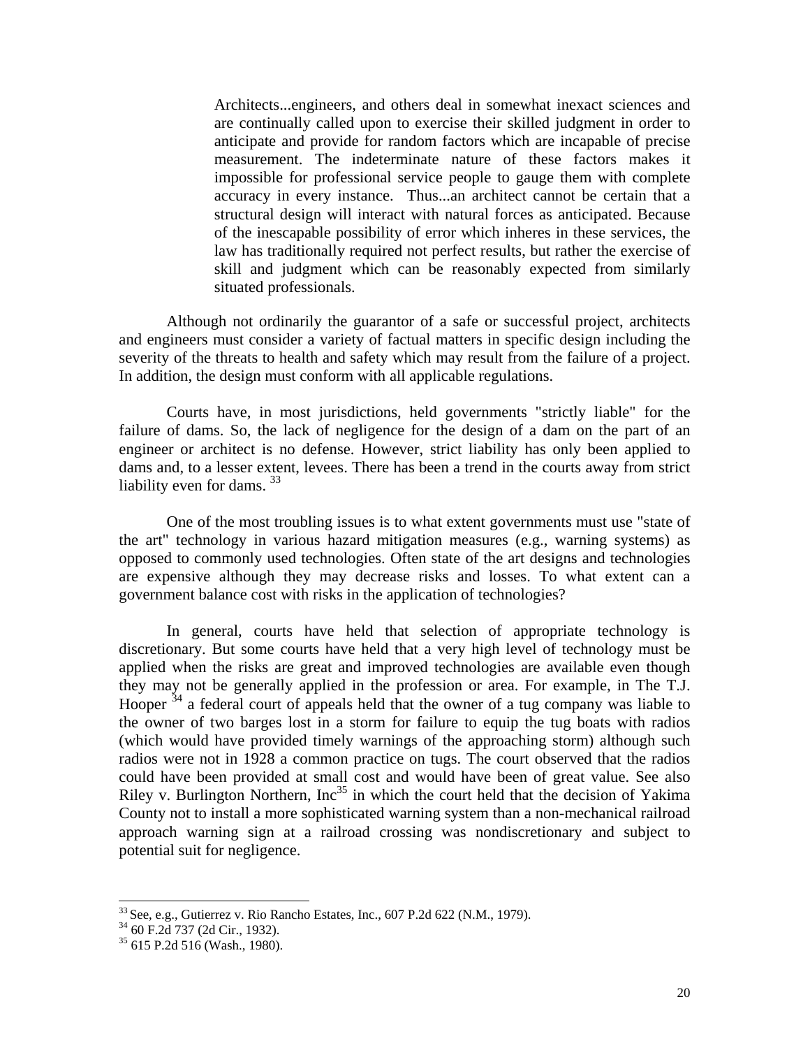> Architects...engineers, and others deal in somewhat inexact sciences and are continually called upon to exercise their skilled judgment in order to anticipate and provide for random factors which are incapable of precise measurement. The indeterminate nature of these factors makes it impossible for professional service people to gauge them with complete accuracy in every instance. Thus...an architect cannot be certain that a structural design will interact with natural forces as anticipated. Because of the inescapable possibility of error which inheres in these services, the law has traditionally required not perfect results, but rather the exercise of skill and judgment which can be reasonably expected from similarly situated professionals.

Although not ordinarily the guarantor of a safe or successful project, architects and engineers must consider a variety of factual matters in specific design including the severity of the threats to health and safety which may result from the failure of a project. In addition, the design must conform with all applicable regulations.

Courts have, in most jurisdictions, held governments "strictly liable" for the failure of dams. So, the lack of negligence for the design of a dam on the part of an engineer or architect is no defense. However, strict liability has only been applied to dams and, to a lesser extent, levees. There has been a trend in the courts away from strict liability even for dams. [33]

One of the most troubling issues is to what extent governments must use "state of the art" technology in various hazard mitigation measures (e.g., warning systems) as opposed to commonly used technologies. Often state of the art designs and technologies are expensive although they may decrease risks and losses. To what extent can a government balance cost with risks in the application of technologies?

In general, courts have held that selection of appropriate technology is discretionary. But some courts have held that a very high level of technology must be applied when the risks are great and improved technologies are available even though they may not be generally applied in the profession or area. For example, in The T.J. Hooper [34] a federal court of appeals held that the owner of a tug company was liable to the owner of two barges lost in a storm for failure to equip the tug boats with radios (which would have provided timely warnings of the approaching storm) although such radios were not in 1928 a common practice on tugs. The court observed that the radios could have been provided at small cost and would have been of great value. See also Riley v. Burlington Northern, Inc[35] in which the court held that the decision of Yakima County not to install a more sophisticated warning system than a non-mechanical railroad approach warning sign at a railroad crossing was nondiscretionary and subject to potential suit for negligence.

---

[33] See, e.g., Gutierrez v. Rio Rancho Estates, Inc., 607 P.2d 622 (N.M., 1979).

[34] 60 F.2d 737 (2d Cir., 1932).

[35] 615 P.2d 516 (Wash., 1980).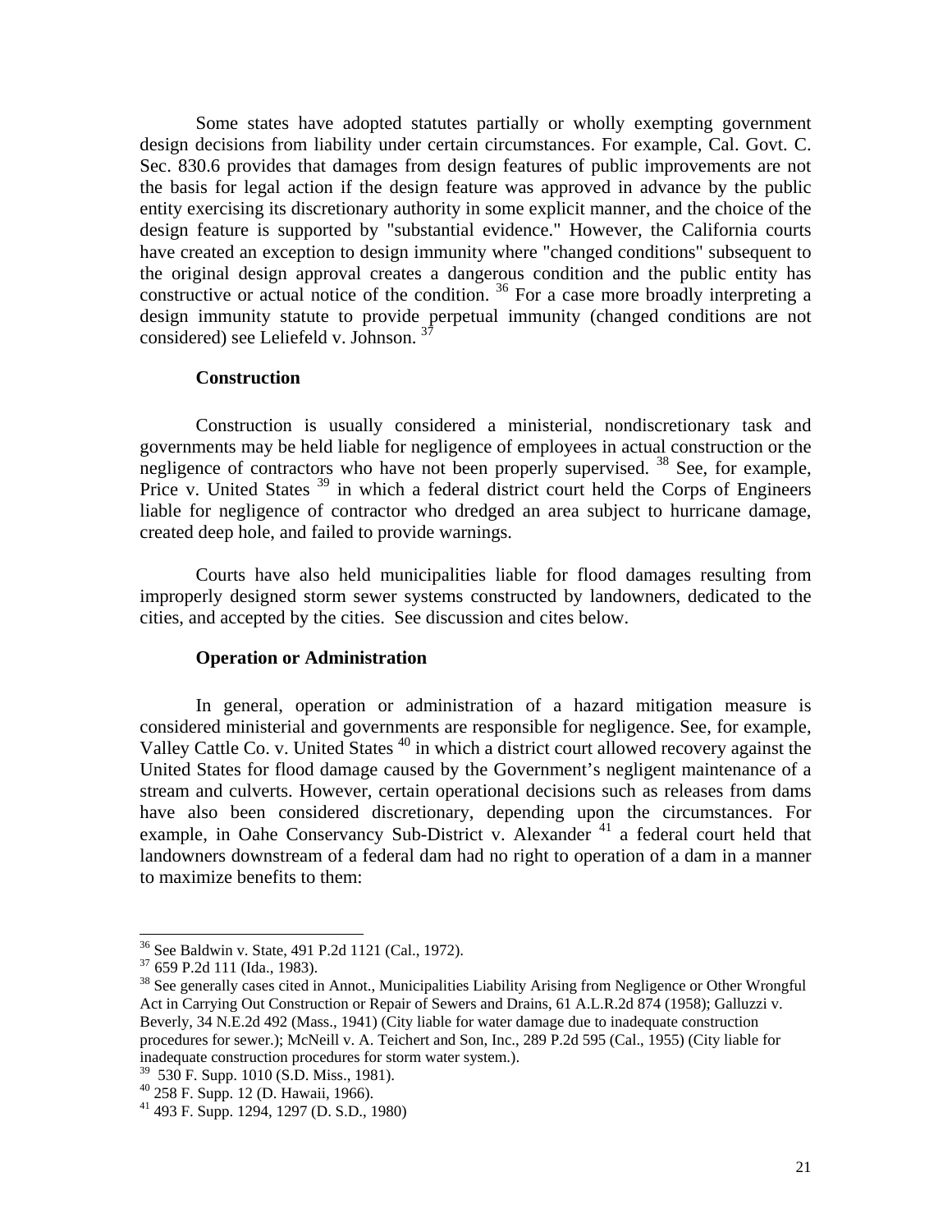Some states have adopted statutes partially or wholly exempting government design decisions from liability under certain circumstances. For example, Cal. Govt. C. Sec. 830.6 provides that damages from design features of public improvements are not the basis for legal action if the design feature was approved in advance by the public entity exercising its discretionary authority in some explicit manner, and the choice of the design feature is supported by "substantial evidence." However, the California courts have created an exception to design immunity where "changed conditions" subsequent to the original design approval creates a dangerous condition and the public entity has constructive or actual notice of the condition. [36] For a case more broadly interpreting a design immunity statute to provide perpetual immunity (changed conditions are not considered) see Leliefeld v. Johnson. [37]

### Construction

Construction is usually considered a ministerial, nondiscretionary task and governments may be held liable for negligence of employees in actual construction or the negligence of contractors who have not been properly supervised. [38] See, for example, Price v. United States [39] in which a federal district court held the Corps of Engineers liable for negligence of contractor who dredged an area subject to hurricane damage, created deep hole, and failed to provide warnings.

Courts have also held municipalities liable for flood damages resulting from improperly designed storm sewer systems constructed by landowners, dedicated to the cities, and accepted by the cities. See discussion and cites below.

### Operation or Administration

In general, operation or administration of a hazard mitigation measure is considered ministerial and governments are responsible for negligence. See, for example, Valley Cattle Co. v. United States [40] in which a district court allowed recovery against the United States for flood damage caused by the Government's negligent maintenance of a stream and culverts. However, certain operational decisions such as releases from dams have also been considered discretionary, depending upon the circumstances. For example, in Oahe Conservancy Sub-District v. Alexander [41] a federal court held that landowners downstream of a federal dam had no right to operation of a dam in a manner to maximize benefits to them:

---

[36] See Baldwin v. State, 491 P.2d 1121 (Cal., 1972).

[37] 659 P.2d 111 (Ida., 1983).

[38] See generally cases cited in Annot., Municipalities Liability Arising from Negligence or Other Wrongful Act in Carrying Out Construction or Repair of Sewers and Drains, 61 A.L.R.2d 874 (1958); Galluzzi v. Beverly, 34 N.E.2d 492 (Mass., 1941) (City liable for water damage due to inadequate construction procedures for sewer.); McNeill v. A. Teichert and Son, Inc., 289 P.2d 595 (Cal., 1955) (City liable for inadequate construction procedures for storm water system.).

[39] 530 F. Supp. 1010 (S.D. Miss., 1981).

[40] 258 F. Supp. 12 (D. Hawaii, 1966).

[41] 493 F. Supp. 1294, 1297 (D. S.D., 1980)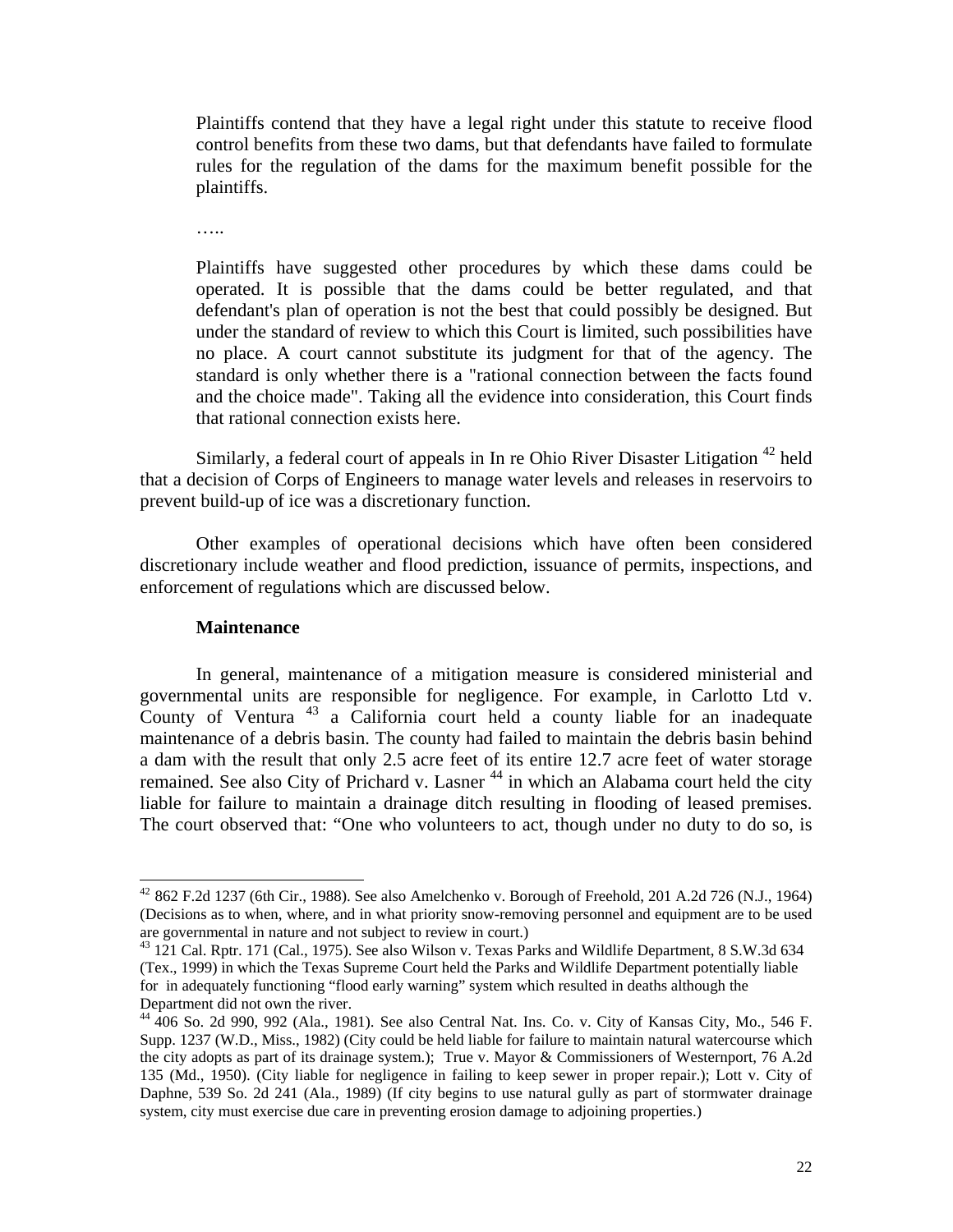> Plaintiffs contend that they have a legal right under this statute to receive flood control benefits from these two dams, but that defendants have failed to formulate rules for the regulation of the dams for the maximum benefit possible for the plaintiffs.
>
> …..
>
> Plaintiffs have suggested other procedures by which these dams could be operated. It is possible that the dams could be better regulated, and that defendant's plan of operation is not the best that could possibly be designed. But under the standard of review to which this Court is limited, such possibilities have no place. A court cannot substitute its judgment for that of the agency. The standard is only whether there is a "rational connection between the facts found and the choice made". Taking all the evidence into consideration, this Court finds that rational connection exists here.

Similarly, a federal court of appeals in In re Ohio River Disaster Litigation [42] held that a decision of Corps of Engineers to manage water levels and releases in reservoirs to prevent build-up of ice was a discretionary function.

Other examples of operational decisions which have often been considered discretionary include weather and flood prediction, issuance of permits, inspections, and enforcement of regulations which are discussed below.

**Maintenance**

In general, maintenance of a mitigation measure is considered ministerial and governmental units are responsible for negligence. For example, in Carlotto Ltd v. County of Ventura [43] a California court held a county liable for an inadequate maintenance of a debris basin. The county had failed to maintain the debris basin behind a dam with the result that only 2.5 acre feet of its entire 12.7 acre feet of water storage remained. See also City of Prichard v. Lasner [44] in which an Alabama court held the city liable for failure to maintain a drainage ditch resulting in flooding of leased premises. The court observed that: "One who volunteers to act, though under no duty to do so, is

---

[42] 862 F.2d 1237 (6th Cir., 1988). See also Amelchenko v. Borough of Freehold, 201 A.2d 726 (N.J., 1964) (Decisions as to when, where, and in what priority snow-removing personnel and equipment are to be used are governmental in nature and not subject to review in court.)

[43] 121 Cal. Rptr. 171 (Cal., 1975). See also Wilson v. Texas Parks and Wildlife Department, 8 S.W.3d 634 (Tex., 1999) in which the Texas Supreme Court held the Parks and Wildlife Department potentially liable for in adequately functioning "flood early warning" system which resulted in deaths although the Department did not own the river.

[44] 406 So. 2d 990, 992 (Ala., 1981). See also Central Nat. Ins. Co. v. City of Kansas City, Mo., 546 F. Supp. 1237 (W.D., Miss., 1982) (City could be held liable for failure to maintain natural watercourse which the city adopts as part of its drainage system.); True v. Mayor & Commissioners of Westernport, 76 A.2d 135 (Md., 1950). (City liable for negligence in failing to keep sewer in proper repair.); Lott v. City of Daphne, 539 So. 2d 241 (Ala., 1989) (If city begins to use natural gully as part of stormwater drainage system, city must exercise due care in preventing erosion damage to adjoining properties.)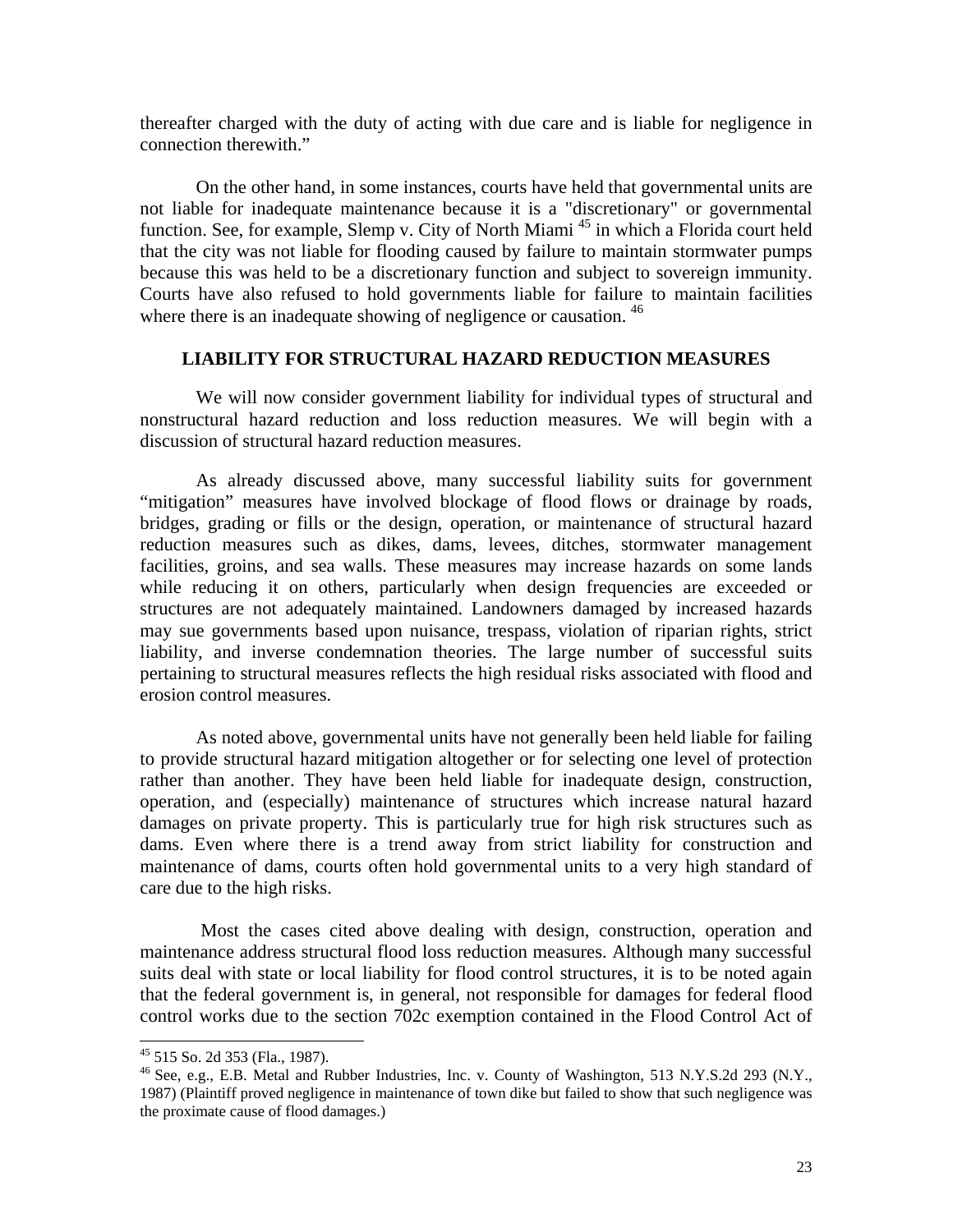thereafter charged with the duty of acting with due care and is liable for negligence in connection therewith."

On the other hand, in some instances, courts have held that governmental units are not liable for inadequate maintenance because it is a "discretionary" or governmental function. See, for example, Slemp v. City of North Miami [45] in which a Florida court held that the city was not liable for flooding caused by failure to maintain stormwater pumps because this was held to be a discretionary function and subject to sovereign immunity. Courts have also refused to hold governments liable for failure to maintain facilities where there is an inadequate showing of negligence or causation. [46]

## LIABILITY FOR STRUCTURAL HAZARD REDUCTION MEASURES

We will now consider government liability for individual types of structural and nonstructural hazard reduction and loss reduction measures. We will begin with a discussion of structural hazard reduction measures.

As already discussed above, many successful liability suits for government "mitigation" measures have involved blockage of flood flows or drainage by roads, bridges, grading or fills or the design, operation, or maintenance of structural hazard reduction measures such as dikes, dams, levees, ditches, stormwater management facilities, groins, and sea walls. These measures may increase hazards on some lands while reducing it on others, particularly when design frequencies are exceeded or structures are not adequately maintained. Landowners damaged by increased hazards may sue governments based upon nuisance, trespass, violation of riparian rights, strict liability, and inverse condemnation theories. The large number of successful suits pertaining to structural measures reflects the high residual risks associated with flood and erosion control measures.

As noted above, governmental units have not generally been held liable for failing to provide structural hazard mitigation altogether or for selecting one level of protection rather than another. They have been held liable for inadequate design, construction, operation, and (especially) maintenance of structures which increase natural hazard damages on private property. This is particularly true for high risk structures such as dams. Even where there is a trend away from strict liability for construction and maintenance of dams, courts often hold governmental units to a very high standard of care due to the high risks.

Most the cases cited above dealing with design, construction, operation and maintenance address structural flood loss reduction measures. Although many successful suits deal with state or local liability for flood control structures, it is to be noted again that the federal government is, in general, not responsible for damages for federal flood control works due to the section 702c exemption contained in the Flood Control Act of

---

[45] 515 So. 2d 353 (Fla., 1987).

[46] See, e.g., E.B. Metal and Rubber Industries, Inc. v. County of Washington, 513 N.Y.S.2d 293 (N.Y., 1987) (Plaintiff proved negligence in maintenance of town dike but failed to show that such negligence was the proximate cause of flood damages.)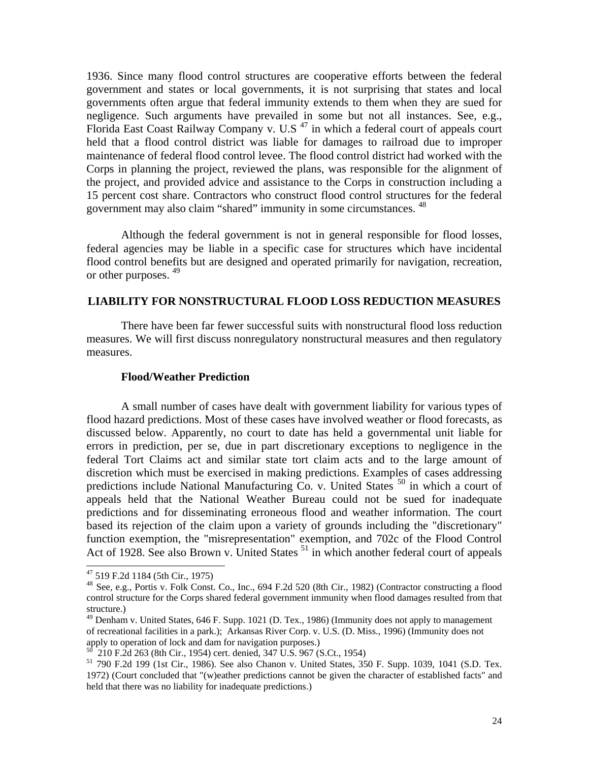1936. Since many flood control structures are cooperative efforts between the federal government and states or local governments, it is not surprising that states and local governments often argue that federal immunity extends to them when they are sued for negligence. Such arguments have prevailed in some but not all instances. See, e.g., Florida East Coast Railway Company v. U.S [47] in which a federal court of appeals court held that a flood control district was liable for damages to railroad due to improper maintenance of federal flood control levee. The flood control district had worked with the Corps in planning the project, reviewed the plans, was responsible for the alignment of the project, and provided advice and assistance to the Corps in construction including a 15 percent cost share. Contractors who construct flood control structures for the federal government may also claim "shared" immunity in some circumstances. [48]

Although the federal government is not in general responsible for flood losses, federal agencies may be liable in a specific case for structures which have incidental flood control benefits but are designed and operated primarily for navigation, recreation, or other purposes. [49]

## LIABILITY FOR NONSTRUCTURAL FLOOD LOSS REDUCTION MEASURES

There have been far fewer successful suits with nonstructural flood loss reduction measures. We will first discuss nonregulatory nonstructural measures and then regulatory measures.

### Flood/Weather Prediction

A small number of cases have dealt with government liability for various types of flood hazard predictions. Most of these cases have involved weather or flood forecasts, as discussed below. Apparently, no court to date has held a governmental unit liable for errors in prediction, per se, due in part discretionary exceptions to negligence in the federal Tort Claims act and similar state tort claim acts and to the large amount of discretion which must be exercised in making predictions. Examples of cases addressing predictions include National Manufacturing Co. v. United States [50] in which a court of appeals held that the National Weather Bureau could not be sued for inadequate predictions and for disseminating erroneous flood and weather information. The court based its rejection of the claim upon a variety of grounds including the "discretionary" function exemption, the "misrepresentation" exemption, and 702c of the Flood Control Act of 1928. See also Brown v. United States [51] in which another federal court of appeals

---

[47] 519 F.2d 1184 (5th Cir., 1975)

[48] See, e.g., Portis v. Folk Const. Co., Inc., 694 F.2d 520 (8th Cir., 1982) (Contractor constructing a flood control structure for the Corps shared federal government immunity when flood damages resulted from that structure.)

[49] Denham v. United States, 646 F. Supp. 1021 (D. Tex., 1986) (Immunity does not apply to management of recreational facilities in a park.); Arkansas River Corp. v. U.S. (D. Miss., 1996) (Immunity does not apply to operation of lock and dam for navigation purposes.)

[50] 210 F.2d 263 (8th Cir., 1954) cert. denied, 347 U.S. 967 (S.Ct., 1954)

[51] 790 F.2d 199 (1st Cir., 1986). See also Chanon v. United States, 350 F. Supp. 1039, 1041 (S.D. Tex. 1972) (Court concluded that "(w)eather predictions cannot be given the character of established facts" and held that there was no liability for inadequate predictions.)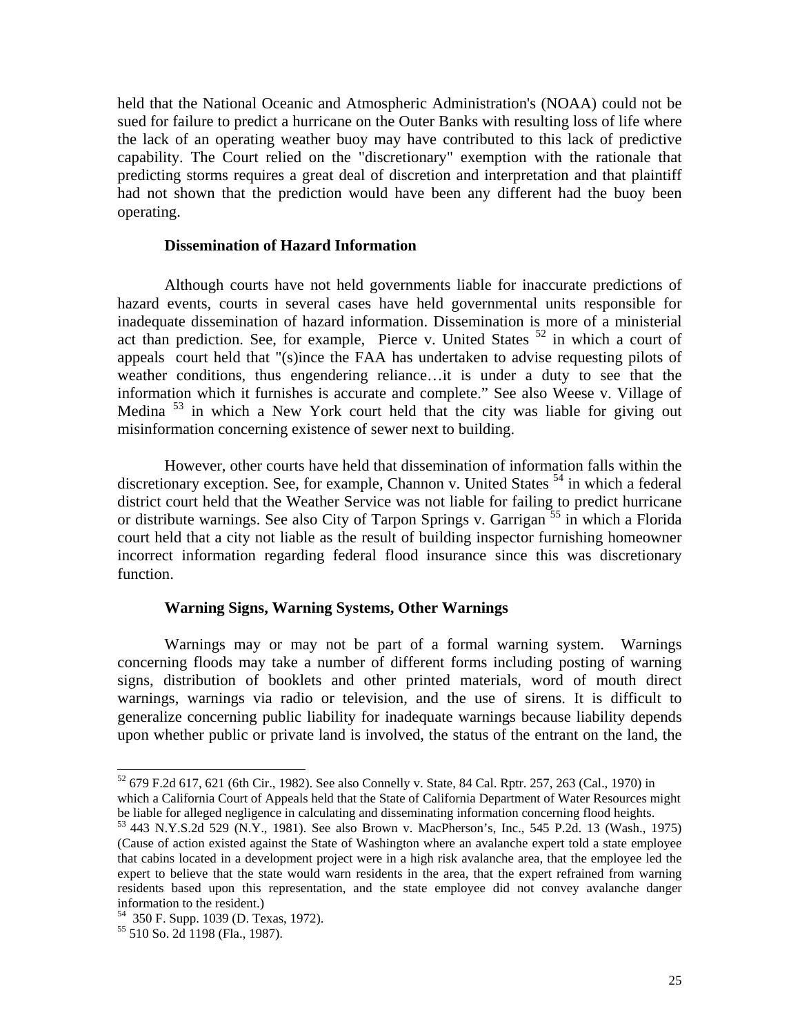held that the National Oceanic and Atmospheric Administration's (NOAA) could not be sued for failure to predict a hurricane on the Outer Banks with resulting loss of life where the lack of an operating weather buoy may have contributed to this lack of predictive capability. The Court relied on the "discretionary" exemption with the rationale that predicting storms requires a great deal of discretion and interpretation and that plaintiff had not shown that the prediction would have been any different had the buoy been operating.

### Dissemination of Hazard Information

Although courts have not held governments liable for inaccurate predictions of hazard events, courts in several cases have held governmental units responsible for inadequate dissemination of hazard information. Dissemination is more of a ministerial act than prediction. See, for example, Pierce v. United States [52] in which a court of appeals court held that "(s)ince the FAA has undertaken to advise requesting pilots of weather conditions, thus engendering reliance…it is under a duty to see that the information which it furnishes is accurate and complete." See also Weese v. Village of Medina [53] in which a New York court held that the city was liable for giving out misinformation concerning existence of sewer next to building.

However, other courts have held that dissemination of information falls within the discretionary exception. See, for example, Channon v. United States [54] in which a federal district court held that the Weather Service was not liable for failing to predict hurricane or distribute warnings. See also City of Tarpon Springs v. Garrigan [55] in which a Florida court held that a city not liable as the result of building inspector furnishing homeowner incorrect information regarding federal flood insurance since this was discretionary function.

### Warning Signs, Warning Systems, Other Warnings

Warnings may or may not be part of a formal warning system. Warnings concerning floods may take a number of different forms including posting of warning signs, distribution of booklets and other printed materials, word of mouth direct warnings, warnings via radio or television, and the use of sirens. It is difficult to generalize concerning public liability for inadequate warnings because liability depends upon whether public or private land is involved, the status of the entrant on the land, the

---

[52] 679 F.2d 617, 621 (6th Cir., 1982). See also Connelly v. State, 84 Cal. Rptr. 257, 263 (Cal., 1970) in which a California Court of Appeals held that the State of California Department of Water Resources might be liable for alleged negligence in calculating and disseminating information concerning flood heights.

[53] 443 N.Y.S.2d 529 (N.Y., 1981). See also Brown v. MacPherson's, Inc., 545 P.2d. 13 (Wash., 1975) (Cause of action existed against the State of Washington where an avalanche expert told a state employee that cabins located in a development project were in a high risk avalanche area, that the employee led the expert to believe that the state would warn residents in the area, that the expert refrained from warning residents based upon this representation, and the state employee did not convey avalanche danger information to the resident.)

[54] 350 F. Supp. 1039 (D. Texas, 1972).

[55] 510 So. 2d 1198 (Fla., 1987).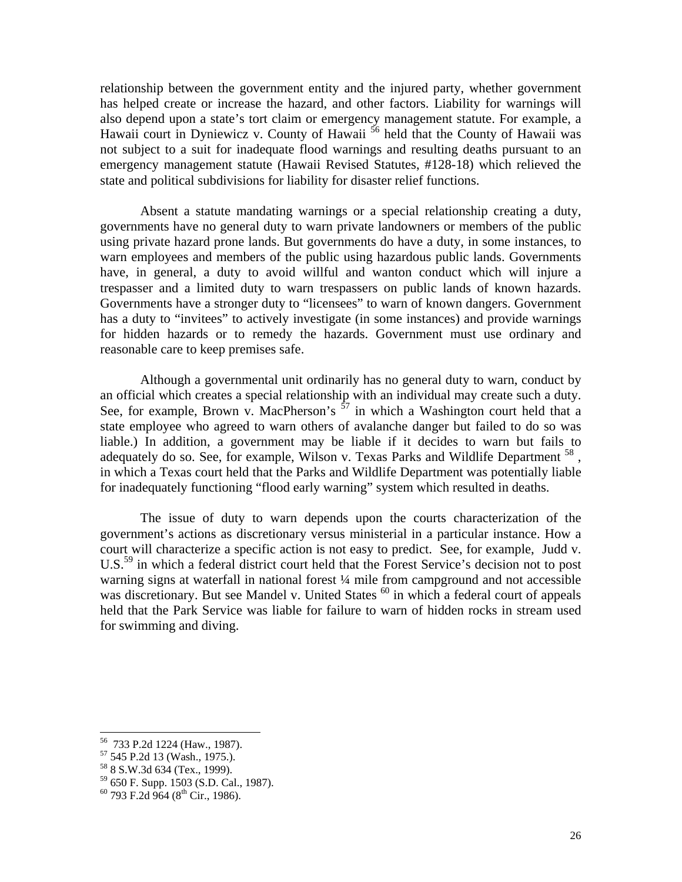relationship between the government entity and the injured party, whether government has helped create or increase the hazard, and other factors. Liability for warnings will also depend upon a state's tort claim or emergency management statute. For example, a Hawaii court in Dyniewicz v. County of Hawaii [56] held that the County of Hawaii was not subject to a suit for inadequate flood warnings and resulting deaths pursuant to an emergency management statute (Hawaii Revised Statutes, #128-18) which relieved the state and political subdivisions for liability for disaster relief functions.

Absent a statute mandating warnings or a special relationship creating a duty, governments have no general duty to warn private landowners or members of the public using private hazard prone lands. But governments do have a duty, in some instances, to warn employees and members of the public using hazardous public lands. Governments have, in general, a duty to avoid willful and wanton conduct which will injure a trespasser and a limited duty to warn trespassers on public lands of known hazards. Governments have a stronger duty to "licensees" to warn of known dangers. Government has a duty to "invitees" to actively investigate (in some instances) and provide warnings for hidden hazards or to remedy the hazards. Government must use ordinary and reasonable care to keep premises safe.

Although a governmental unit ordinarily has no general duty to warn, conduct by an official which creates a special relationship with an individual may create such a duty. See, for example, Brown v. MacPherson's [57] in which a Washington court held that a state employee who agreed to warn others of avalanche danger but failed to do so was liable.) In addition, a government may be liable if it decides to warn but fails to adequately do so. See, for example, Wilson v. Texas Parks and Wildlife Department [58], in which a Texas court held that the Parks and Wildlife Department was potentially liable for inadequately functioning "flood early warning" system which resulted in deaths.

The issue of duty to warn depends upon the courts characterization of the government's actions as discretionary versus ministerial in a particular instance. How a court will characterize a specific action is not easy to predict. See, for example, Judd v. U.S.[59] in which a federal district court held that the Forest Service's decision not to post warning signs at waterfall in national forest ¼ mile from campground and not accessible was discretionary. But see Mandel v. United States [60] in which a federal court of appeals held that the Park Service was liable for failure to warn of hidden rocks in stream used for swimming and diving.

---

[56] 733 P.2d 1224 (Haw., 1987).

[57] 545 P.2d 13 (Wash., 1975.).

[58] 8 S.W.3d 634 (Tex., 1999).

[59] 650 F. Supp. 1503 (S.D. Cal., 1987).

[60] 793 F.2d 964 (8th Cir., 1986).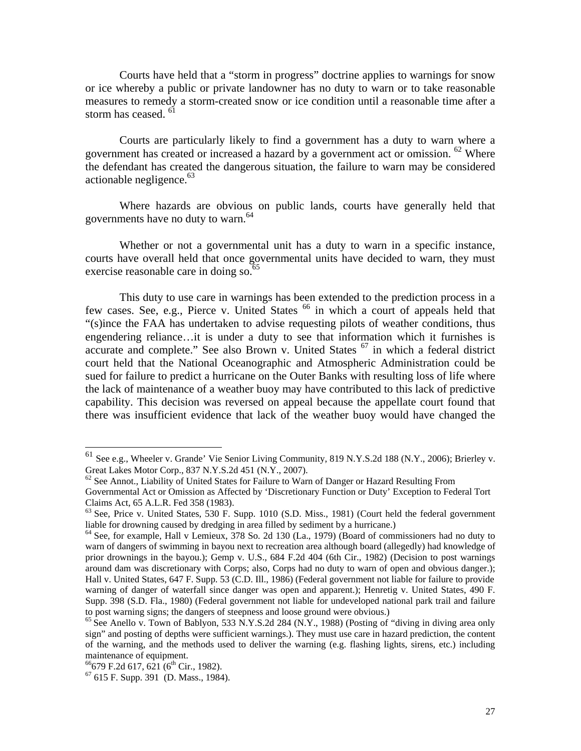Courts have held that a "storm in progress" doctrine applies to warnings for snow or ice whereby a public or private landowner has no duty to warn or to take reasonable measures to remedy a storm-created snow or ice condition until a reasonable time after a storm has ceased. [61]

Courts are particularly likely to find a government has a duty to warn where a government has created or increased a hazard by a government act or omission. [62] Where the defendant has created the dangerous situation, the failure to warn may be considered actionable negligence.[63]

Where hazards are obvious on public lands, courts have generally held that governments have no duty to warn.[64]

Whether or not a governmental unit has a duty to warn in a specific instance, courts have overall held that once governmental units have decided to warn, they must exercise reasonable care in doing so.[65]

This duty to use care in warnings has been extended to the prediction process in a few cases. See, e.g., Pierce v. United States [66] in which a court of appeals held that "(s)ince the FAA has undertaken to advise requesting pilots of weather conditions, thus engendering reliance…it is under a duty to see that information which it furnishes is accurate and complete." See also Brown v. United States [67] in which a federal district court held that the National Oceanographic and Atmospheric Administration could be sued for failure to predict a hurricane on the Outer Banks with resulting loss of life where the lack of maintenance of a weather buoy may have contributed to this lack of predictive capability. This decision was reversed on appeal because the appellate court found that there was insufficient evidence that lack of the weather buoy would have changed the

---

[61] See e.g., Wheeler v. Grande' Vie Senior Living Community, 819 N.Y.S.2d 188 (N.Y., 2006); Brierley v. Great Lakes Motor Corp., 837 N.Y.S.2d 451 (N.Y., 2007).

[62] See Annot., Liability of United States for Failure to Warn of Danger or Hazard Resulting From Governmental Act or Omission as Affected by 'Discretionary Function or Duty' Exception to Federal Tort Claims Act, 65 A.L.R. Fed 358 (1983).

[63] See, Price v. United States, 530 F. Supp. 1010 (S.D. Miss., 1981) (Court held the federal government liable for drowning caused by dredging in area filled by sediment by a hurricane.)

[64] See, for example, Hall v Lemieux, 378 So. 2d 130 (La., 1979) (Board of commissioners had no duty to warn of dangers of swimming in bayou next to recreation area although board (allegedly) had knowledge of prior drownings in the bayou.); Gemp v. U.S., 684 F.2d 404 (6th Cir., 1982) (Decision to post warnings around dam was discretionary with Corps; also, Corps had no duty to warn of open and obvious danger.); Hall v. United States, 647 F. Supp. 53 (C.D. Ill., 1986) (Federal government not liable for failure to provide warning of danger of waterfall since danger was open and apparent.); Henretig v. United States, 490 F. Supp. 398 (S.D. Fla., 1980) (Federal government not liable for undeveloped national park trail and failure to post warning signs; the dangers of steepness and loose ground were obvious.)

[65] See Anello v. Town of Bablyon, 533 N.Y.S.2d 284 (N.Y., 1988) (Posting of "diving in diving area only sign" and posting of depths were sufficient warnings.). They must use care in hazard prediction, the content of the warning, and the methods used to deliver the warning (e.g. flashing lights, sirens, etc.) including maintenance of equipment.

[66] 679 F.2d 617, 621 (6th Cir., 1982).

[67] 615 F. Supp. 391 (D. Mass., 1984).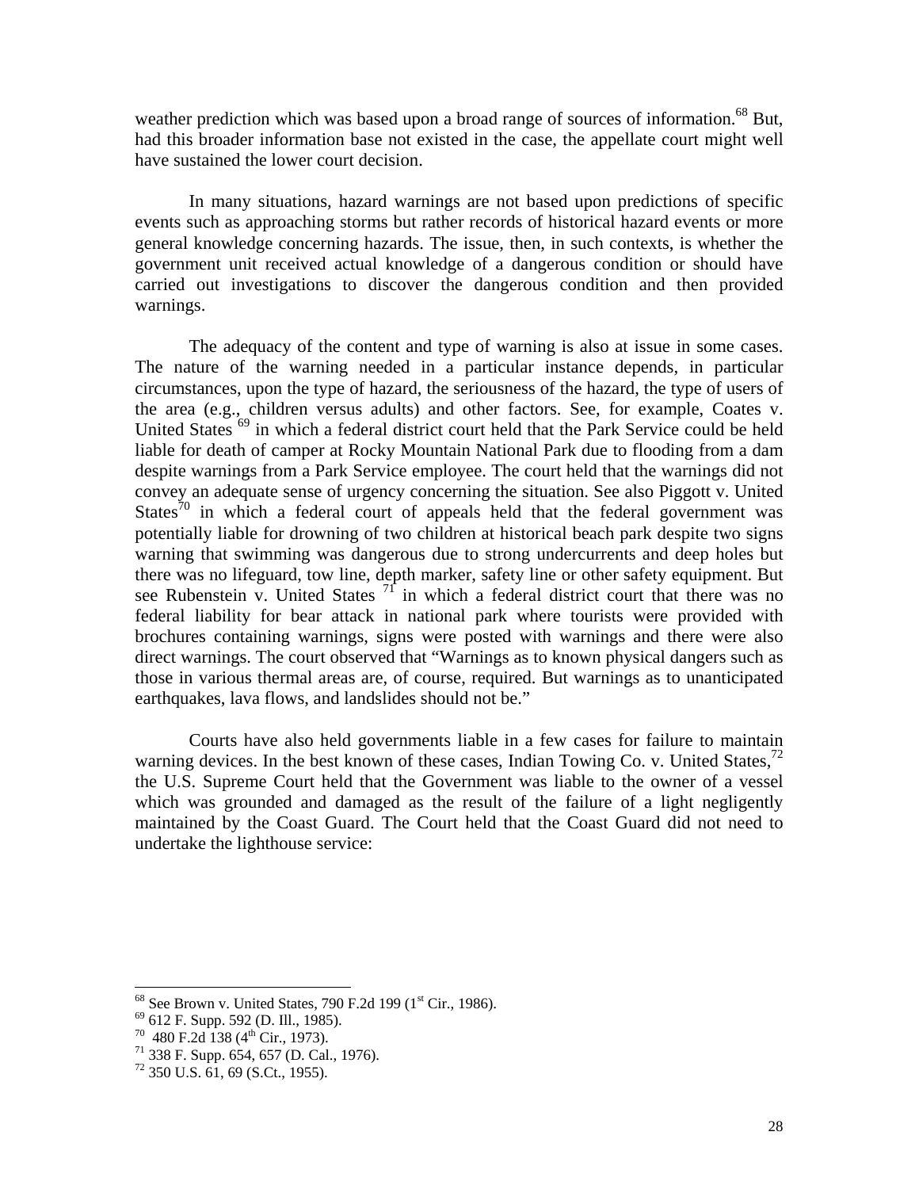weather prediction which was based upon a broad range of sources of information.[68] But, had this broader information base not existed in the case, the appellate court might well have sustained the lower court decision.

In many situations, hazard warnings are not based upon predictions of specific events such as approaching storms but rather records of historical hazard events or more general knowledge concerning hazards. The issue, then, in such contexts, is whether the government unit received actual knowledge of a dangerous condition or should have carried out investigations to discover the dangerous condition and then provided warnings.

The adequacy of the content and type of warning is also at issue in some cases. The nature of the warning needed in a particular instance depends, in particular circumstances, upon the type of hazard, the seriousness of the hazard, the type of users of the area (e.g., children versus adults) and other factors. See, for example, Coates v. United States [69] in which a federal district court held that the Park Service could be held liable for death of camper at Rocky Mountain National Park due to flooding from a dam despite warnings from a Park Service employee. The court held that the warnings did not convey an adequate sense of urgency concerning the situation. See also Piggott v. United States[70] in which a federal court of appeals held that the federal government was potentially liable for drowning of two children at historical beach park despite two signs warning that swimming was dangerous due to strong undercurrents and deep holes but there was no lifeguard, tow line, depth marker, safety line or other safety equipment. But see Rubenstein v. United States [71] in which a federal district court that there was no federal liability for bear attack in national park where tourists were provided with brochures containing warnings, signs were posted with warnings and there were also direct warnings. The court observed that "Warnings as to known physical dangers such as those in various thermal areas are, of course, required. But warnings as to unanticipated earthquakes, lava flows, and landslides should not be."

Courts have also held governments liable in a few cases for failure to maintain warning devices. In the best known of these cases, Indian Towing Co. v. United States,[72] the U.S. Supreme Court held that the Government was liable to the owner of a vessel which was grounded and damaged as the result of the failure of a light negligently maintained by the Coast Guard. The Court held that the Coast Guard did not need to undertake the lighthouse service:

---

[68] See Brown v. United States, 790 F.2d 199 (1st Cir., 1986).
[69] 612 F. Supp. 592 (D. Ill., 1985).
[70] 480 F.2d 138 (4th Cir., 1973).
[71] 338 F. Supp. 654, 657 (D. Cal., 1976).
[72] 350 U.S. 61, 69 (S.Ct., 1955).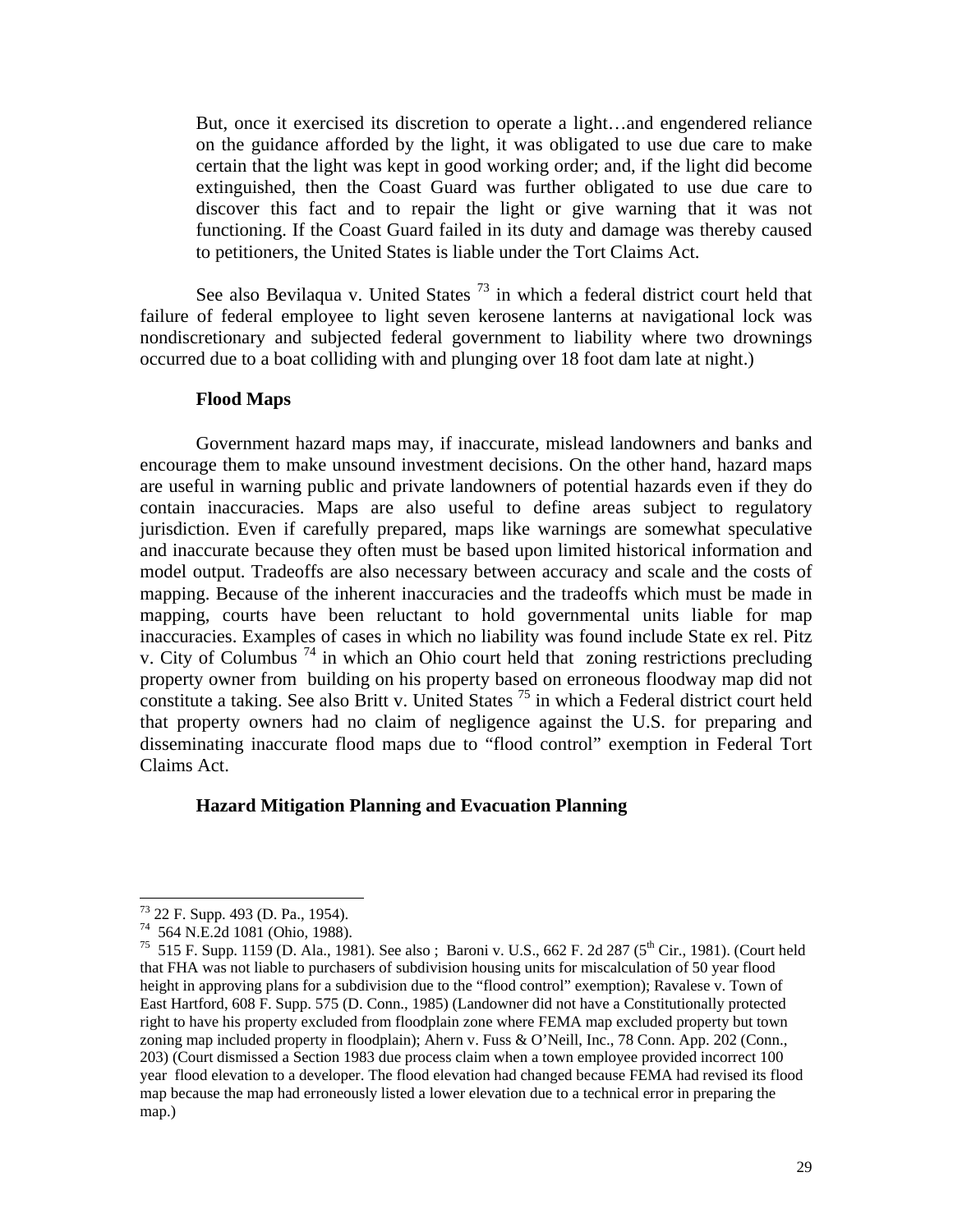> But, once it exercised its discretion to operate a light…and engendered reliance on the guidance afforded by the light, it was obligated to use due care to make certain that the light was kept in good working order; and, if the light did become extinguished, then the Coast Guard was further obligated to use due care to discover this fact and to repair the light or give warning that it was not functioning. If the Coast Guard failed in its duty and damage was thereby caused to petitioners, the United States is liable under the Tort Claims Act.

See also Bevilaqua v. United States [73] in which a federal district court held that failure of federal employee to light seven kerosene lanterns at navigational lock was nondiscretionary and subjected federal government to liability where two drownings occurred due to a boat colliding with and plunging over 18 foot dam late at night.)

**Flood Maps**

Government hazard maps may, if inaccurate, mislead landowners and banks and encourage them to make unsound investment decisions. On the other hand, hazard maps are useful in warning public and private landowners of potential hazards even if they do contain inaccuracies. Maps are also useful to define areas subject to regulatory jurisdiction. Even if carefully prepared, maps like warnings are somewhat speculative and inaccurate because they often must be based upon limited historical information and model output. Tradeoffs are also necessary between accuracy and scale and the costs of mapping. Because of the inherent inaccuracies and the tradeoffs which must be made in mapping, courts have been reluctant to hold governmental units liable for map inaccuracies. Examples of cases in which no liability was found include State ex rel. Pitz v. City of Columbus [74] in which an Ohio court held that zoning restrictions precluding property owner from building on his property based on erroneous floodway map did not constitute a taking. See also Britt v. United States [75] in which a Federal district court held that property owners had no claim of negligence against the U.S. for preparing and disseminating inaccurate flood maps due to "flood control" exemption in Federal Tort Claims Act.

**Hazard Mitigation Planning and Evacuation Planning**

---

[73] 22 F. Supp. 493 (D. Pa., 1954).

[74] 564 N.E.2d 1081 (Ohio, 1988).

[75] 515 F. Supp. 1159 (D. Ala., 1981). See also ; Baroni v. U.S., 662 F. 2d 287 (5th Cir., 1981). (Court held that FHA was not liable to purchasers of subdivision housing units for miscalculation of 50 year flood height in approving plans for a subdivision due to the "flood control" exemption); Ravalese v. Town of East Hartford, 608 F. Supp. 575 (D. Conn., 1985) (Landowner did not have a Constitutionally protected right to have his property excluded from floodplain zone where FEMA map excluded property but town zoning map included property in floodplain); Ahern v. Fuss & O'Neill, Inc., 78 Conn. App. 202 (Conn., 203) (Court dismissed a Section 1983 due process claim when a town employee provided incorrect 100 year flood elevation to a developer. The flood elevation had changed because FEMA had revised its flood map because the map had erroneously listed a lower elevation due to a technical error in preparing the map.)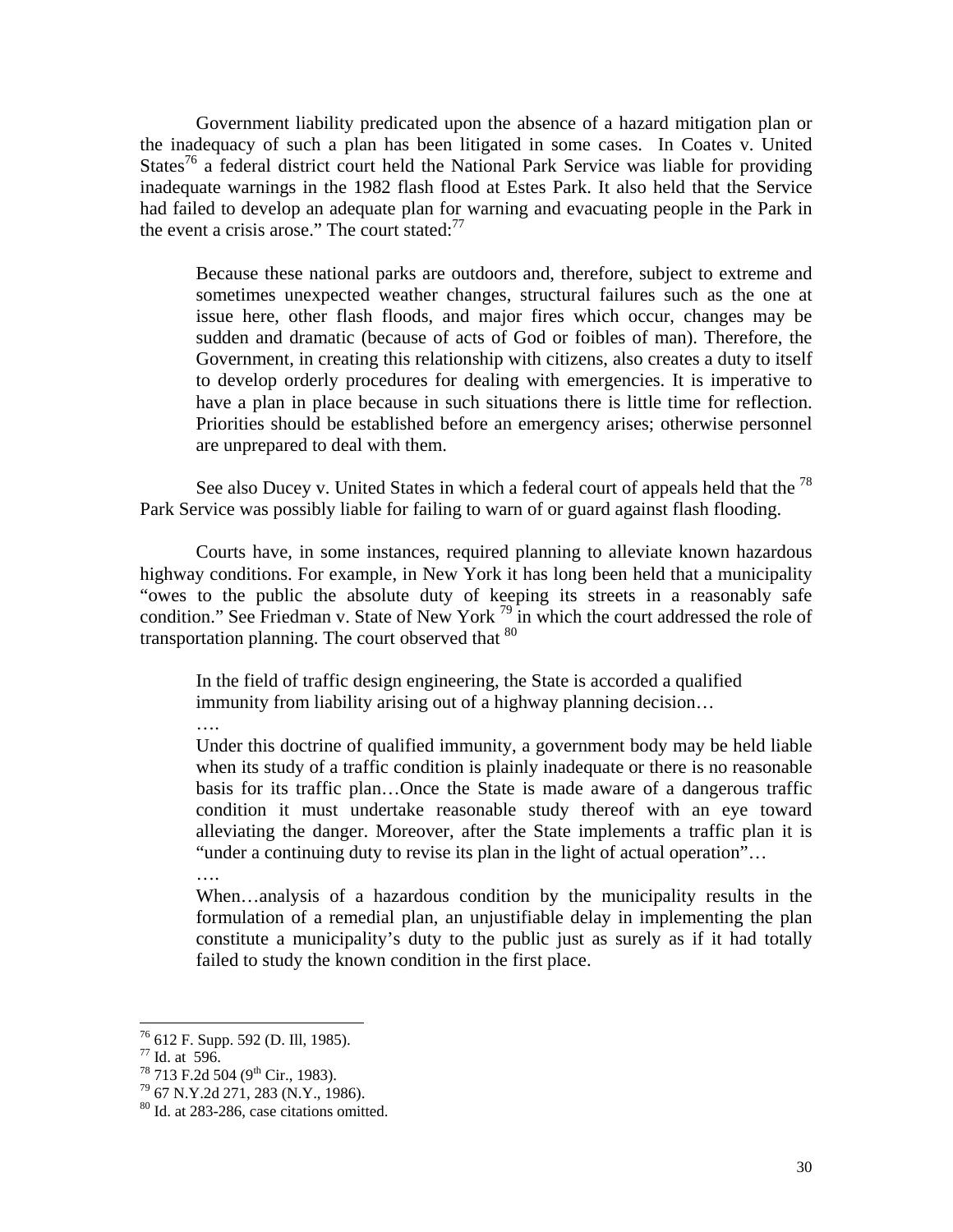Government liability predicated upon the absence of a hazard mitigation plan or the inadequacy of such a plan has been litigated in some cases. In Coates v. United States[76] a federal district court held the National Park Service was liable for providing inadequate warnings in the 1982 flash flood at Estes Park. It also held that the Service had failed to develop an adequate plan for warning and evacuating people in the Park in the event a crisis arose." The court stated:[77]

> Because these national parks are outdoors and, therefore, subject to extreme and sometimes unexpected weather changes, structural failures such as the one at issue here, other flash floods, and major fires which occur, changes may be sudden and dramatic (because of acts of God or foibles of man). Therefore, the Government, in creating this relationship with citizens, also creates a duty to itself to develop orderly procedures for dealing with emergencies. It is imperative to have a plan in place because in such situations there is little time for reflection. Priorities should be established before an emergency arises; otherwise personnel are unprepared to deal with them.

See also Ducey v. United States in which a federal court of appeals held that the [78] Park Service was possibly liable for failing to warn of or guard against flash flooding.

Courts have, in some instances, required planning to alleviate known hazardous highway conditions. For example, in New York it has long been held that a municipality "owes to the public the absolute duty of keeping its streets in a reasonably safe condition." See Friedman v. State of New York [79] in which the court addressed the role of transportation planning. The court observed that [80]

> In the field of traffic design engineering, the State is accorded a qualified immunity from liability arising out of a highway planning decision…
>
> ….
>
> Under this doctrine of qualified immunity, a government body may be held liable when its study of a traffic condition is plainly inadequate or there is no reasonable basis for its traffic plan…Once the State is made aware of a dangerous traffic condition it must undertake reasonable study thereof with an eye toward alleviating the danger. Moreover, after the State implements a traffic plan it is "under a continuing duty to revise its plan in the light of actual operation"…
>
> ….
>
> When…analysis of a hazardous condition by the municipality results in the formulation of a remedial plan, an unjustifiable delay in implementing the plan constitute a municipality's duty to the public just as surely as if it had totally failed to study the known condition in the first place.

---

[76] 612 F. Supp. 592 (D. Ill, 1985).
[77] Id. at 596.
[78] 713 F.2d 504 (9th Cir., 1983).
[79] 67 N.Y.2d 271, 283 (N.Y., 1986).
[80] Id. at 283-286, case citations omitted.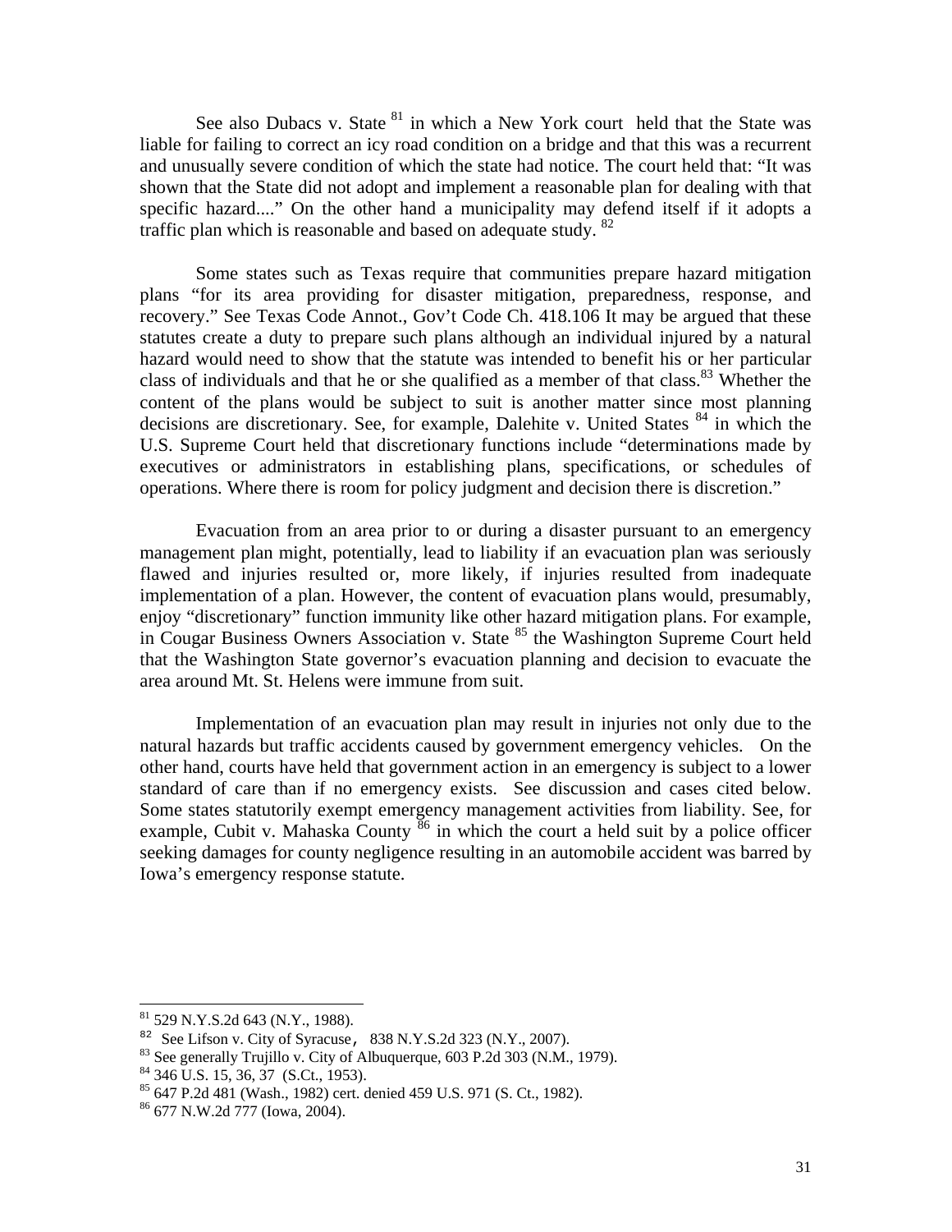See also Dubacs v. State [81] in which a New York court held that the State was liable for failing to correct an icy road condition on a bridge and that this was a recurrent and unusually severe condition of which the state had notice. The court held that: "It was shown that the State did not adopt and implement a reasonable plan for dealing with that specific hazard...." On the other hand a municipality may defend itself if it adopts a traffic plan which is reasonable and based on adequate study. [82]

Some states such as Texas require that communities prepare hazard mitigation plans "for its area providing for disaster mitigation, preparedness, response, and recovery." See Texas Code Annot., Gov't Code Ch. 418.106 It may be argued that these statutes create a duty to prepare such plans although an individual injured by a natural hazard would need to show that the statute was intended to benefit his or her particular class of individuals and that he or she qualified as a member of that class.[83] Whether the content of the plans would be subject to suit is another matter since most planning decisions are discretionary. See, for example, Dalehite v. United States [84] in which the U.S. Supreme Court held that discretionary functions include "determinations made by executives or administrators in establishing plans, specifications, or schedules of operations. Where there is room for policy judgment and decision there is discretion."

Evacuation from an area prior to or during a disaster pursuant to an emergency management plan might, potentially, lead to liability if an evacuation plan was seriously flawed and injuries resulted or, more likely, if injuries resulted from inadequate implementation of a plan. However, the content of evacuation plans would, presumably, enjoy "discretionary" function immunity like other hazard mitigation plans. For example, in Cougar Business Owners Association v. State [85] the Washington Supreme Court held that the Washington State governor's evacuation planning and decision to evacuate the area around Mt. St. Helens were immune from suit.

Implementation of an evacuation plan may result in injuries not only due to the natural hazards but traffic accidents caused by government emergency vehicles. On the other hand, courts have held that government action in an emergency is subject to a lower standard of care than if no emergency exists. See discussion and cases cited below. Some states statutorily exempt emergency management activities from liability. See, for example, Cubit v. Mahaska County [86] in which the court a held suit by a police officer seeking damages for county negligence resulting in an automobile accident was barred by Iowa's emergency response statute.

---

[81] 529 N.Y.S.2d 643 (N.Y., 1988).

[82] See Lifson v. City of Syracuse, 838 N.Y.S.2d 323 (N.Y., 2007).

[83] See generally Trujillo v. City of Albuquerque, 603 P.2d 303 (N.M., 1979).

[84] 346 U.S. 15, 36, 37 (S.Ct., 1953).

[85] 647 P.2d 481 (Wash., 1982) cert. denied 459 U.S. 971 (S. Ct., 1982).

[86] 677 N.W.2d 777 (Iowa, 2004).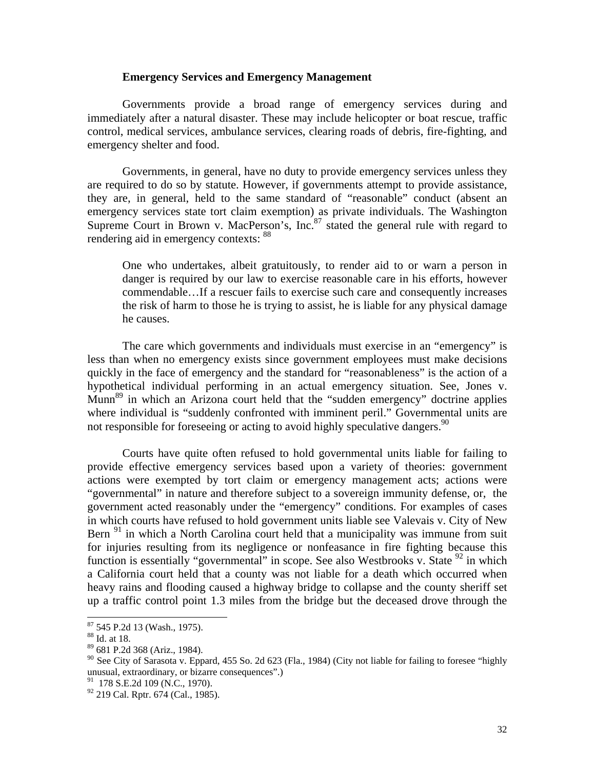**Emergency Services and Emergency Management**

Governments provide a broad range of emergency services during and immediately after a natural disaster. These may include helicopter or boat rescue, traffic control, medical services, ambulance services, clearing roads of debris, fire-fighting, and emergency shelter and food.

Governments, in general, have no duty to provide emergency services unless they are required to do so by statute. However, if governments attempt to provide assistance, they are, in general, held to the same standard of "reasonable" conduct (absent an emergency services state tort claim exemption) as private individuals. The Washington Supreme Court in Brown v. MacPerson's, Inc.[87] stated the general rule with regard to rendering aid in emergency contexts: [88]

> One who undertakes, albeit gratuitously, to render aid to or warn a person in danger is required by our law to exercise reasonable care in his efforts, however commendable…If a rescuer fails to exercise such care and consequently increases the risk of harm to those he is trying to assist, he is liable for any physical damage he causes.

The care which governments and individuals must exercise in an "emergency" is less than when no emergency exists since government employees must make decisions quickly in the face of emergency and the standard for "reasonableness" is the action of a hypothetical individual performing in an actual emergency situation. See, Jones v. Munn[89] in which an Arizona court held that the "sudden emergency" doctrine applies where individual is "suddenly confronted with imminent peril." Governmental units are not responsible for foreseeing or acting to avoid highly speculative dangers.[90]

Courts have quite often refused to hold governmental units liable for failing to provide effective emergency services based upon a variety of theories: government actions were exempted by tort claim or emergency management acts; actions were "governmental" in nature and therefore subject to a sovereign immunity defense, or, the government acted reasonably under the "emergency" conditions. For examples of cases in which courts have refused to hold government units liable see Valevais v. City of New Bern [91] in which a North Carolina court held that a municipality was immune from suit for injuries resulting from its negligence or nonfeasance in fire fighting because this function is essentially "governmental" in scope. See also Westbrooks v. State [92] in which a California court held that a county was not liable for a death which occurred when heavy rains and flooding caused a highway bridge to collapse and the county sheriff set up a traffic control point 1.3 miles from the bridge but the deceased drove through the

---

[87] 545 P.2d 13 (Wash., 1975).

[88] Id. at 18.

[89] 681 P.2d 368 (Ariz., 1984).

[90] See City of Sarasota v. Eppard, 455 So. 2d 623 (Fla., 1984) (City not liable for failing to foresee "highly unusual, extraordinary, or bizarre consequences".)

[91] 178 S.E.2d 109 (N.C., 1970).

[92] 219 Cal. Rptr. 674 (Cal., 1985).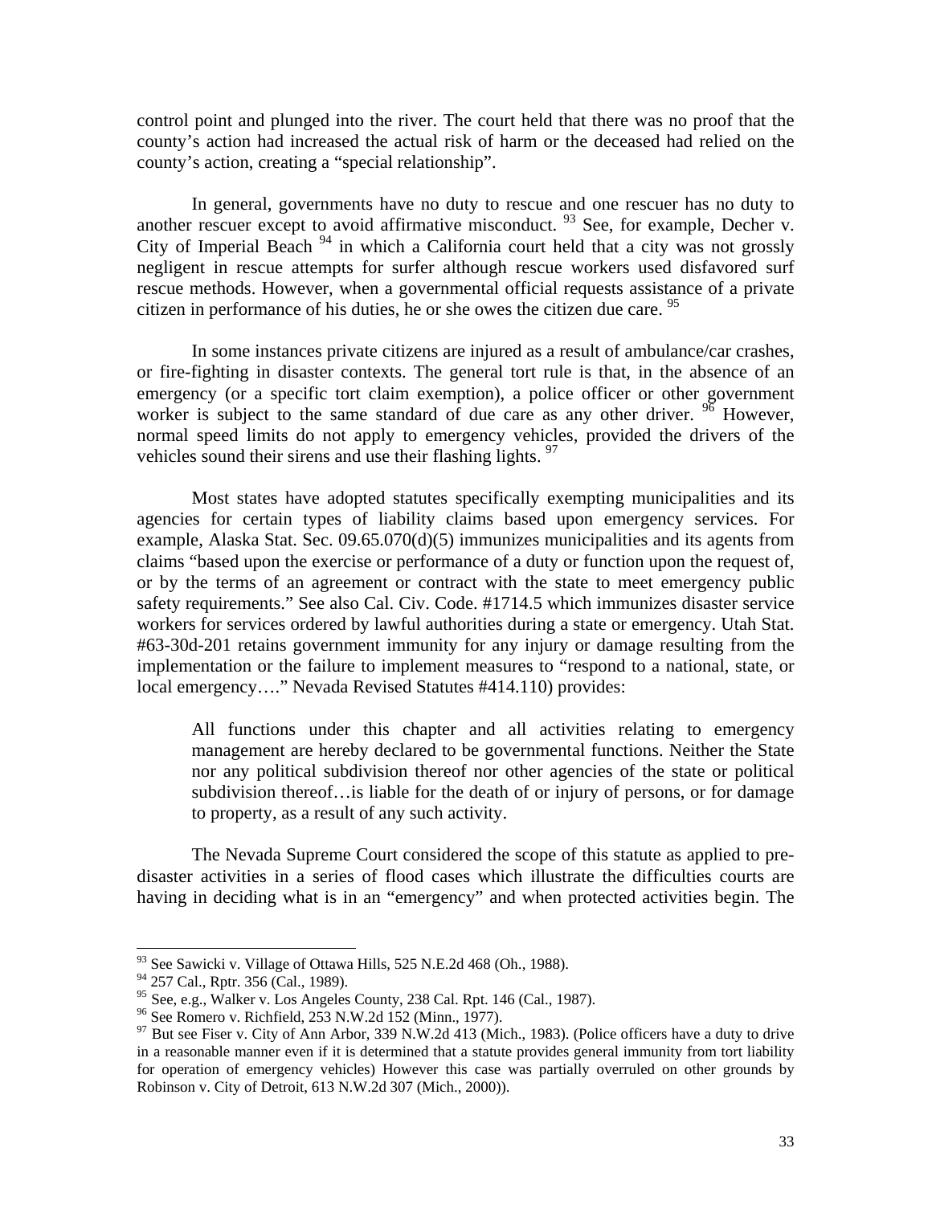control point and plunged into the river. The court held that there was no proof that the county's action had increased the actual risk of harm or the deceased had relied on the county's action, creating a "special relationship".

In general, governments have no duty to rescue and one rescuer has no duty to another rescuer except to avoid affirmative misconduct. [93] See, for example, Decher v. City of Imperial Beach [94] in which a California court held that a city was not grossly negligent in rescue attempts for surfer although rescue workers used disfavored surf rescue methods. However, when a governmental official requests assistance of a private citizen in performance of his duties, he or she owes the citizen due care. [95]

In some instances private citizens are injured as a result of ambulance/car crashes, or fire-fighting in disaster contexts. The general tort rule is that, in the absence of an emergency (or a specific tort claim exemption), a police officer or other government worker is subject to the same standard of due care as any other driver. [96] However, normal speed limits do not apply to emergency vehicles, provided the drivers of the vehicles sound their sirens and use their flashing lights. [97]

Most states have adopted statutes specifically exempting municipalities and its agencies for certain types of liability claims based upon emergency services. For example, Alaska Stat. Sec. 09.65.070(d)(5) immunizes municipalities and its agents from claims "based upon the exercise or performance of a duty or function upon the request of, or by the terms of an agreement or contract with the state to meet emergency public safety requirements." See also Cal. Civ. Code. #1714.5 which immunizes disaster service workers for services ordered by lawful authorities during a state or emergency. Utah Stat. #63-30d-201 retains government immunity for any injury or damage resulting from the implementation or the failure to implement measures to "respond to a national, state, or local emergency…." Nevada Revised Statutes #414.110) provides:

> All functions under this chapter and all activities relating to emergency management are hereby declared to be governmental functions. Neither the State nor any political subdivision thereof nor other agencies of the state or political subdivision thereof…is liable for the death of or injury of persons, or for damage to property, as a result of any such activity.

The Nevada Supreme Court considered the scope of this statute as applied to pre-disaster activities in a series of flood cases which illustrate the difficulties courts are having in deciding what is in an "emergency" and when protected activities begin. The

---

[93] See Sawicki v. Village of Ottawa Hills, 525 N.E.2d 468 (Oh., 1988).

[94] 257 Cal., Rptr. 356 (Cal., 1989).

[95] See, e.g., Walker v. Los Angeles County, 238 Cal. Rpt. 146 (Cal., 1987).

[96] See Romero v. Richfield, 253 N.W.2d 152 (Minn., 1977).

[97] But see Fiser v. City of Ann Arbor, 339 N.W.2d 413 (Mich., 1983). (Police officers have a duty to drive in a reasonable manner even if it is determined that a statute provides general immunity from tort liability for operation of emergency vehicles) However this case was partially overruled on other grounds by Robinson v. City of Detroit, 613 N.W.2d 307 (Mich., 2000)).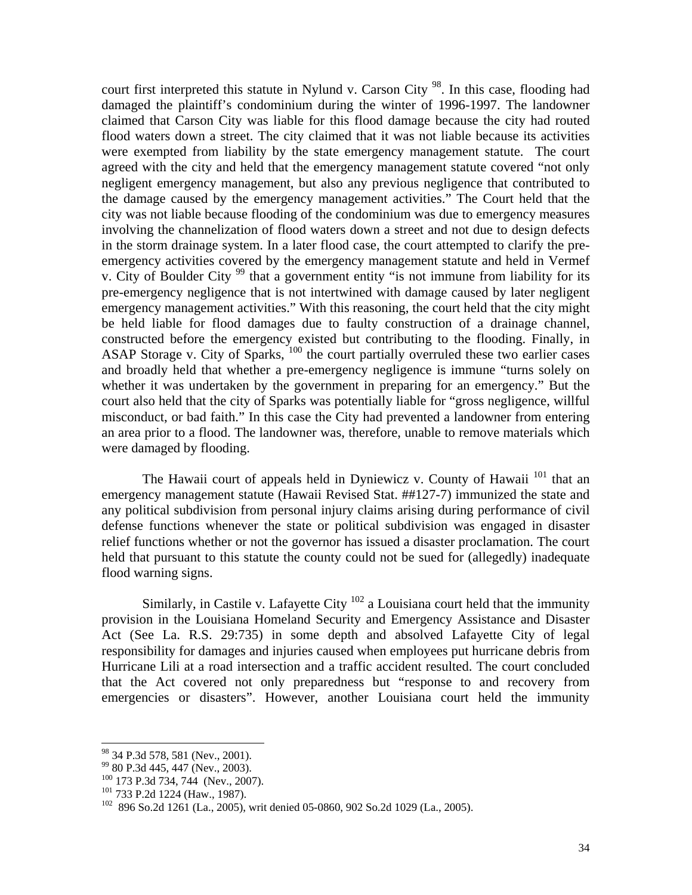court first interpreted this statute in Nylund v. Carson City [98]. In this case, flooding had damaged the plaintiff's condominium during the winter of 1996-1997. The landowner claimed that Carson City was liable for this flood damage because the city had routed flood waters down a street. The city claimed that it was not liable because its activities were exempted from liability by the state emergency management statute. The court agreed with the city and held that the emergency management statute covered "not only negligent emergency management, but also any previous negligence that contributed to the damage caused by the emergency management activities." The Court held that the city was not liable because flooding of the condominium was due to emergency measures involving the channelization of flood waters down a street and not due to design defects in the storm drainage system. In a later flood case, the court attempted to clarify the pre-emergency activities covered by the emergency management statute and held in Vermef v. City of Boulder City [99] that a government entity "is not immune from liability for its pre-emergency negligence that is not intertwined with damage caused by later negligent emergency management activities." With this reasoning, the court held that the city might be held liable for flood damages due to faulty construction of a drainage channel, constructed before the emergency existed but contributing to the flooding. Finally, in ASAP Storage v. City of Sparks, [100] the court partially overruled these two earlier cases and broadly held that whether a pre-emergency negligence is immune "turns solely on whether it was undertaken by the government in preparing for an emergency." But the court also held that the city of Sparks was potentially liable for "gross negligence, willful misconduct, or bad faith." In this case the City had prevented a landowner from entering an area prior to a flood. The landowner was, therefore, unable to remove materials which were damaged by flooding.

The Hawaii court of appeals held in Dyniewicz v. County of Hawaii [101] that an emergency management statute (Hawaii Revised Stat. ##127-7) immunized the state and any political subdivision from personal injury claims arising during performance of civil defense functions whenever the state or political subdivision was engaged in disaster relief functions whether or not the governor has issued a disaster proclamation. The court held that pursuant to this statute the county could not be sued for (allegedly) inadequate flood warning signs.

Similarly, in Castile v. Lafayette City [102] a Louisiana court held that the immunity provision in the Louisiana Homeland Security and Emergency Assistance and Disaster Act (See La. R.S. 29:735) in some depth and absolved Lafayette City of legal responsibility for damages and injuries caused when employees put hurricane debris from Hurricane Lili at a road intersection and a traffic accident resulted. The court concluded that the Act covered not only preparedness but "response to and recovery from emergencies or disasters". However, another Louisiana court held the immunity

---

[98] 34 P.3d 578, 581 (Nev., 2001).
[99] 80 P.3d 445, 447 (Nev., 2003).
[100] 173 P.3d 734, 744 (Nev., 2007).
[101] 733 P.2d 1224 (Haw., 1987).
[102] 896 So.2d 1261 (La., 2005), writ denied 05-0860, 902 So.2d 1029 (La., 2005).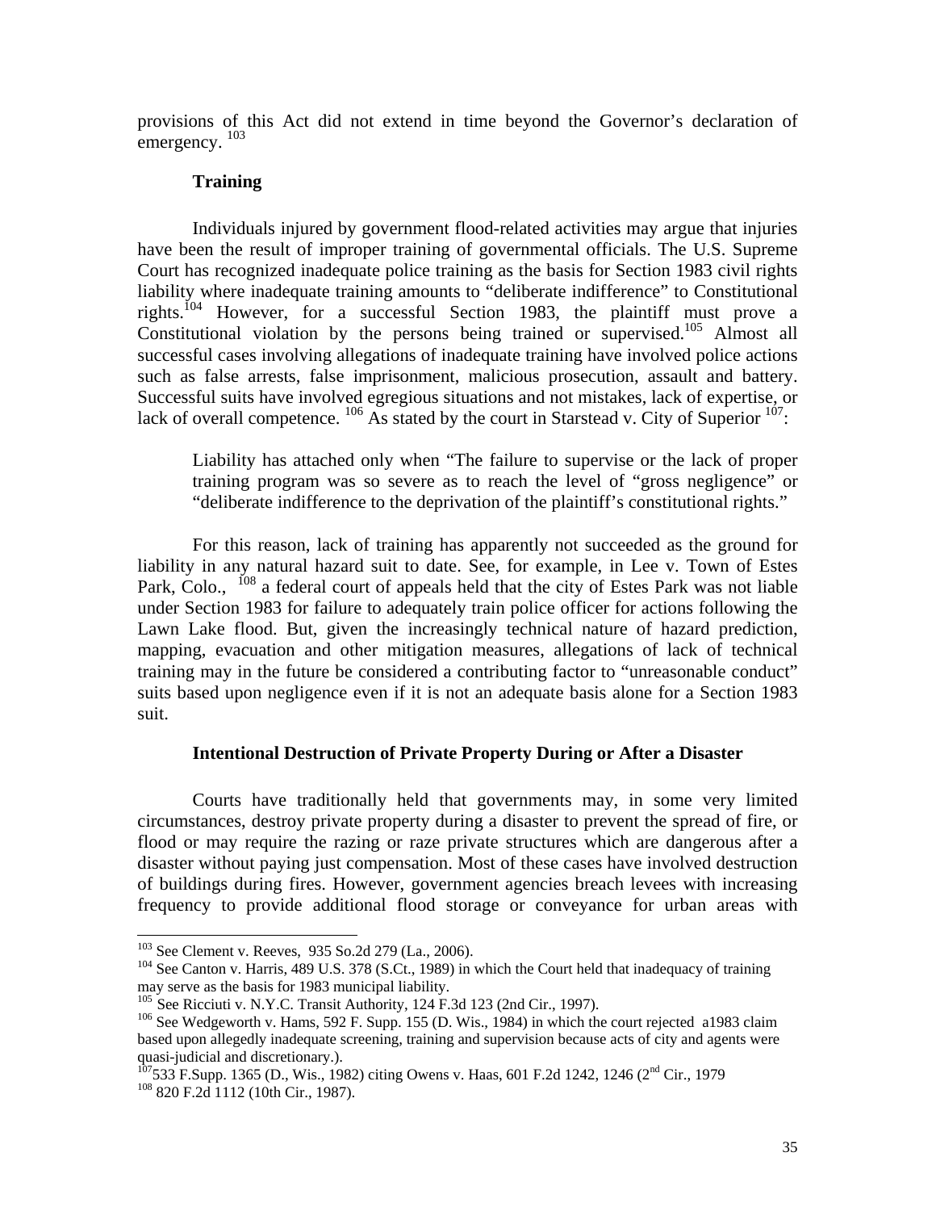provisions of this Act did not extend in time beyond the Governor's declaration of emergency. [103]

### Training

Individuals injured by government flood-related activities may argue that injuries have been the result of improper training of governmental officials. The U.S. Supreme Court has recognized inadequate police training as the basis for Section 1983 civil rights liability where inadequate training amounts to "deliberate indifference" to Constitutional rights.[104] However, for a successful Section 1983, the plaintiff must prove a Constitutional violation by the persons being trained or supervised.[105] Almost all successful cases involving allegations of inadequate training have involved police actions such as false arrests, false imprisonment, malicious prosecution, assault and battery. Successful suits have involved egregious situations and not mistakes, lack of expertise, or lack of overall competence. [106] As stated by the court in Starstead v. City of Superior [107]:

> Liability has attached only when "The failure to supervise or the lack of proper training program was so severe as to reach the level of "gross negligence" or "deliberate indifference to the deprivation of the plaintiff's constitutional rights."

For this reason, lack of training has apparently not succeeded as the ground for liability in any natural hazard suit to date. See, for example, in Lee v. Town of Estes Park, Colo., [108] a federal court of appeals held that the city of Estes Park was not liable under Section 1983 for failure to adequately train police officer for actions following the Lawn Lake flood. But, given the increasingly technical nature of hazard prediction, mapping, evacuation and other mitigation measures, allegations of lack of technical training may in the future be considered a contributing factor to "unreasonable conduct" suits based upon negligence even if it is not an adequate basis alone for a Section 1983 suit.

### Intentional Destruction of Private Property During or After a Disaster

Courts have traditionally held that governments may, in some very limited circumstances, destroy private property during a disaster to prevent the spread of fire, or flood or may require the razing or raze private structures which are dangerous after a disaster without paying just compensation. Most of these cases have involved destruction of buildings during fires. However, government agencies breach levees with increasing frequency to provide additional flood storage or conveyance for urban areas with

---

[103] See Clement v. Reeves, 935 So.2d 279 (La., 2006).

[104] See Canton v. Harris, 489 U.S. 378 (S.Ct., 1989) in which the Court held that inadequacy of training may serve as the basis for 1983 municipal liability.

[105] See Ricciuti v. N.Y.C. Transit Authority, 124 F.3d 123 (2nd Cir., 1997).

[106] See Wedgeworth v. Hams, 592 F. Supp. 155 (D. Wis., 1984) in which the court rejected a1983 claim based upon allegedly inadequate screening, training and supervision because acts of city and agents were quasi-judicial and discretionary.).

[107] 533 F.Supp. 1365 (D., Wis., 1982) citing Owens v. Haas, 601 F.2d 1242, 1246 (2nd Cir., 1979

[108] 820 F.2d 1112 (10th Cir., 1987).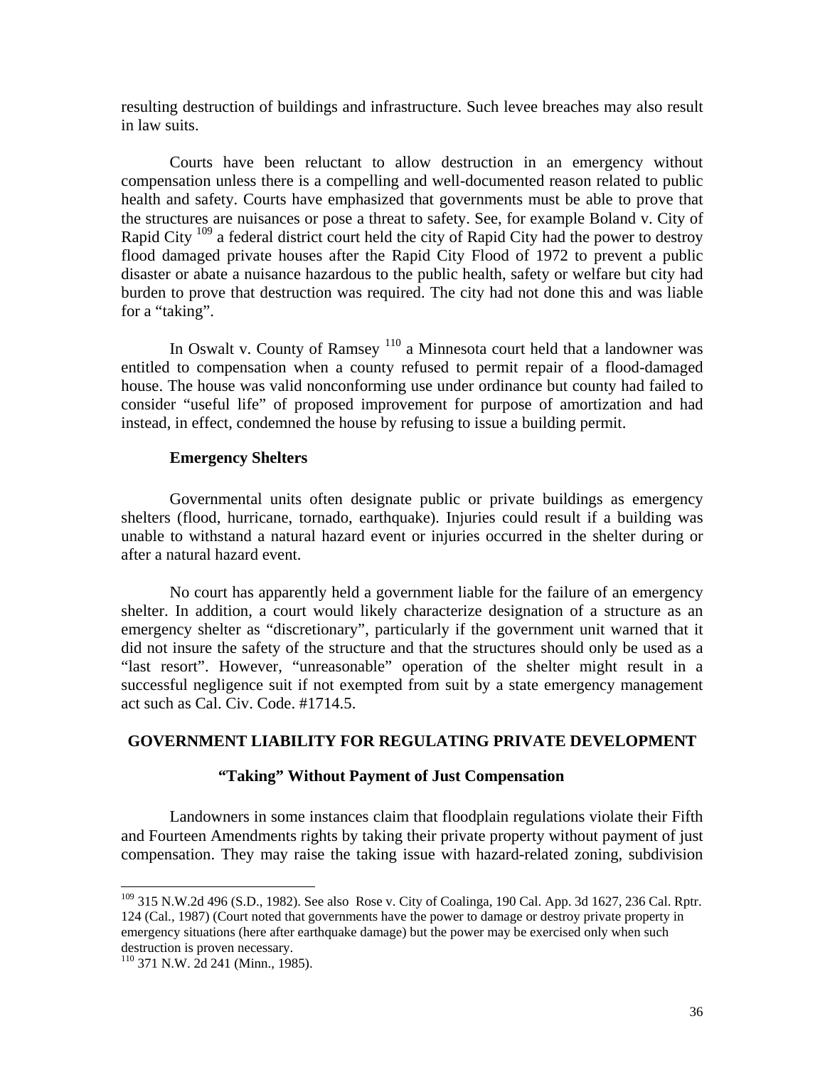resulting destruction of buildings and infrastructure. Such levee breaches may also result in law suits.

Courts have been reluctant to allow destruction in an emergency without compensation unless there is a compelling and well-documented reason related to public health and safety. Courts have emphasized that governments must be able to prove that the structures are nuisances or pose a threat to safety. See, for example Boland v. City of Rapid City [109] a federal district court held the city of Rapid City had the power to destroy flood damaged private houses after the Rapid City Flood of 1972 to prevent a public disaster or abate a nuisance hazardous to the public health, safety or welfare but city had burden to prove that destruction was required. The city had not done this and was liable for a "taking".

In Oswalt v. County of Ramsey [110] a Minnesota court held that a landowner was entitled to compensation when a county refused to permit repair of a flood-damaged house. The house was valid nonconforming use under ordinance but county had failed to consider "useful life" of proposed improvement for purpose of amortization and had instead, in effect, condemned the house by refusing to issue a building permit.

### Emergency Shelters

Governmental units often designate public or private buildings as emergency shelters (flood, hurricane, tornado, earthquake). Injuries could result if a building was unable to withstand a natural hazard event or injuries occurred in the shelter during or after a natural hazard event.

No court has apparently held a government liable for the failure of an emergency shelter. In addition, a court would likely characterize designation of a structure as an emergency shelter as "discretionary", particularly if the government unit warned that it did not insure the safety of the structure and that the structures should only be used as a "last resort". However, "unreasonable" operation of the shelter might result in a successful negligence suit if not exempted from suit by a state emergency management act such as Cal. Civ. Code. #1714.5.

## GOVERNMENT LIABILITY FOR REGULATING PRIVATE DEVELOPMENT

### "Taking" Without Payment of Just Compensation

Landowners in some instances claim that floodplain regulations violate their Fifth and Fourteen Amendments rights by taking their private property without payment of just compensation. They may raise the taking issue with hazard-related zoning, subdivision

---

[109] 315 N.W.2d 496 (S.D., 1982). See also Rose v. City of Coalinga, 190 Cal. App. 3d 1627, 236 Cal. Rptr. 124 (Cal., 1987) (Court noted that governments have the power to damage or destroy private property in emergency situations (here after earthquake damage) but the power may be exercised only when such destruction is proven necessary.

[110] 371 N.W. 2d 241 (Minn., 1985).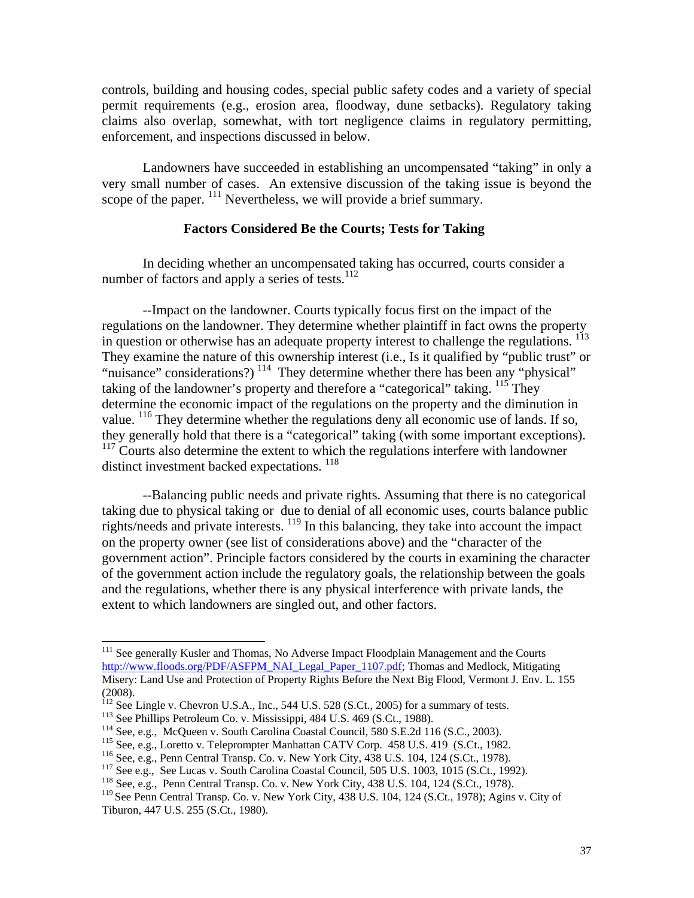controls, building and housing codes, special public safety codes and a variety of special permit requirements (e.g., erosion area, floodway, dune setbacks). Regulatory taking claims also overlap, somewhat, with tort negligence claims in regulatory permitting, enforcement, and inspections discussed in below.

Landowners have succeeded in establishing an uncompensated "taking" in only a very small number of cases. An extensive discussion of the taking issue is beyond the scope of the paper. [111] Nevertheless, we will provide a brief summary.

### Factors Considered Be the Courts; Tests for Taking

In deciding whether an uncompensated taking has occurred, courts consider a number of factors and apply a series of tests.[112]

--Impact on the landowner. Courts typically focus first on the impact of the regulations on the landowner. They determine whether plaintiff in fact owns the property in question or otherwise has an adequate property interest to challenge the regulations. [113] They examine the nature of this ownership interest (i.e., Is it qualified by "public trust" or "nuisance" considerations?) [114] They determine whether there has been any "physical" taking of the landowner's property and therefore a "categorical" taking. [115] They determine the economic impact of the regulations on the property and the diminution in value. [116] They determine whether the regulations deny all economic use of lands. If so, they generally hold that there is a "categorical" taking (with some important exceptions). [117] Courts also determine the extent to which the regulations interfere with landowner distinct investment backed expectations. [118]

--Balancing public needs and private rights. Assuming that there is no categorical taking due to physical taking or due to denial of all economic uses, courts balance public rights/needs and private interests. [119] In this balancing, they take into account the impact on the property owner (see list of considerations above) and the "character of the government action". Principle factors considered by the courts in examining the character of the government action include the regulatory goals, the relationship between the goals and the regulations, whether there is any physical interference with private lands, the extent to which landowners are singled out, and other factors.

---

[111] See generally Kusler and Thomas, No Adverse Impact Floodplain Management and the Courts http://www.floods.org/PDF/ASFPM_NAI_Legal_Paper_1107.pdf; Thomas and Medlock, Mitigating Misery: Land Use and Protection of Property Rights Before the Next Big Flood, Vermont J. Env. L. 155 (2008).

[112] See Lingle v. Chevron U.S.A., Inc., 544 U.S. 528 (S.Ct., 2005) for a summary of tests.

[113] See Phillips Petroleum Co. v. Mississippi, 484 U.S. 469 (S.Ct., 1988).

[114] See, e.g., McQueen v. South Carolina Coastal Council, 580 S.E.2d 116 (S.C., 2003).

[115] See, e.g., Loretto v. Teleprompter Manhattan CATV Corp. 458 U.S. 419 (S.Ct., 1982.

[116] See, e.g., Penn Central Transp. Co. v. New York City, 438 U.S. 104, 124 (S.Ct., 1978).

[117] See e.g., See Lucas v. South Carolina Coastal Council, 505 U.S. 1003, 1015 (S.Ct., 1992).

[118] See, e.g., Penn Central Transp. Co. v. New York City, 438 U.S. 104, 124 (S.Ct., 1978).

[119] See Penn Central Transp. Co. v. New York City, 438 U.S. 104, 124 (S.Ct., 1978); Agins v. City of Tiburon, 447 U.S. 255 (S.Ct., 1980).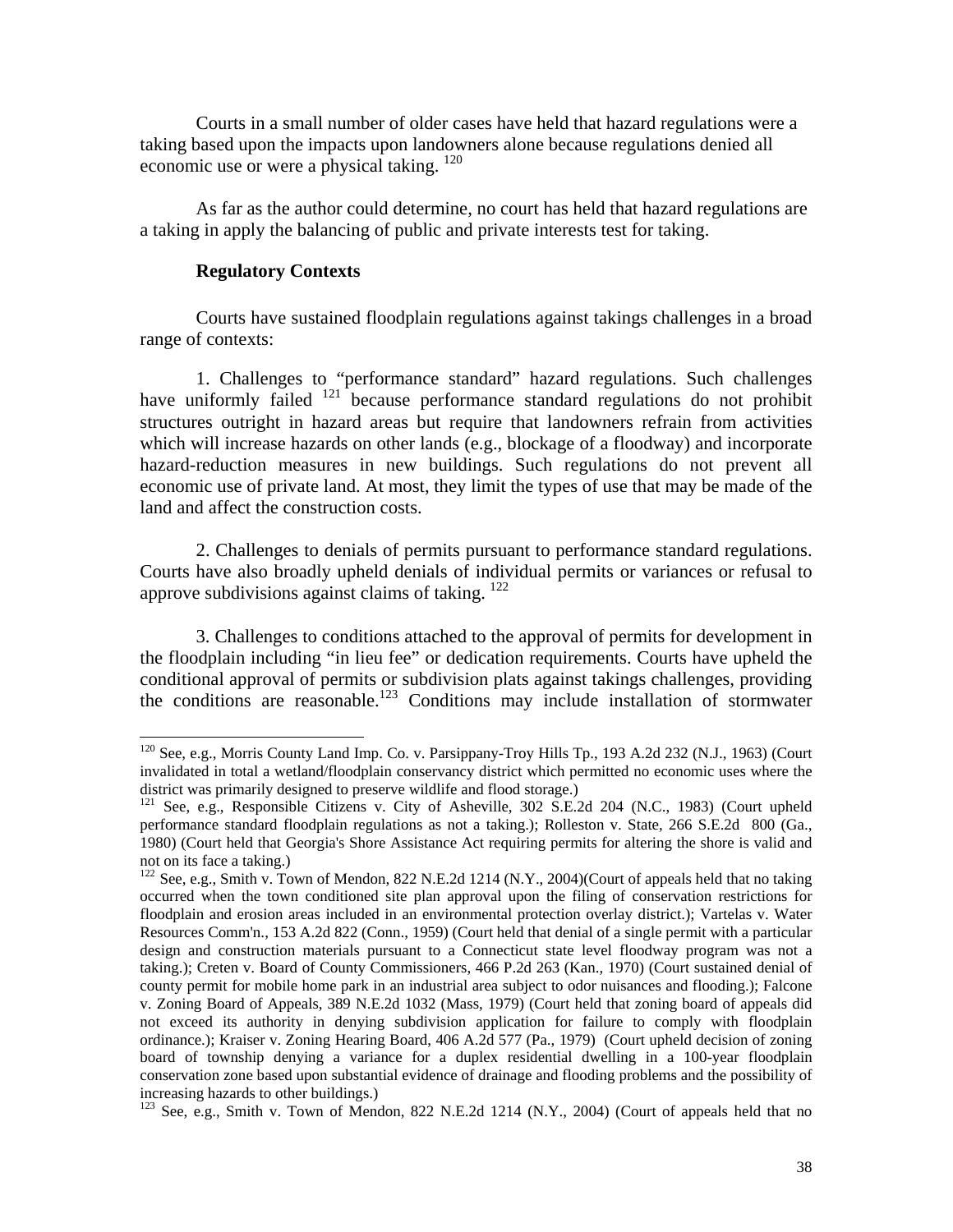Courts in a small number of older cases have held that hazard regulations were a taking based upon the impacts upon landowners alone because regulations denied all economic use or were a physical taking. [120]

As far as the author could determine, no court has held that hazard regulations are a taking in apply the balancing of public and private interests test for taking.

**Regulatory Contexts**

Courts have sustained floodplain regulations against takings challenges in a broad range of contexts:

1. Challenges to "performance standard" hazard regulations. Such challenges have uniformly failed [121] because performance standard regulations do not prohibit structures outright in hazard areas but require that landowners refrain from activities which will increase hazards on other lands (e.g., blockage of a floodway) and incorporate hazard-reduction measures in new buildings. Such regulations do not prevent all economic use of private land. At most, they limit the types of use that may be made of the land and affect the construction costs.

2. Challenges to denials of permits pursuant to performance standard regulations. Courts have also broadly upheld denials of individual permits or variances or refusal to approve subdivisions against claims of taking. [122]

3. Challenges to conditions attached to the approval of permits for development in the floodplain including "in lieu fee" or dedication requirements. Courts have upheld the conditional approval of permits or subdivision plats against takings challenges, providing the conditions are reasonable.[123] Conditions may include installation of stormwater

---

[120] See, e.g., Morris County Land Imp. Co. v. Parsippany-Troy Hills Tp., 193 A.2d 232 (N.J., 1963) (Court invalidated in total a wetland/floodplain conservancy district which permitted no economic uses where the district was primarily designed to preserve wildlife and flood storage.)

[121] See, e.g., Responsible Citizens v. City of Asheville, 302 S.E.2d 204 (N.C., 1983) (Court upheld performance standard floodplain regulations as not a taking.); Rolleston v. State, 266 S.E.2d 800 (Ga., 1980) (Court held that Georgia's Shore Assistance Act requiring permits for altering the shore is valid and not on its face a taking.)

[122] See, e.g., Smith v. Town of Mendon, 822 N.E.2d 1214 (N.Y., 2004)(Court of appeals held that no taking occurred when the town conditioned site plan approval upon the filing of conservation restrictions for floodplain and erosion areas included in an environmental protection overlay district.); Vartelas v. Water Resources Comm'n., 153 A.2d 822 (Conn., 1959) (Court held that denial of a single permit with a particular design and construction materials pursuant to a Connecticut state level floodway program was not a taking.); Creten v. Board of County Commissioners, 466 P.2d 263 (Kan., 1970) (Court sustained denial of county permit for mobile home park in an industrial area subject to odor nuisances and flooding.); Falcone v. Zoning Board of Appeals, 389 N.E.2d 1032 (Mass, 1979) (Court held that zoning board of appeals did not exceed its authority in denying subdivision application for failure to comply with floodplain ordinance.); Kraiser v. Zoning Hearing Board, 406 A.2d 577 (Pa., 1979) (Court upheld decision of zoning board of township denying a variance for a duplex residential dwelling in a 100-year floodplain conservation zone based upon substantial evidence of drainage and flooding problems and the possibility of increasing hazards to other buildings.)

[123] See, e.g., Smith v. Town of Mendon, 822 N.E.2d 1214 (N.Y., 2004) (Court of appeals held that no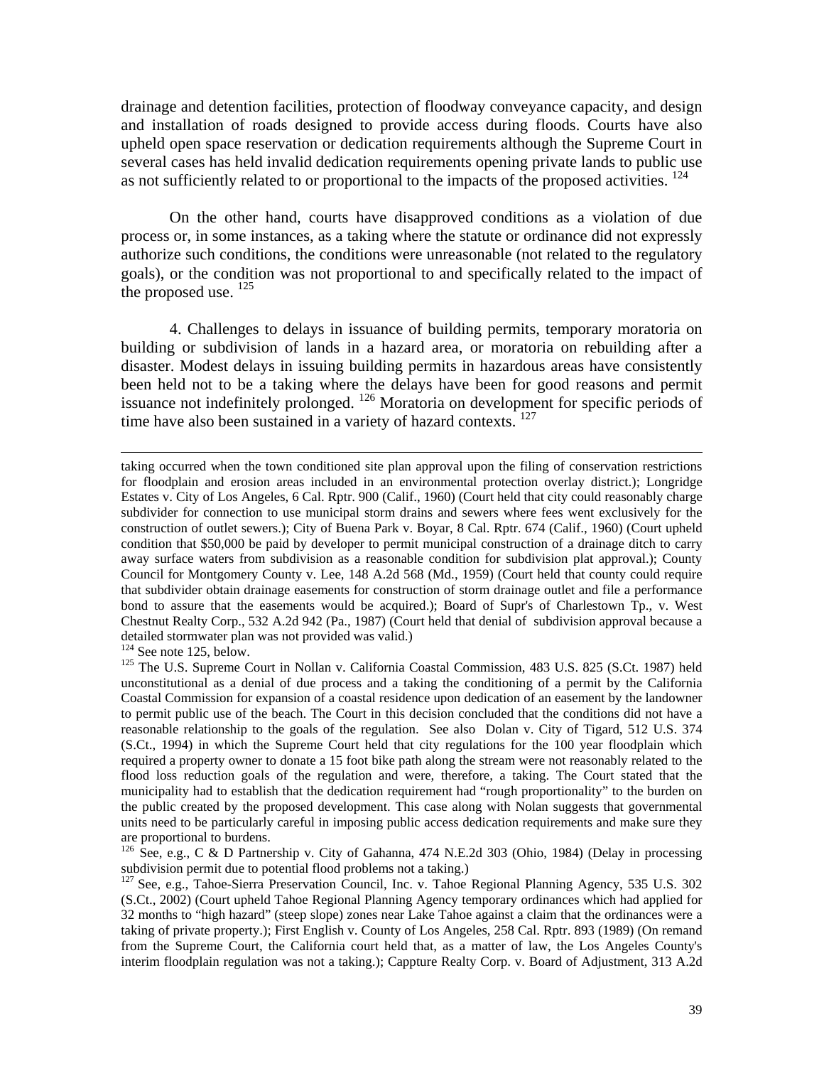drainage and detention facilities, protection of floodway conveyance capacity, and design and installation of roads designed to provide access during floods. Courts have also upheld open space reservation or dedication requirements although the Supreme Court in several cases has held invalid dedication requirements opening private lands to public use as not sufficiently related to or proportional to the impacts of the proposed activities. [124]

On the other hand, courts have disapproved conditions as a violation of due process or, in some instances, as a taking where the statute or ordinance did not expressly authorize such conditions, the conditions were unreasonable (not related to the regulatory goals), or the condition was not proportional to and specifically related to the impact of the proposed use. [125]

4. Challenges to delays in issuance of building permits, temporary moratoria on building or subdivision of lands in a hazard area, or moratoria on rebuilding after a disaster. Modest delays in issuing building permits in hazardous areas have consistently been held not to be a taking where the delays have been for good reasons and permit issuance not indefinitely prolonged. [126] Moratoria on development for specific periods of time have also been sustained in a variety of hazard contexts. [127]

---

taking occurred when the town conditioned site plan approval upon the filing of conservation restrictions for floodplain and erosion areas included in an environmental protection overlay district.); Longridge Estates v. City of Los Angeles, 6 Cal. Rptr. 900 (Calif., 1960) (Court held that city could reasonably charge subdivider for connection to use municipal storm drains and sewers where fees went exclusively for the construction of outlet sewers.); City of Buena Park v. Boyar, 8 Cal. Rptr. 674 (Calif., 1960) (Court upheld condition that $50,000 be paid by developer to permit municipal construction of a drainage ditch to carry away surface waters from subdivision as a reasonable condition for subdivision plat approval.); County Council for Montgomery County v. Lee, 148 A.2d 568 (Md., 1959) (Court held that county could require that subdivider obtain drainage easements for construction of storm drainage outlet and file a performance bond to assure that the easements would be acquired.); Board of Supr's of Charlestown Tp., v. West Chestnut Realty Corp., 532 A.2d 942 (Pa., 1987) (Court held that denial of subdivision approval because a detailed stormwater plan was not provided was valid.)

[124] See note 125, below.

[125] The U.S. Supreme Court in Nollan v. California Coastal Commission, 483 U.S. 825 (S.Ct. 1987) held unconstitutional as a denial of due process and a taking the conditioning of a permit by the California Coastal Commission for expansion of a coastal residence upon dedication of an easement by the landowner to permit public use of the beach. The Court in this decision concluded that the conditions did not have a reasonable relationship to the goals of the regulation. See also Dolan v. City of Tigard, 512 U.S. 374 (S.Ct., 1994) in which the Supreme Court held that city regulations for the 100 year floodplain which required a property owner to donate a 15 foot bike path along the stream were not reasonably related to the flood loss reduction goals of the regulation and were, therefore, a taking. The Court stated that the municipality had to establish that the dedication requirement had "rough proportionality" to the burden on the public created by the proposed development. This case along with Nolan suggests that governmental units need to be particularly careful in imposing public access dedication requirements and make sure they are proportional to burdens.

[126] See, e.g., C & D Partnership v. City of Gahanna, 474 N.E.2d 303 (Ohio, 1984) (Delay in processing subdivision permit due to potential flood problems not a taking.)

[127] See, e.g., Tahoe-Sierra Preservation Council, Inc. v. Tahoe Regional Planning Agency, 535 U.S. 302 (S.Ct., 2002) (Court upheld Tahoe Regional Planning Agency temporary ordinances which had applied for 32 months to "high hazard" (steep slope) zones near Lake Tahoe against a claim that the ordinances were a taking of private property.); First English v. County of Los Angeles, 258 Cal. Rptr. 893 (1989) (On remand from the Supreme Court, the California court held that, as a matter of law, the Los Angeles County's interim floodplain regulation was not a taking.); Cappture Realty Corp. v. Board of Adjustment, 313 A.2d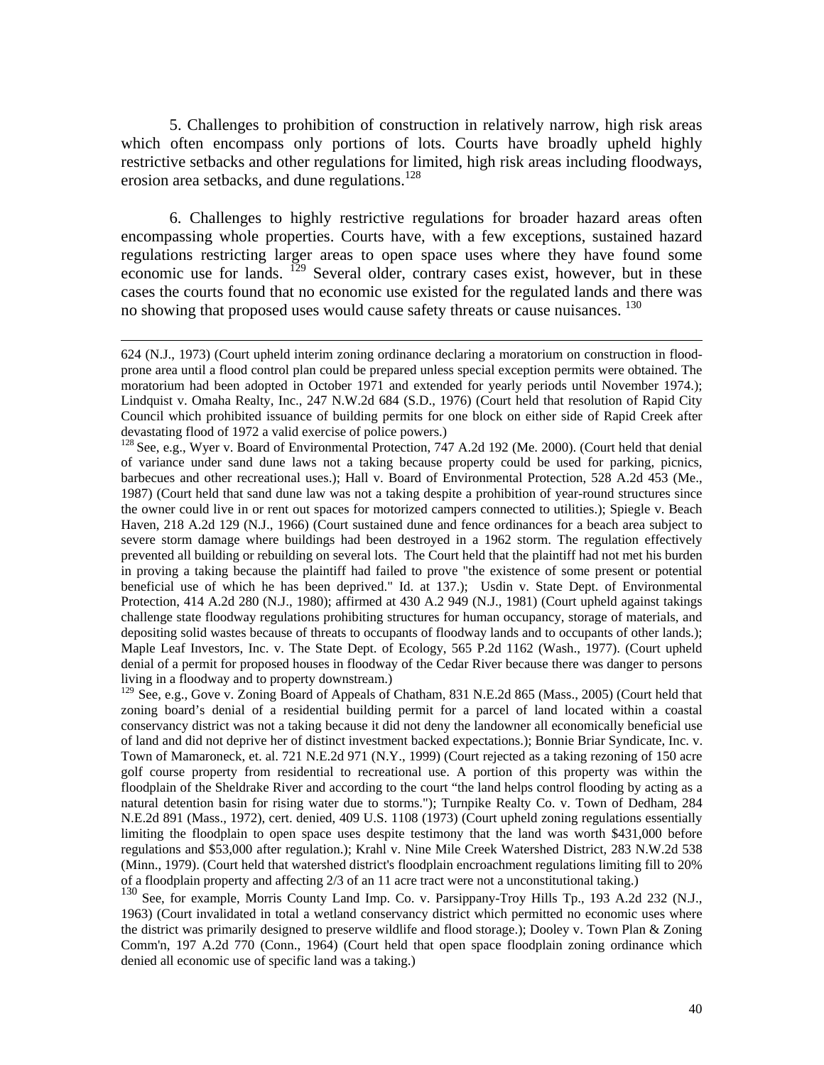5. Challenges to prohibition of construction in relatively narrow, high risk areas which often encompass only portions of lots. Courts have broadly upheld highly restrictive setbacks and other regulations for limited, high risk areas including floodways, erosion area setbacks, and dune regulations.[128]

6. Challenges to highly restrictive regulations for broader hazard areas often encompassing whole properties. Courts have, with a few exceptions, sustained hazard regulations restricting larger areas to open space uses where they have found some economic use for lands. [129] Several older, contrary cases exist, however, but in these cases the courts found that no economic use existed for the regulated lands and there was no showing that proposed uses would cause safety threats or cause nuisances. [130]

---

624 (N.J., 1973) (Court upheld interim zoning ordinance declaring a moratorium on construction in flood-prone area until a flood control plan could be prepared unless special exception permits were obtained. The moratorium had been adopted in October 1971 and extended for yearly periods until November 1974.); Lindquist v. Omaha Realty, Inc., 247 N.W.2d 684 (S.D., 1976) (Court held that resolution of Rapid City Council which prohibited issuance of building permits for one block on either side of Rapid Creek after devastating flood of 1972 a valid exercise of police powers.)

[128] See, e.g., Wyer v. Board of Environmental Protection, 747 A.2d 192 (Me. 2000). (Court held that denial of variance under sand dune laws not a taking because property could be used for parking, picnics, barbecues and other recreational uses.); Hall v. Board of Environmental Protection, 528 A.2d 453 (Me., 1987) (Court held that sand dune law was not a taking despite a prohibition of year-round structures since the owner could live in or rent out spaces for motorized campers connected to utilities.); Spiegle v. Beach Haven, 218 A.2d 129 (N.J., 1966) (Court sustained dune and fence ordinances for a beach area subject to severe storm damage where buildings had been destroyed in a 1962 storm. The regulation effectively prevented all building or rebuilding on several lots. The Court held that the plaintiff had not met his burden in proving a taking because the plaintiff had failed to prove "the existence of some present or potential beneficial use of which he has been deprived." Id. at 137.); Usdin v. State Dept. of Environmental Protection, 414 A.2d 280 (N.J., 1980); affirmed at 430 A.2 949 (N.J., 1981) (Court upheld against takings challenge state floodway regulations prohibiting structures for human occupancy, storage of materials, and depositing solid wastes because of threats to occupants of floodway lands and to occupants of other lands.); Maple Leaf Investors, Inc. v. The State Dept. of Ecology, 565 P.2d 1162 (Wash., 1977). (Court upheld denial of a permit for proposed houses in floodway of the Cedar River because there was danger to persons living in a floodway and to property downstream.)

[129] See, e.g., Gove v. Zoning Board of Appeals of Chatham, 831 N.E.2d 865 (Mass., 2005) (Court held that zoning board's denial of a residential building permit for a parcel of land located within a coastal conservancy district was not a taking because it did not deny the landowner all economically beneficial use of land and did not deprive her of distinct investment backed expectations.); Bonnie Briar Syndicate, Inc. v. Town of Mamaroneck, et. al. 721 N.E.2d 971 (N.Y., 1999) (Court rejected as a taking rezoning of 150 acre golf course property from residential to recreational use. A portion of this property was within the floodplain of the Sheldrake River and according to the court "the land helps control flooding by acting as a natural detention basin for rising water due to storms."); Turnpike Realty Co. v. Town of Dedham, 284 N.E.2d 891 (Mass., 1972), cert. denied, 409 U.S. 1108 (1973) (Court upheld zoning regulations essentially limiting the floodplain to open space uses despite testimony that the land was worth $431,000 before regulations and $53,000 after regulation.); Krahl v. Nine Mile Creek Watershed District, 283 N.W.2d 538 (Minn., 1979). (Court held that watershed district's floodplain encroachment regulations limiting fill to 20% of a floodplain property and affecting 2/3 of an 11 acre tract were not a unconstitutional taking.)

[130] See, for example, Morris County Land Imp. Co. v. Parsippany-Troy Hills Tp., 193 A.2d 232 (N.J., 1963) (Court invalidated in total a wetland conservancy district which permitted no economic uses where the district was primarily designed to preserve wildlife and flood storage.); Dooley v. Town Plan & Zoning Comm'n, 197 A.2d 770 (Conn., 1964) (Court held that open space floodplain zoning ordinance which denied all economic use of specific land was a taking.)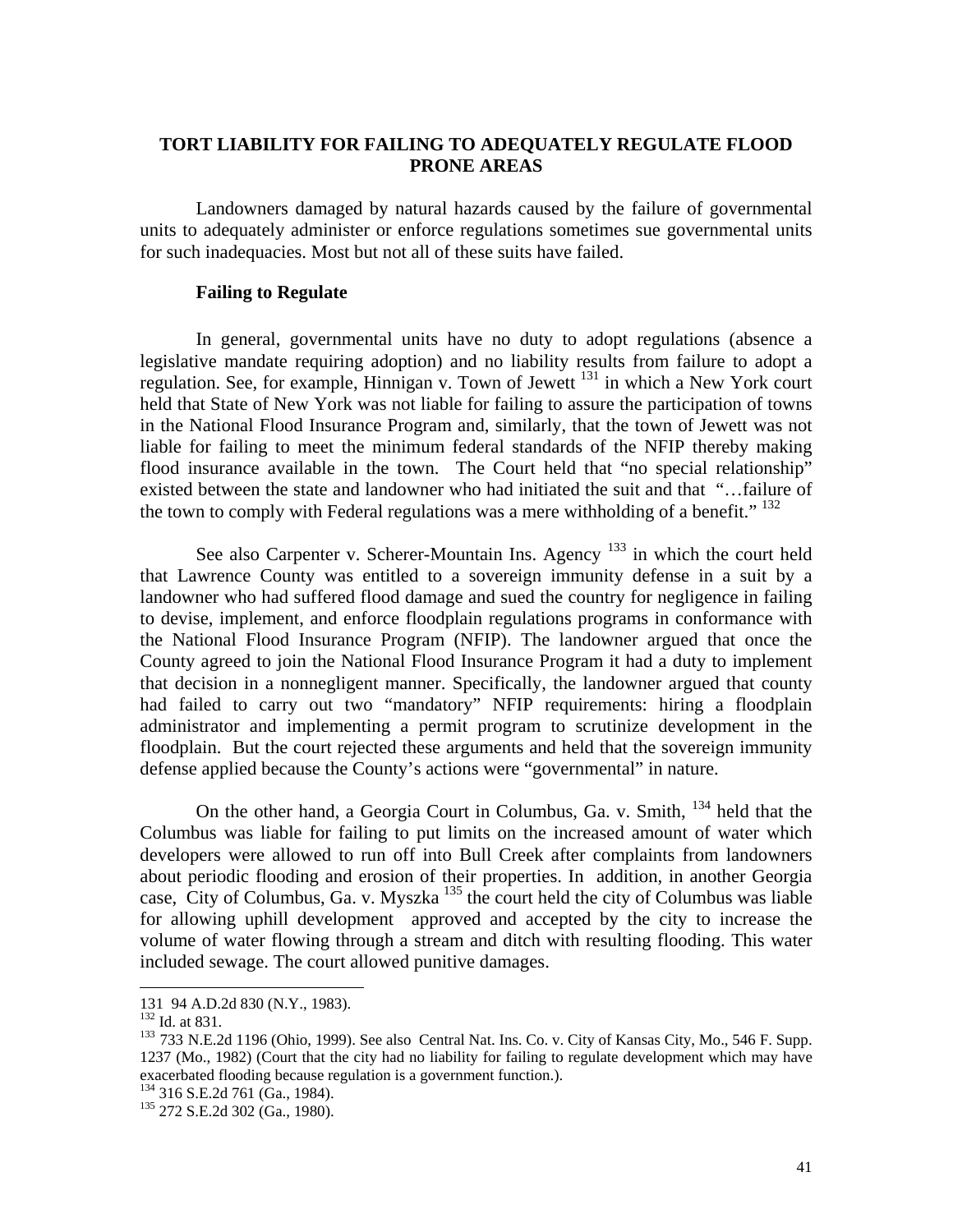## TORT LIABILITY FOR FAILING TO ADEQUATELY REGULATE FLOOD PRONE AREAS

Landowners damaged by natural hazards caused by the failure of governmental units to adequately administer or enforce regulations sometimes sue governmental units for such inadequacies. Most but not all of these suits have failed.

### Failing to Regulate

In general, governmental units have no duty to adopt regulations (absence a legislative mandate requiring adoption) and no liability results from failure to adopt a regulation. See, for example, Hinnigan v. Town of Jewett [131] in which a New York court held that State of New York was not liable for failing to assure the participation of towns in the National Flood Insurance Program and, similarly, that the town of Jewett was not liable for failing to meet the minimum federal standards of the NFIP thereby making flood insurance available in the town. The Court held that "no special relationship" existed between the state and landowner who had initiated the suit and that "…failure of the town to comply with Federal regulations was a mere withholding of a benefit." [132]

See also Carpenter v. Scherer-Mountain Ins. Agency [133] in which the court held that Lawrence County was entitled to a sovereign immunity defense in a suit by a landowner who had suffered flood damage and sued the country for negligence in failing to devise, implement, and enforce floodplain regulations programs in conformance with the National Flood Insurance Program (NFIP). The landowner argued that once the County agreed to join the National Flood Insurance Program it had a duty to implement that decision in a nonnegligent manner. Specifically, the landowner argued that county had failed to carry out two "mandatory" NFIP requirements: hiring a floodplain administrator and implementing a permit program to scrutinize development in the floodplain. But the court rejected these arguments and held that the sovereign immunity defense applied because the County's actions were "governmental" in nature.

On the other hand, a Georgia Court in Columbus, Ga. v. Smith, [134] held that the Columbus was liable for failing to put limits on the increased amount of water which developers were allowed to run off into Bull Creek after complaints from landowners about periodic flooding and erosion of their properties. In addition, in another Georgia case, City of Columbus, Ga. v. Myszka [135] the court held the city of Columbus was liable for allowing uphill development approved and accepted by the city to increase the volume of water flowing through a stream and ditch with resulting flooding. This water included sewage. The court allowed punitive damages.

---

131 94 A.D.2d 830 (N.Y., 1983).

132 Id. at 831.

133 733 N.E.2d 1196 (Ohio, 1999). See also Central Nat. Ins. Co. v. City of Kansas City, Mo., 546 F. Supp. 1237 (Mo., 1982) (Court that the city had no liability for failing to regulate development which may have exacerbated flooding because regulation is a government function.).

134 316 S.E.2d 761 (Ga., 1984).

135 272 S.E.2d 302 (Ga., 1980).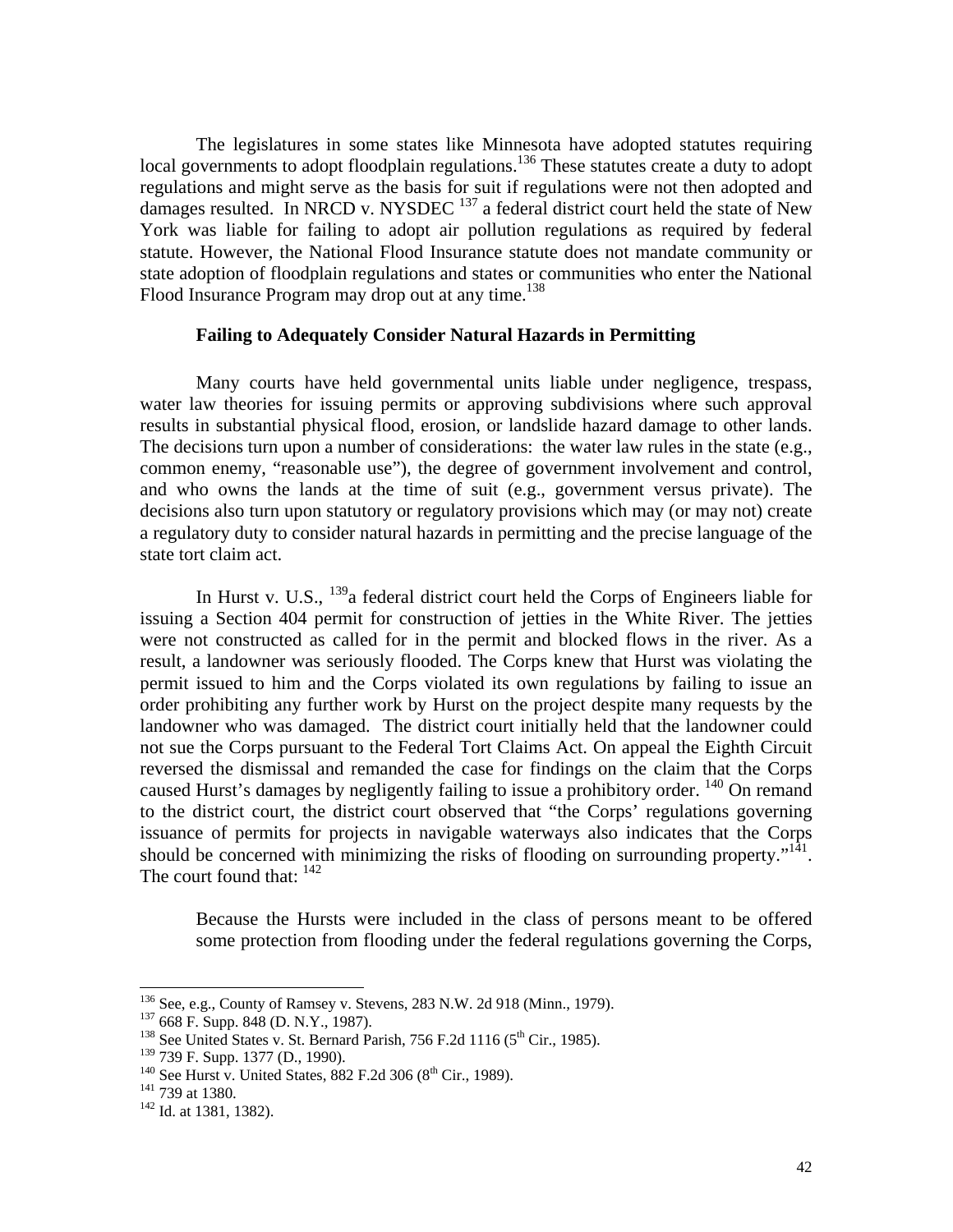The legislatures in some states like Minnesota have adopted statutes requiring local governments to adopt floodplain regulations.[136] These statutes create a duty to adopt regulations and might serve as the basis for suit if regulations were not then adopted and damages resulted. In NRCD v. NYSDEC [137] a federal district court held the state of New York was liable for failing to adopt air pollution regulations as required by federal statute. However, the National Flood Insurance statute does not mandate community or state adoption of floodplain regulations and states or communities who enter the National Flood Insurance Program may drop out at any time.[138]

**Failing to Adequately Consider Natural Hazards in Permitting**

Many courts have held governmental units liable under negligence, trespass, water law theories for issuing permits or approving subdivisions where such approval results in substantial physical flood, erosion, or landslide hazard damage to other lands. The decisions turn upon a number of considerations: the water law rules in the state (e.g., common enemy, "reasonable use"), the degree of government involvement and control, and who owns the lands at the time of suit (e.g., government versus private). The decisions also turn upon statutory or regulatory provisions which may (or may not) create a regulatory duty to consider natural hazards in permitting and the precise language of the state tort claim act.

In Hurst v. U.S., [139]a federal district court held the Corps of Engineers liable for issuing a Section 404 permit for construction of jetties in the White River. The jetties were not constructed as called for in the permit and blocked flows in the river. As a result, a landowner was seriously flooded. The Corps knew that Hurst was violating the permit issued to him and the Corps violated its own regulations by failing to issue an order prohibiting any further work by Hurst on the project despite many requests by the landowner who was damaged. The district court initially held that the landowner could not sue the Corps pursuant to the Federal Tort Claims Act. On appeal the Eighth Circuit reversed the dismissal and remanded the case for findings on the claim that the Corps caused Hurst's damages by negligently failing to issue a prohibitory order. [140] On remand to the district court, the district court observed that "the Corps' regulations governing issuance of permits for projects in navigable waterways also indicates that the Corps should be concerned with minimizing the risks of flooding on surrounding property."[141]. The court found that: [142]

> Because the Hursts were included in the class of persons meant to be offered some protection from flooding under the federal regulations governing the Corps,

---

[136] See, e.g., County of Ramsey v. Stevens, 283 N.W. 2d 918 (Minn., 1979).
[137] 668 F. Supp. 848 (D. N.Y., 1987).
[138] See United States v. St. Bernard Parish, 756 F.2d 1116 (5th Cir., 1985).
[139] 739 F. Supp. 1377 (D., 1990).
[140] See Hurst v. United States, 882 F.2d 306 (8th Cir., 1989).
[141] 739 at 1380.
[142] Id. at 1381, 1382).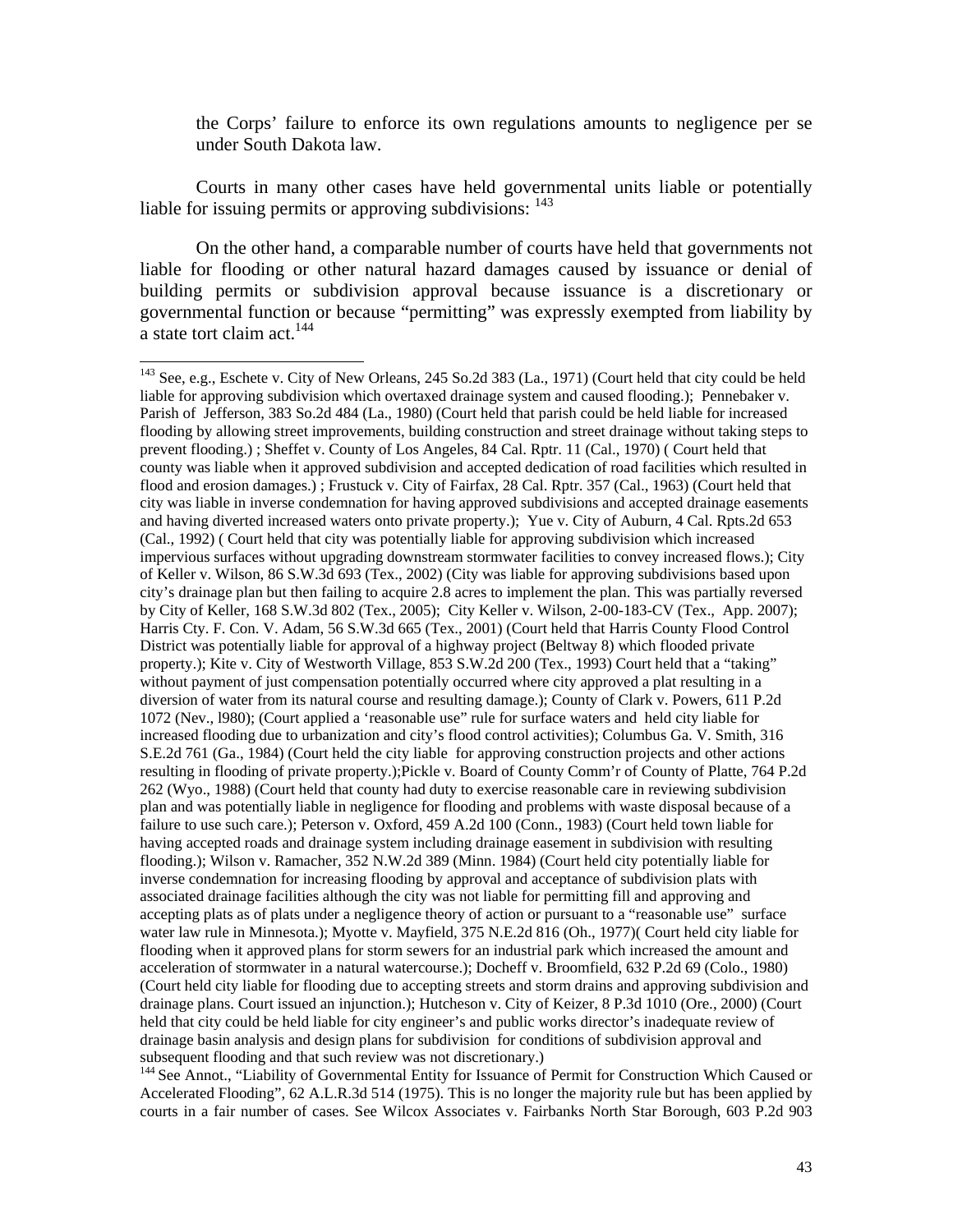the Corps' failure to enforce its own regulations amounts to negligence per se under South Dakota law.

Courts in many other cases have held governmental units liable or potentially liable for issuing permits or approving subdivisions: [143]

On the other hand, a comparable number of courts have held that governments not liable for flooding or other natural hazard damages caused by issuance or denial of building permits or subdivision approval because issuance is a discretionary or governmental function or because "permitting" was expressly exempted from liability by a state tort claim act.[144]

---

[143] See, e.g., Eschete v. City of New Orleans, 245 So.2d 383 (La., 1971) (Court held that city could be held liable for approving subdivision which overtaxed drainage system and caused flooding.); Pennebaker v. Parish of Jefferson, 383 So.2d 484 (La., 1980) (Court held that parish could be held liable for increased flooding by allowing street improvements, building construction and street drainage without taking steps to prevent flooding.) ; Sheffet v. County of Los Angeles, 84 Cal. Rptr. 11 (Cal., 1970) ( Court held that county was liable when it approved subdivision and accepted dedication of road facilities which resulted in flood and erosion damages.) ; Frustuck v. City of Fairfax, 28 Cal. Rptr. 357 (Cal., 1963) (Court held that city was liable in inverse condemnation for having approved subdivisions and accepted drainage easements and having diverted increased waters onto private property.); Yue v. City of Auburn, 4 Cal. Rpts.2d 653 (Cal., 1992) ( Court held that city was potentially liable for approving subdivision which increased impervious surfaces without upgrading downstream stormwater facilities to convey increased flows.); City of Keller v. Wilson, 86 S.W.3d 693 (Tex., 2002) (City was liable for approving subdivisions based upon city's drainage plan but then failing to acquire 2.8 acres to implement the plan. This was partially reversed by City of Keller, 168 S.W.3d 802 (Tex., 2005); City Keller v. Wilson, 2-00-183-CV (Tex., App. 2007); Harris Cty. F. Con. V. Adam, 56 S.W.3d 665 (Tex., 2001) (Court held that Harris County Flood Control District was potentially liable for approval of a highway project (Beltway 8) which flooded private property.); Kite v. City of Westworth Village, 853 S.W.2d 200 (Tex., 1993) Court held that a "taking" without payment of just compensation potentially occurred where city approved a plat resulting in a diversion of water from its natural course and resulting damage.); County of Clark v. Powers, 611 P.2d 1072 (Nev., l980); (Court applied a 'reasonable use" rule for surface waters and held city liable for increased flooding due to urbanization and city's flood control activities); Columbus Ga. V. Smith, 316 S.E.2d 761 (Ga., 1984) (Court held the city liable for approving construction projects and other actions resulting in flooding of private property.);Pickle v. Board of County Comm'r of County of Platte, 764 P.2d 262 (Wyo., 1988) (Court held that county had duty to exercise reasonable care in reviewing subdivision plan and was potentially liable in negligence for flooding and problems with waste disposal because of a failure to use such care.); Peterson v. Oxford, 459 A.2d 100 (Conn., 1983) (Court held town liable for having accepted roads and drainage system including drainage easement in subdivision with resulting flooding.); Wilson v. Ramacher, 352 N.W.2d 389 (Minn. 1984) (Court held city potentially liable for inverse condemnation for increasing flooding by approval and acceptance of subdivision plats with associated drainage facilities although the city was not liable for permitting fill and approving and accepting plats as of plats under a negligence theory of action or pursuant to a "reasonable use" surface water law rule in Minnesota.); Myotte v. Mayfield, 375 N.E.2d 816 (Oh., 1977)( Court held city liable for flooding when it approved plans for storm sewers for an industrial park which increased the amount and acceleration of stormwater in a natural watercourse.); Docheff v. Broomfield, 632 P.2d 69 (Colo., 1980) (Court held city liable for flooding due to accepting streets and storm drains and approving subdivision and drainage plans. Court issued an injunction.); Hutcheson v. City of Keizer, 8 P.3d 1010 (Ore., 2000) (Court held that city could be held liable for city engineer's and public works director's inadequate review of drainage basin analysis and design plans for subdivision for conditions of subdivision approval and subsequent flooding and that such review was not discretionary.)

[144] See Annot., "Liability of Governmental Entity for Issuance of Permit for Construction Which Caused or Accelerated Flooding", 62 A.L.R.3d 514 (1975). This is no longer the majority rule but has been applied by courts in a fair number of cases. See Wilcox Associates v. Fairbanks North Star Borough, 603 P.2d 903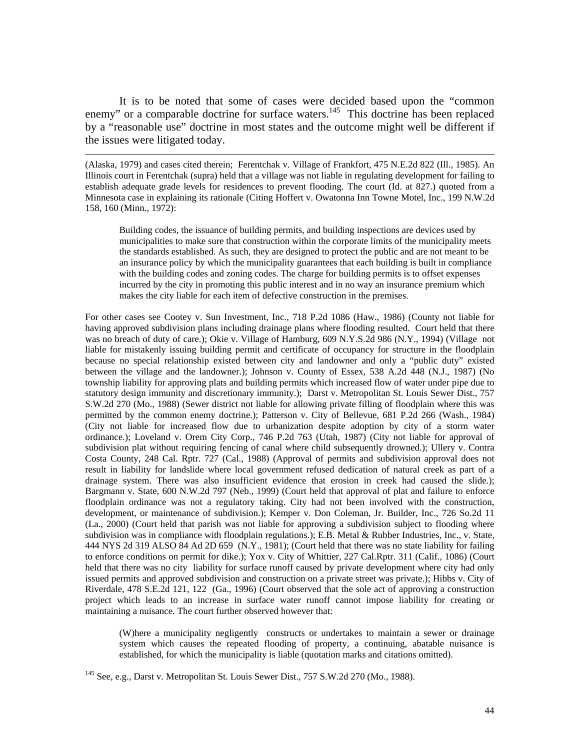It is to be noted that some of cases were decided based upon the "common enemy" or a comparable doctrine for surface waters.[145] This doctrine has been replaced by a "reasonable use" doctrine in most states and the outcome might well be different if the issues were litigated today.

---

(Alaska, 1979) and cases cited therein; Ferentchak v. Village of Frankfort, 475 N.E.2d 822 (Ill., 1985). An Illinois court in Ferentchak (supra) held that a village was not liable in regulating development for failing to establish adequate grade levels for residences to prevent flooding. The court (Id. at 827.) quoted from a Minnesota case in explaining its rationale (Citing Hoffert v. Owatonna Inn Towne Motel, Inc., 199 N.W.2d 158, 160 (Minn., 1972):

> Building codes, the issuance of building permits, and building inspections are devices used by municipalities to make sure that construction within the corporate limits of the municipality meets the standards established. As such, they are designed to protect the public and are not meant to be an insurance policy by which the municipality guarantees that each building is built in compliance with the building codes and zoning codes. The charge for building permits is to offset expenses incurred by the city in promoting this public interest and in no way an insurance premium which makes the city liable for each item of defective construction in the premises.

For other cases see Cootey v. Sun Investment, Inc., 718 P.2d 1086 (Haw., 1986) (County not liable for having approved subdivision plans including drainage plans where flooding resulted. Court held that there was no breach of duty of care.); Okie v. Village of Hamburg, 609 N.Y.S.2d 986 (N.Y., 1994) (Village not liable for mistakenly issuing building permit and certificate of occupancy for structure in the floodplain because no special relationship existed between city and landowner and only a "public duty" existed between the village and the landowner.); Johnson v. County of Essex, 538 A.2d 448 (N.J., 1987) (No township liability for approving plats and building permits which increased flow of water under pipe due to statutory design immunity and discretionary immunity.); Darst v. Metropolitan St. Louis Sewer Dist., 757 S.W.2d 270 (Mo., 1988) (Sewer district not liable for allowing private filling of floodplain where this was permitted by the common enemy doctrine.); Patterson v. City of Bellevue, 681 P.2d 266 (Wash., 1984) (City not liable for increased flow due to urbanization despite adoption by city of a storm water ordinance.); Loveland v. Orem City Corp., 746 P.2d 763 (Utah, 1987) (City not liable for approval of subdivision plat without requiring fencing of canal where child subsequently drowned.); Ullery v. Contra Costa County, 248 Cal. Rptr. 727 (Cal., 1988) (Approval of permits and subdivision approval does not result in liability for landslide where local government refused dedication of natural creek as part of a drainage system. There was also insufficient evidence that erosion in creek had caused the slide.); Bargmann v. State, 600 N.W.2d 797 (Neb., 1999) (Court held that approval of plat and failure to enforce floodplain ordinance was not a regulatory taking. City had not been involved with the construction, development, or maintenance of subdivision.); Kemper v. Don Coleman, Jr. Builder, Inc., 726 So.2d 11 (La., 2000) (Court held that parish was not liable for approving a subdivision subject to flooding where subdivision was in compliance with floodplain regulations.); E.B. Metal & Rubber Industries, Inc., v. State, 444 NYS 2d 319 ALSO 84 Ad 2D 659 (N.Y., 1981); (Court held that there was no state liability for failing to enforce conditions on permit for dike.); Yox v. City of Whittier, 227 Cal.Rptr. 311 (Calif., 1086) (Court held that there was no city liability for surface runoff caused by private development where city had only issued permits and approved subdivision and construction on a private street was private.); Hibbs v. City of Riverdale, 478 S.E.2d 121, 122 (Ga., 1996) (Court observed that the sole act of approving a construction project which leads to an increase in surface water runoff cannot impose liability for creating or maintaining a nuisance. The court further observed however that:

> (W)here a municipality negligently constructs or undertakes to maintain a sewer or drainage system which causes the repeated flooding of property, a continuing, abatable nuisance is established, for which the municipality is liable (quotation marks and citations omitted).

[145] See, e.g., Darst v. Metropolitan St. Louis Sewer Dist., 757 S.W.2d 270 (Mo., 1988).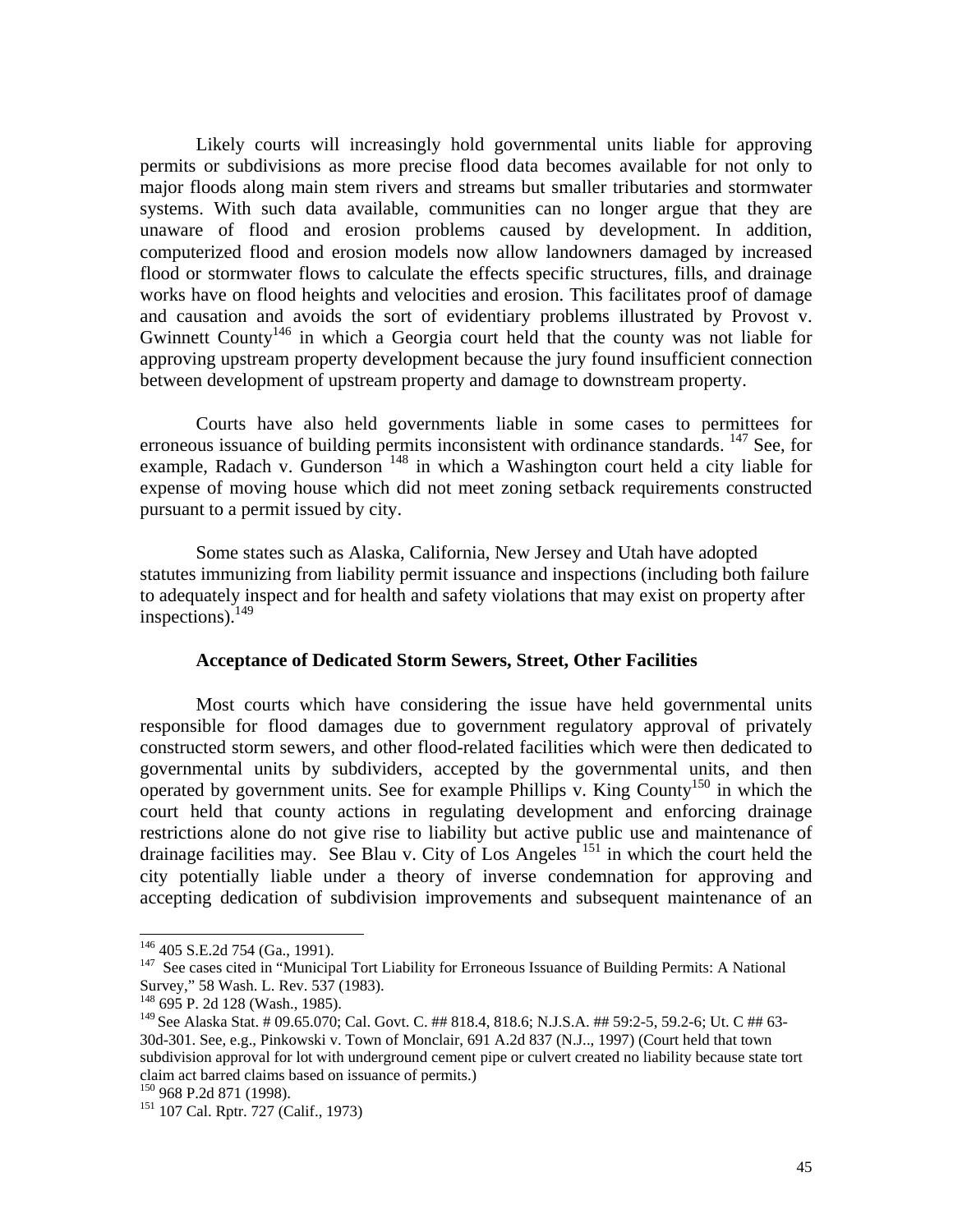Likely courts will increasingly hold governmental units liable for approving permits or subdivisions as more precise flood data becomes available for not only to major floods along main stem rivers and streams but smaller tributaries and stormwater systems. With such data available, communities can no longer argue that they are unaware of flood and erosion problems caused by development. In addition, computerized flood and erosion models now allow landowners damaged by increased flood or stormwater flows to calculate the effects specific structures, fills, and drainage works have on flood heights and velocities and erosion. This facilitates proof of damage and causation and avoids the sort of evidentiary problems illustrated by Provost v. Gwinnett County[146] in which a Georgia court held that the county was not liable for approving upstream property development because the jury found insufficient connection between development of upstream property and damage to downstream property.

Courts have also held governments liable in some cases to permittees for erroneous issuance of building permits inconsistent with ordinance standards. [147] See, for example, Radach v. Gunderson [148] in which a Washington court held a city liable for expense of moving house which did not meet zoning setback requirements constructed pursuant to a permit issued by city.

Some states such as Alaska, California, New Jersey and Utah have adopted statutes immunizing from liability permit issuance and inspections (including both failure to adequately inspect and for health and safety violations that may exist on property after inspections).[149]

**Acceptance of Dedicated Storm Sewers, Street, Other Facilities**

Most courts which have considering the issue have held governmental units responsible for flood damages due to government regulatory approval of privately constructed storm sewers, and other flood-related facilities which were then dedicated to governmental units by subdividers, accepted by the governmental units, and then operated by government units. See for example Phillips v. King County[150] in which the court held that county actions in regulating development and enforcing drainage restrictions alone do not give rise to liability but active public use and maintenance of drainage facilities may. See Blau v. City of Los Angeles [151] in which the court held the city potentially liable under a theory of inverse condemnation for approving and accepting dedication of subdivision improvements and subsequent maintenance of an

---

[146] 405 S.E.2d 754 (Ga., 1991).

[147] See cases cited in "Municipal Tort Liability for Erroneous Issuance of Building Permits: A National Survey," 58 Wash. L. Rev. 537 (1983).

[148] 695 P. 2d 128 (Wash., 1985).

[149] See Alaska Stat. # 09.65.070; Cal. Govt. C. ## 818.4, 818.6; N.J.S.A. ## 59:2-5, 59.2-6; Ut. C ## 63-30d-301. See, e.g., Pinkowski v. Town of Monclair, 691 A.2d 837 (N.J.., 1997) (Court held that town subdivision approval for lot with underground cement pipe or culvert created no liability because state tort claim act barred claims based on issuance of permits.)

[150] 968 P.2d 871 (1998).

[151] 107 Cal. Rptr. 727 (Calif., 1973)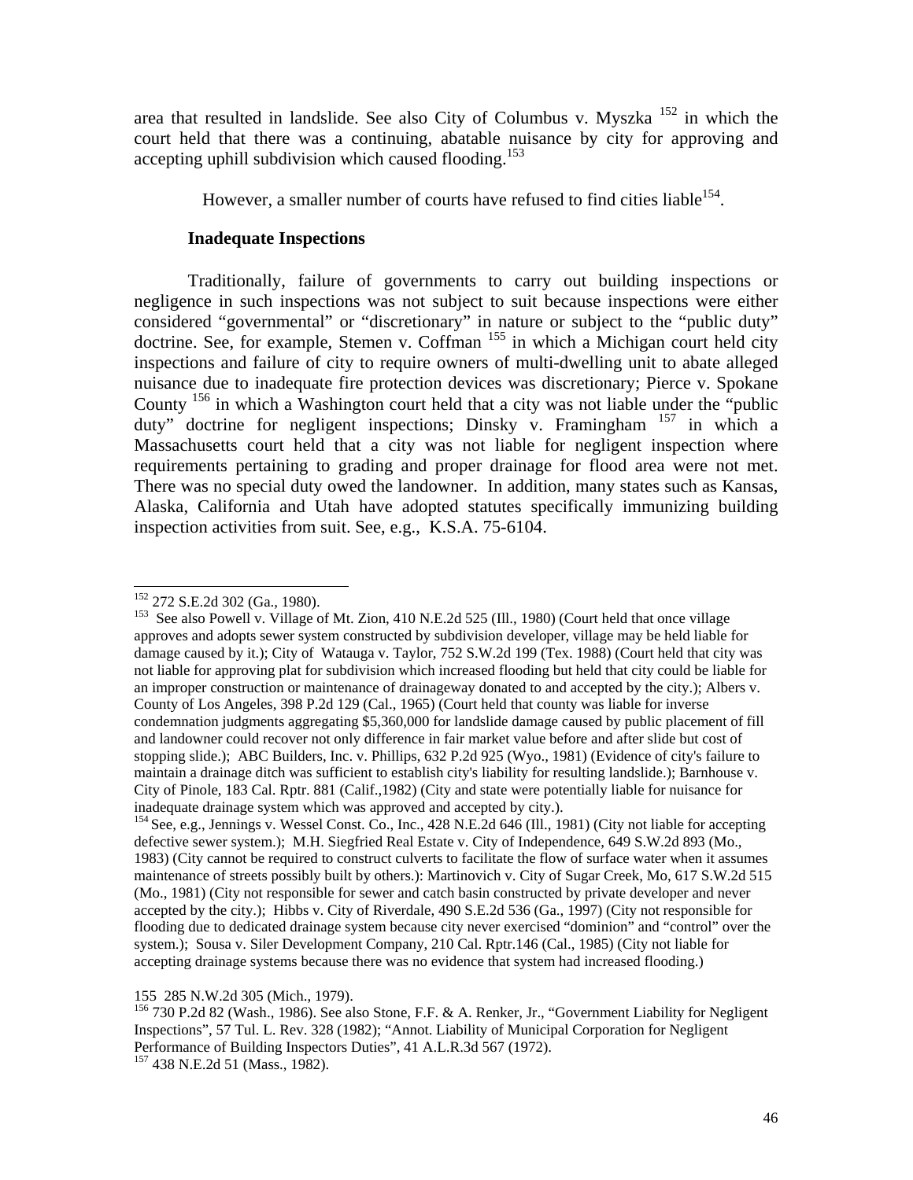area that resulted in landslide. See also City of Columbus v. Myszka [152] in which the court held that there was a continuing, abatable nuisance by city for approving and accepting uphill subdivision which caused flooding.[153]

However, a smaller number of courts have refused to find cities liable[154].

**Inadequate Inspections**

Traditionally, failure of governments to carry out building inspections or negligence in such inspections was not subject to suit because inspections were either considered "governmental" or "discretionary" in nature or subject to the "public duty" doctrine. See, for example, Stemen v. Coffman [155] in which a Michigan court held city inspections and failure of city to require owners of multi-dwelling unit to abate alleged nuisance due to inadequate fire protection devices was discretionary; Pierce v. Spokane County [156] in which a Washington court held that a city was not liable under the "public duty" doctrine for negligent inspections; Dinsky v. Framingham [157] in which a Massachusetts court held that a city was not liable for negligent inspection where requirements pertaining to grading and proper drainage for flood area were not met. There was no special duty owed the landowner. In addition, many states such as Kansas, Alaska, California and Utah have adopted statutes specifically immunizing building inspection activities from suit. See, e.g., K.S.A. 75-6104.

---

[152] 272 S.E.2d 302 (Ga., 1980).

[153] See also Powell v. Village of Mt. Zion, 410 N.E.2d 525 (Ill., 1980) (Court held that once village approves and adopts sewer system constructed by subdivision developer, village may be held liable for damage caused by it.); City of Watauga v. Taylor, 752 S.W.2d 199 (Tex. 1988) (Court held that city was not liable for approving plat for subdivision which increased flooding but held that city could be liable for an improper construction or maintenance of drainageway donated to and accepted by the city.); Albers v. County of Los Angeles, 398 P.2d 129 (Cal., 1965) (Court held that county was liable for inverse condemnation judgments aggregating $5,360,000 for landslide damage caused by public placement of fill and landowner could recover not only difference in fair market value before and after slide but cost of stopping slide.); ABC Builders, Inc. v. Phillips, 632 P.2d 925 (Wyo., 1981) (Evidence of city's failure to maintain a drainage ditch was sufficient to establish city's liability for resulting landslide.); Barnhouse v. City of Pinole, 183 Cal. Rptr. 881 (Calif.,1982) (City and state were potentially liable for nuisance for inadequate drainage system which was approved and accepted by city.).

[154] See, e.g., Jennings v. Wessel Const. Co., Inc., 428 N.E.2d 646 (Ill., 1981) (City not liable for accepting defective sewer system.); M.H. Siegfried Real Estate v. City of Independence, 649 S.W.2d 893 (Mo., 1983) (City cannot be required to construct culverts to facilitate the flow of surface water when it assumes maintenance of streets possibly built by others.): Martinovich v. City of Sugar Creek, Mo, 617 S.W.2d 515 (Mo., 1981) (City not responsible for sewer and catch basin constructed by private developer and never accepted by the city.); Hibbs v. City of Riverdale, 490 S.E.2d 536 (Ga., 1997) (City not responsible for flooding due to dedicated drainage system because city never exercised "dominion" and "control" over the system.); Sousa v. Siler Development Company, 210 Cal. Rptr.146 (Cal., 1985) (City not liable for accepting drainage systems because there was no evidence that system had increased flooding.)

[155] 285 N.W.2d 305 (Mich., 1979).

[156] 730 P.2d 82 (Wash., 1986). See also Stone, F.F. & A. Renker, Jr., "Government Liability for Negligent Inspections", 57 Tul. L. Rev. 328 (1982); "Annot. Liability of Municipal Corporation for Negligent Performance of Building Inspectors Duties", 41 A.L.R.3d 567 (1972).

[157] 438 N.E.2d 51 (Mass., 1982).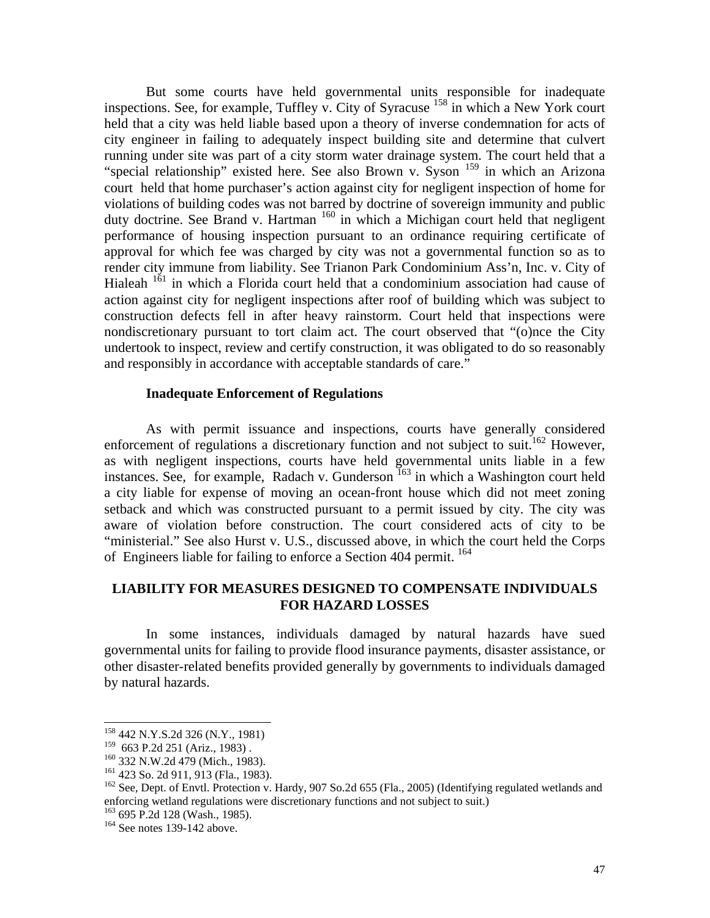But some courts have held governmental units responsible for inadequate inspections. See, for example, Tuffley v. City of Syracuse [158] in which a New York court held that a city was held liable based upon a theory of inverse condemnation for acts of city engineer in failing to adequately inspect building site and determine that culvert running under site was part of a city storm water drainage system. The court held that a "special relationship" existed here. See also Brown v. Syson [159] in which an Arizona court held that home purchaser's action against city for negligent inspection of home for violations of building codes was not barred by doctrine of sovereign immunity and public duty doctrine. See Brand v. Hartman [160] in which a Michigan court held that negligent performance of housing inspection pursuant to an ordinance requiring certificate of approval for which fee was charged by city was not a governmental function so as to render city immune from liability. See Trianon Park Condominium Ass'n, Inc. v. City of Hialeah [161] in which a Florida court held that a condominium association had cause of action against city for negligent inspections after roof of building which was subject to construction defects fell in after heavy rainstorm. Court held that inspections were nondiscretionary pursuant to tort claim act. The court observed that "(o)nce the City undertook to inspect, review and certify construction, it was obligated to do so reasonably and responsibly in accordance with acceptable standards of care."

**Inadequate Enforcement of Regulations**

As with permit issuance and inspections, courts have generally considered enforcement of regulations a discretionary function and not subject to suit.[162] However, as with negligent inspections, courts have held governmental units liable in a few instances. See, for example, Radach v. Gunderson [163] in which a Washington court held a city liable for expense of moving an ocean-front house which did not meet zoning setback and which was constructed pursuant to a permit issued by city. The city was aware of violation before construction. The court considered acts of city to be "ministerial." See also Hurst v. U.S., discussed above, in which the court held the Corps of Engineers liable for failing to enforce a Section 404 permit. [164]

## LIABILITY FOR MEASURES DESIGNED TO COMPENSATE INDIVIDUALS FOR HAZARD LOSSES

In some instances, individuals damaged by natural hazards have sued governmental units for failing to provide flood insurance payments, disaster assistance, or other disaster-related benefits provided generally by governments to individuals damaged by natural hazards.

---

[158] 442 N.Y.S.2d 326 (N.Y., 1981)
[159] 663 P.2d 251 (Ariz., 1983) .
[160] 332 N.W.2d 479 (Mich., 1983).
[161] 423 So. 2d 911, 913 (Fla., 1983).
[162] See, Dept. of Envtl. Protection v. Hardy, 907 So.2d 655 (Fla., 2005) (Identifying regulated wetlands and enforcing wetland regulations were discretionary functions and not subject to suit.)
[163] 695 P.2d 128 (Wash., 1985).
[164] See notes 139-142 above.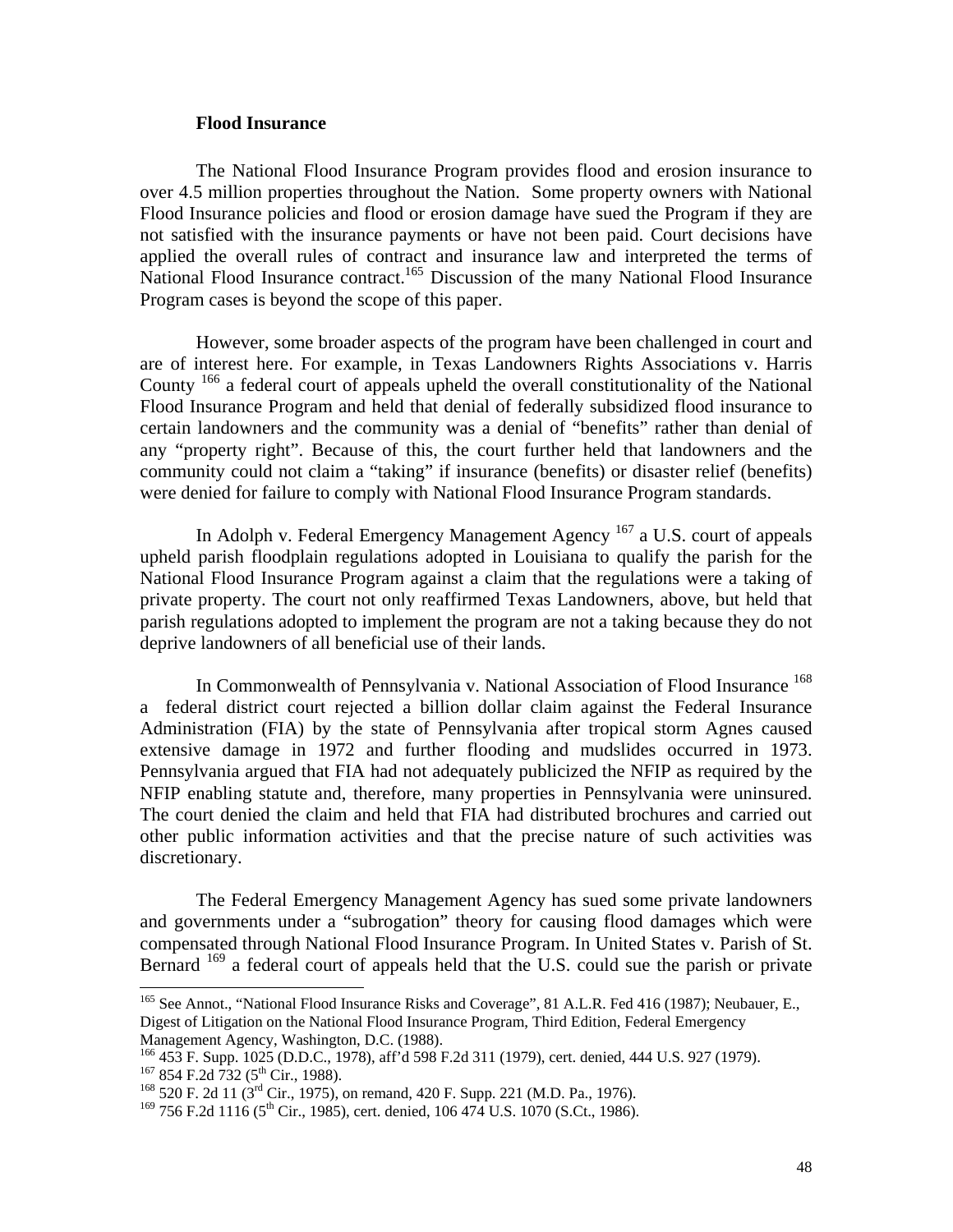**Flood Insurance**

The National Flood Insurance Program provides flood and erosion insurance to over 4.5 million properties throughout the Nation. Some property owners with National Flood Insurance policies and flood or erosion damage have sued the Program if they are not satisfied with the insurance payments or have not been paid. Court decisions have applied the overall rules of contract and insurance law and interpreted the terms of National Flood Insurance contract.[165] Discussion of the many National Flood Insurance Program cases is beyond the scope of this paper.

However, some broader aspects of the program have been challenged in court and are of interest here. For example, in Texas Landowners Rights Associations v. Harris County [166] a federal court of appeals upheld the overall constitutionality of the National Flood Insurance Program and held that denial of federally subsidized flood insurance to certain landowners and the community was a denial of "benefits" rather than denial of any "property right". Because of this, the court further held that landowners and the community could not claim a "taking" if insurance (benefits) or disaster relief (benefits) were denied for failure to comply with National Flood Insurance Program standards.

In Adolph v. Federal Emergency Management Agency [167] a U.S. court of appeals upheld parish floodplain regulations adopted in Louisiana to qualify the parish for the National Flood Insurance Program against a claim that the regulations were a taking of private property. The court not only reaffirmed Texas Landowners, above, but held that parish regulations adopted to implement the program are not a taking because they do not deprive landowners of all beneficial use of their lands.

In Commonwealth of Pennsylvania v. National Association of Flood Insurance [168] a federal district court rejected a billion dollar claim against the Federal Insurance Administration (FIA) by the state of Pennsylvania after tropical storm Agnes caused extensive damage in 1972 and further flooding and mudslides occurred in 1973. Pennsylvania argued that FIA had not adequately publicized the NFIP as required by the NFIP enabling statute and, therefore, many properties in Pennsylvania were uninsured. The court denied the claim and held that FIA had distributed brochures and carried out other public information activities and that the precise nature of such activities was discretionary.

The Federal Emergency Management Agency has sued some private landowners and governments under a "subrogation" theory for causing flood damages which were compensated through National Flood Insurance Program. In United States v. Parish of St. Bernard [169] a federal court of appeals held that the U.S. could sue the parish or private

---

[165] See Annot., "National Flood Insurance Risks and Coverage", 81 A.L.R. Fed 416 (1987); Neubauer, E., Digest of Litigation on the National Flood Insurance Program, Third Edition, Federal Emergency Management Agency, Washington, D.C. (1988).

[166] 453 F. Supp. 1025 (D.D.C., 1978), aff'd 598 F.2d 311 (1979), cert. denied, 444 U.S. 927 (1979).

[167] 854 F.2d 732 (5th Cir., 1988).

[168] 520 F. 2d 11 (3rd Cir., 1975), on remand, 420 F. Supp. 221 (M.D. Pa., 1976).

[169] 756 F.2d 1116 (5th Cir., 1985), cert. denied, 106 474 U.S. 1070 (S.Ct., 1986).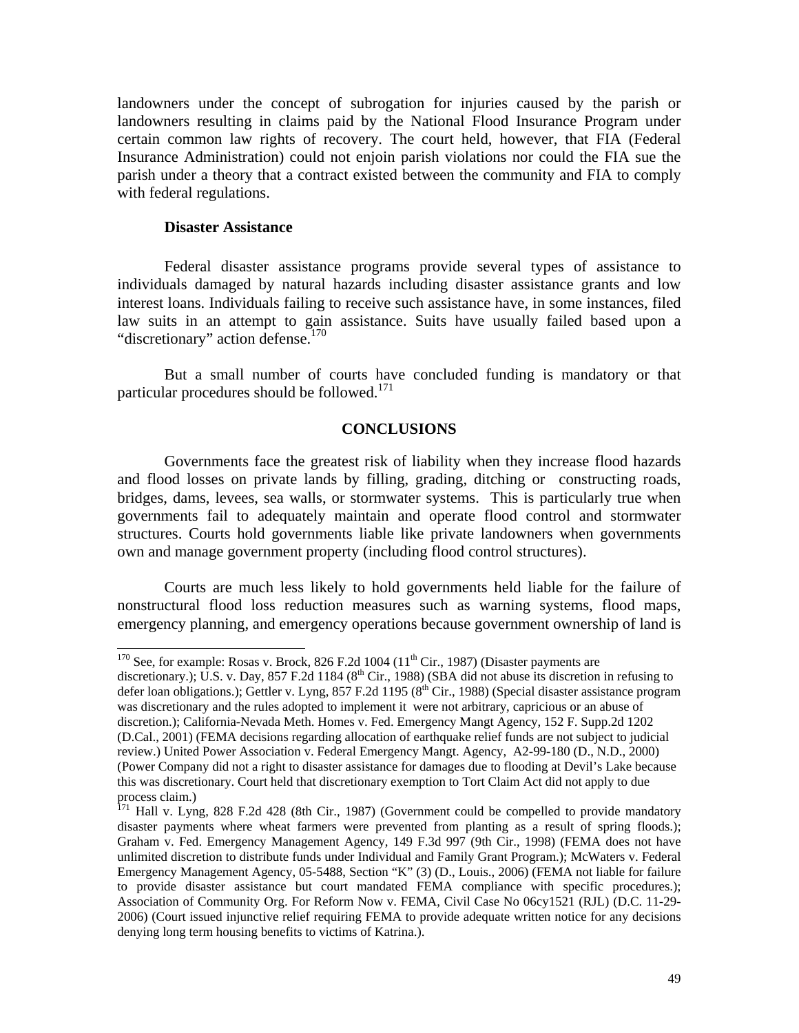landowners under the concept of subrogation for injuries caused by the parish or landowners resulting in claims paid by the National Flood Insurance Program under certain common law rights of recovery. The court held, however, that FIA (Federal Insurance Administration) could not enjoin parish violations nor could the FIA sue the parish under a theory that a contract existed between the community and FIA to comply with federal regulations.

**Disaster Assistance**

Federal disaster assistance programs provide several types of assistance to individuals damaged by natural hazards including disaster assistance grants and low interest loans. Individuals failing to receive such assistance have, in some instances, filed law suits in an attempt to gain assistance. Suits have usually failed based upon a "discretionary" action defense.[170]

But a small number of courts have concluded funding is mandatory or that particular procedures should be followed.[171]

## CONCLUSIONS

Governments face the greatest risk of liability when they increase flood hazards and flood losses on private lands by filling, grading, ditching or constructing roads, bridges, dams, levees, sea walls, or stormwater systems. This is particularly true when governments fail to adequately maintain and operate flood control and stormwater structures. Courts hold governments liable like private landowners when governments own and manage government property (including flood control structures).

Courts are much less likely to hold governments held liable for the failure of nonstructural flood loss reduction measures such as warning systems, flood maps, emergency planning, and emergency operations because government ownership of land is

---

[170] See, for example: Rosas v. Brock, 826 F.2d 1004 (11th Cir., 1987) (Disaster payments are discretionary.); U.S. v. Day, 857 F.2d 1184 (8th Cir., 1988) (SBA did not abuse its discretion in refusing to defer loan obligations.); Gettler v. Lyng, 857 F.2d 1195 (8th Cir., 1988) (Special disaster assistance program was discretionary and the rules adopted to implement it were not arbitrary, capricious or an abuse of discretion.); California-Nevada Meth. Homes v. Fed. Emergency Mangt Agency, 152 F. Supp.2d 1202 (D.Cal., 2001) (FEMA decisions regarding allocation of earthquake relief funds are not subject to judicial review.) United Power Association v. Federal Emergency Mangt. Agency, A2-99-180 (D., N.D., 2000) (Power Company did not a right to disaster assistance for damages due to flooding at Devil's Lake because this was discretionary. Court held that discretionary exemption to Tort Claim Act did not apply to due process claim.)

[171] Hall v. Lyng, 828 F.2d 428 (8th Cir., 1987) (Government could be compelled to provide mandatory disaster payments where wheat farmers were prevented from planting as a result of spring floods.); Graham v. Fed. Emergency Management Agency, 149 F.3d 997 (9th Cir., 1998) (FEMA does not have unlimited discretion to distribute funds under Individual and Family Grant Program.); McWaters v. Federal Emergency Management Agency, 05-5488, Section "K" (3) (D., Louis., 2006) (FEMA not liable for failure to provide disaster assistance but court mandated FEMA compliance with specific procedures.); Association of Community Org. For Reform Now v. FEMA, Civil Case No 06cy1521 (RJL) (D.C. 11-29-2006) (Court issued injunctive relief requiring FEMA to provide adequate written notice for any decisions denying long term housing benefits to victims of Katrina.).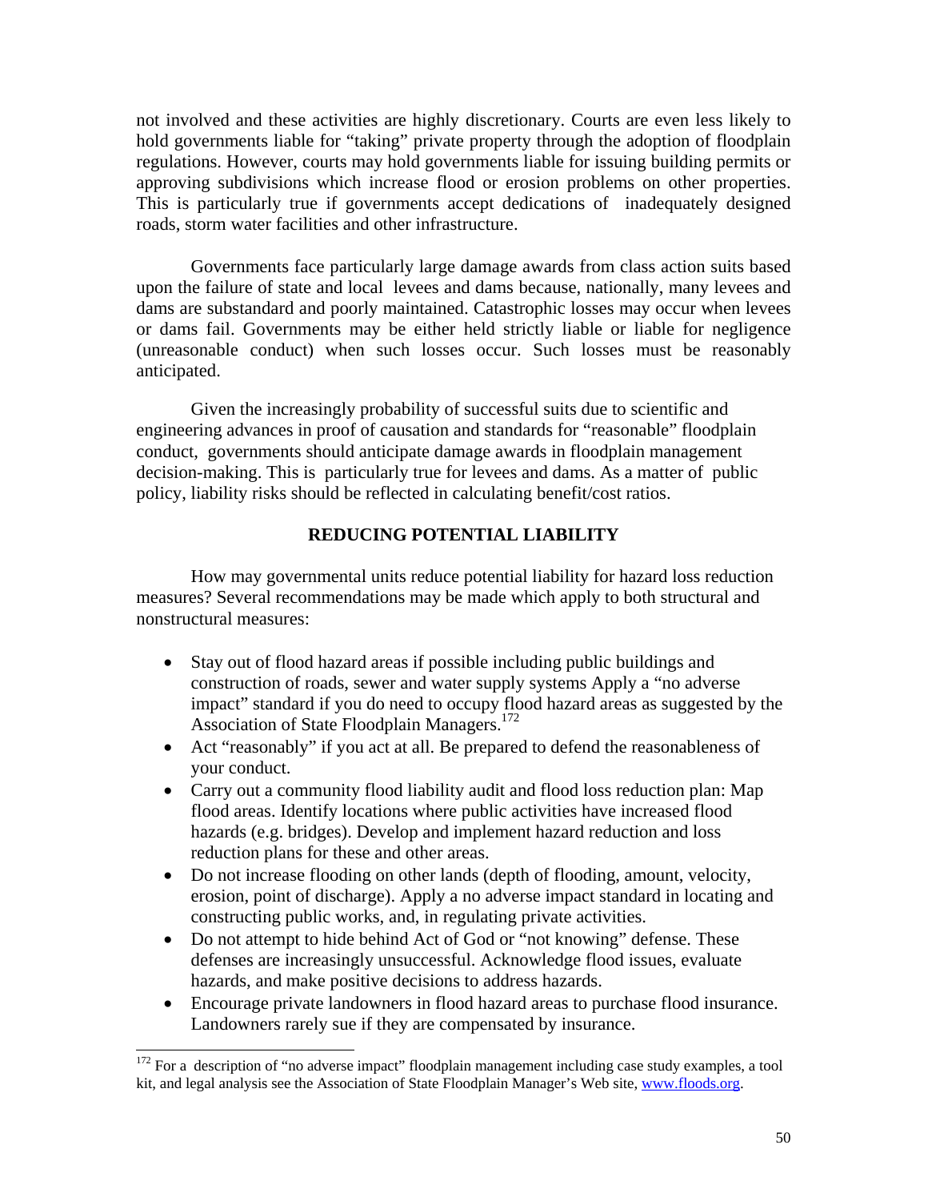not involved and these activities are highly discretionary. Courts are even less likely to hold governments liable for "taking" private property through the adoption of floodplain regulations. However, courts may hold governments liable for issuing building permits or approving subdivisions which increase flood or erosion problems on other properties. This is particularly true if governments accept dedications of inadequately designed roads, storm water facilities and other infrastructure.

Governments face particularly large damage awards from class action suits based upon the failure of state and local levees and dams because, nationally, many levees and dams are substandard and poorly maintained. Catastrophic losses may occur when levees or dams fail. Governments may be either held strictly liable or liable for negligence (unreasonable conduct) when such losses occur. Such losses must be reasonably anticipated.

Given the increasingly probability of successful suits due to scientific and engineering advances in proof of causation and standards for "reasonable" floodplain conduct, governments should anticipate damage awards in floodplain management decision-making. This is particularly true for levees and dams. As a matter of public policy, liability risks should be reflected in calculating benefit/cost ratios.

## REDUCING POTENTIAL LIABILITY

How may governmental units reduce potential liability for hazard loss reduction measures? Several recommendations may be made which apply to both structural and nonstructural measures:

- Stay out of flood hazard areas if possible including public buildings and construction of roads, sewer and water supply systems Apply a "no adverse impact" standard if you do need to occupy flood hazard areas as suggested by the Association of State Floodplain Managers.[172]
- Act "reasonably" if you act at all. Be prepared to defend the reasonableness of your conduct.
- Carry out a community flood liability audit and flood loss reduction plan: Map flood areas. Identify locations where public activities have increased flood hazards (e.g. bridges). Develop and implement hazard reduction and loss reduction plans for these and other areas.
- Do not increase flooding on other lands (depth of flooding, amount, velocity, erosion, point of discharge). Apply a no adverse impact standard in locating and constructing public works, and, in regulating private activities.
- Do not attempt to hide behind Act of God or "not knowing" defense. These defenses are increasingly unsuccessful. Acknowledge flood issues, evaluate hazards, and make positive decisions to address hazards.
- Encourage private landowners in flood hazard areas to purchase flood insurance. Landowners rarely sue if they are compensated by insurance.

[172] For a description of "no adverse impact" floodplain management including case study examples, a tool kit, and legal analysis see the Association of State Floodplain Manager's Web site, www.floods.org.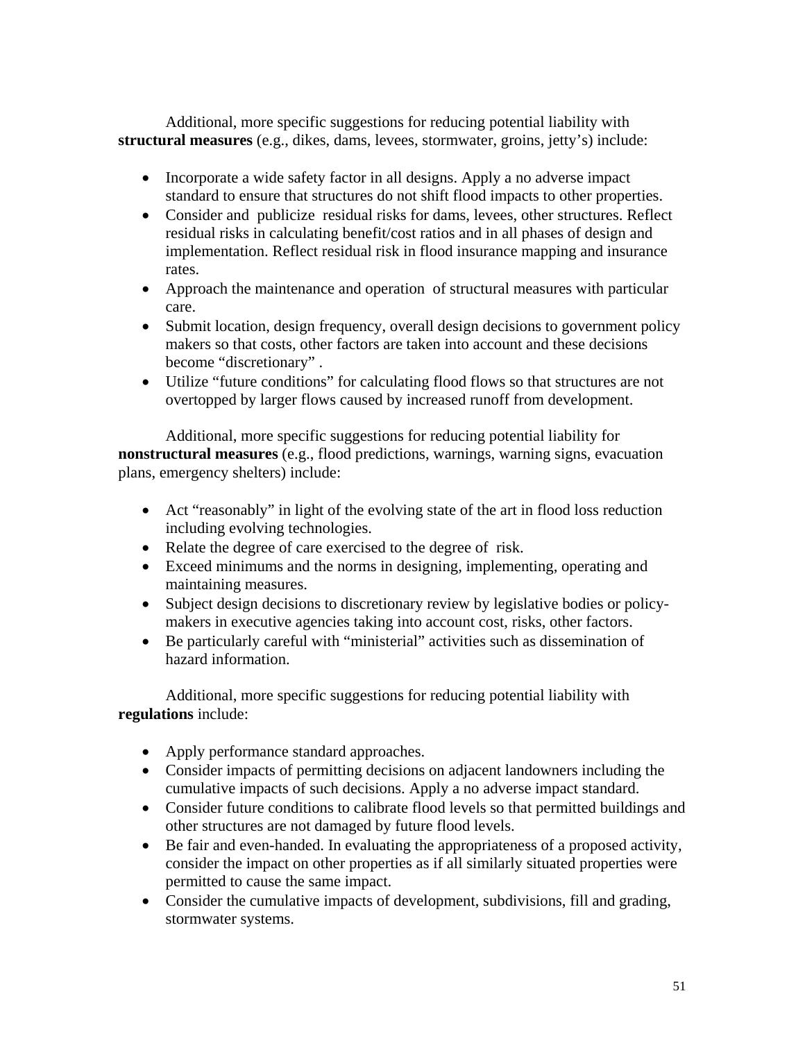Additional, more specific suggestions for reducing potential liability with **structural measures** (e.g., dikes, dams, levees, stormwater, groins, jetty's) include:

- Incorporate a wide safety factor in all designs. Apply a no adverse impact standard to ensure that structures do not shift flood impacts to other properties.
- Consider and publicize residual risks for dams, levees, other structures. Reflect residual risks in calculating benefit/cost ratios and in all phases of design and implementation. Reflect residual risk in flood insurance mapping and insurance rates.
- Approach the maintenance and operation of structural measures with particular care.
- Submit location, design frequency, overall design decisions to government policy makers so that costs, other factors are taken into account and these decisions become "discretionary" .
- Utilize "future conditions" for calculating flood flows so that structures are not overtopped by larger flows caused by increased runoff from development.

Additional, more specific suggestions for reducing potential liability for **nonstructural measures** (e.g., flood predictions, warnings, warning signs, evacuation plans, emergency shelters) include:

- Act "reasonably" in light of the evolving state of the art in flood loss reduction including evolving technologies.
- Relate the degree of care exercised to the degree of risk.
- Exceed minimums and the norms in designing, implementing, operating and maintaining measures.
- Subject design decisions to discretionary review by legislative bodies or policy-makers in executive agencies taking into account cost, risks, other factors.
- Be particularly careful with "ministerial" activities such as dissemination of hazard information.

Additional, more specific suggestions for reducing potential liability with **regulations** include:

- Apply performance standard approaches.
- Consider impacts of permitting decisions on adjacent landowners including the cumulative impacts of such decisions. Apply a no adverse impact standard.
- Consider future conditions to calibrate flood levels so that permitted buildings and other structures are not damaged by future flood levels.
- Be fair and even-handed. In evaluating the appropriateness of a proposed activity, consider the impact on other properties as if all similarly situated properties were permitted to cause the same impact.
- Consider the cumulative impacts of development, subdivisions, fill and grading, stormwater systems.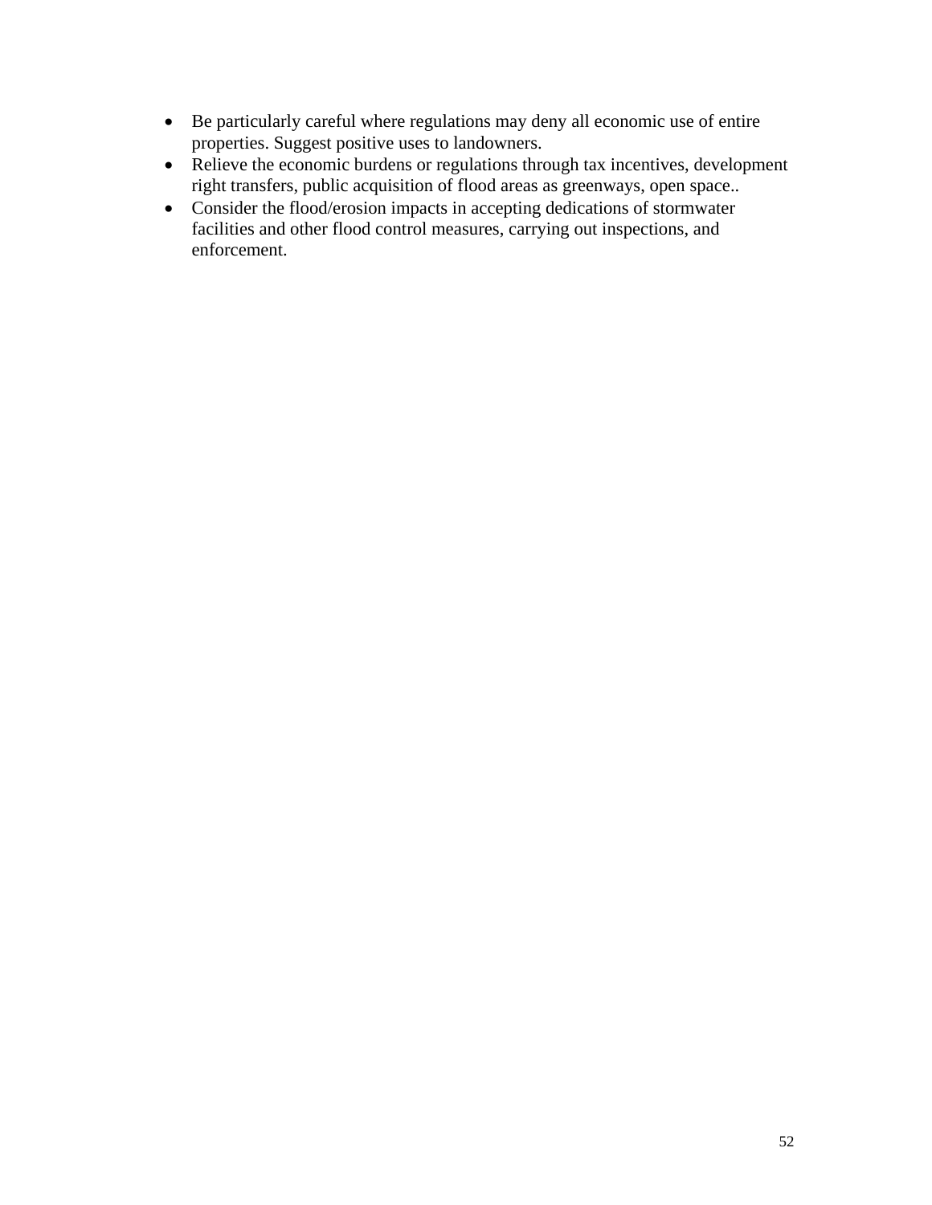- Be particularly careful where regulations may deny all economic use of entire properties. Suggest positive uses to landowners.
- Relieve the economic burdens or regulations through tax incentives, development right transfers, public acquisition of flood areas as greenways, open space..
- Consider the flood/erosion impacts in accepting dedications of stormwater facilities and other flood control measures, carrying out inspections, and enforcement.